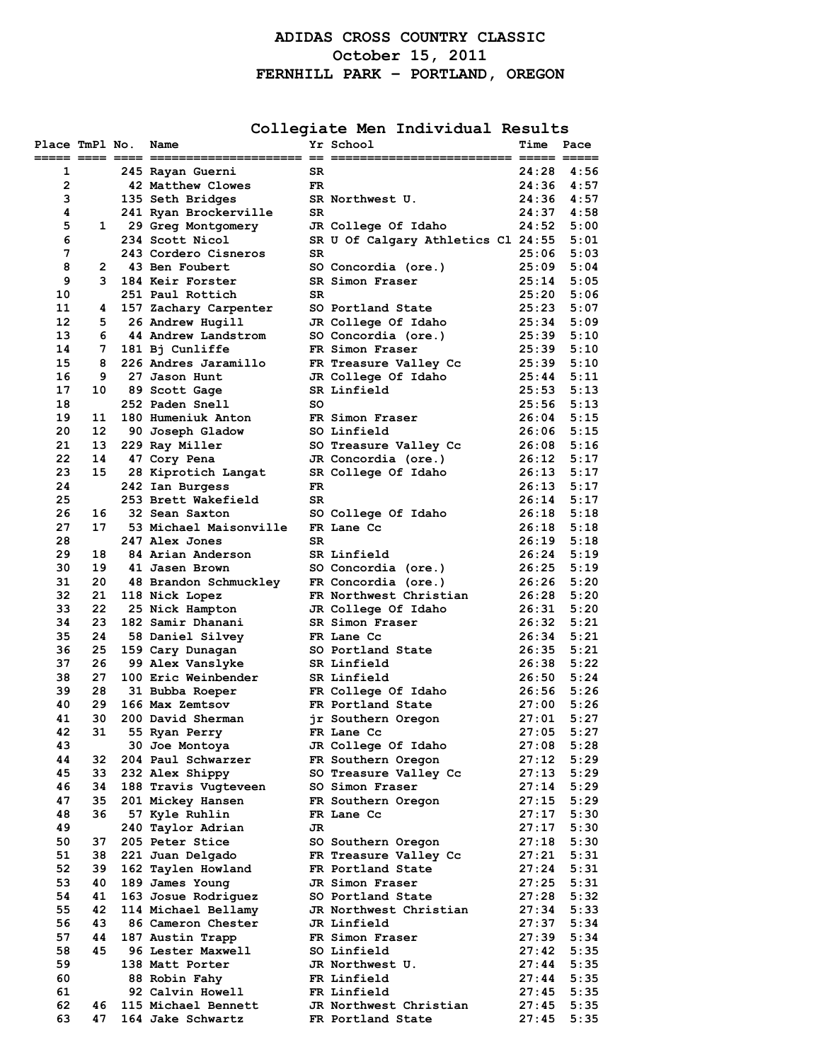# ADIDAS CROSS COUNTRY CLASSIC

**October 15, 2011**

**FERNHILL PARK - PORTLAND, OREGON**

## Collegiate Men Individual Results

| Place | TmPl | No. | Name | Yr | School | Time | Pace |
|---|---|---|---|---|---|---|---|
| 1 | | 245 | Rayan Guerni | SR | | 24:28 | 4:56 |
| 2 | | 42 | Matthew Clowes | FR | | 24:36 | 4:57 |
| 3 | | 135 | Seth Bridges | SR | Northwest U. | 24:36 | 4:57 |
| 4 | | 241 | Ryan Brockerville | SR | | 24:37 | 4:58 |
| 5 | 1 | 29 | Greg Montgomery | JR | College Of Idaho | 24:52 | 5:00 |
| 6 | | 234 | Scott Nicol | SR | U Of Calgary Athletics Cl | 24:55 | 5:01 |
| 7 | | 243 | Cordero Cisneros | SR | | 25:06 | 5:03 |
| 8 | 2 | 43 | Ben Foubert | SO | Concordia (ore.) | 25:09 | 5:04 |
| 9 | 3 | 184 | Keir Forster | SR | Simon Fraser | 25:14 | 5:05 |
| 10 | | 251 | Paul Rottich | SR | | 25:20 | 5:06 |
| 11 | 4 | 157 | Zachary Carpenter | SO | Portland State | 25:23 | 5:07 |
| 12 | 5 | 26 | Andrew Hugill | JR | College Of Idaho | 25:34 | 5:09 |
| 13 | 6 | 44 | Andrew Landstrom | SO | Concordia (ore.) | 25:39 | 5:10 |
| 14 | 7 | 181 | Bj Cunliffe | FR | Simon Fraser | 25:39 | 5:10 |
| 15 | 8 | 226 | Andres Jaramillo | FR | Treasure Valley Cc | 25:39 | 5:10 |
| 16 | 9 | 27 | Jason Hunt | JR | College Of Idaho | 25:44 | 5:11 |
| 17 | 10 | 89 | Scott Gage | SR | Linfield | 25:53 | 5:13 |
| 18 | | 252 | Paden Snell | SO | | 25:56 | 5:13 |
| 19 | 11 | 180 | Humeniuk Anton | FR | Simon Fraser | 26:04 | 5:15 |
| 20 | 12 | 90 | Joseph Gladow | SO | Linfield | 26:06 | 5:15 |
| 21 | 13 | 229 | Ray Miller | SO | Treasure Valley Cc | 26:08 | 5:16 |
| 22 | 14 | 47 | Cory Pena | JR | Concordia (ore.) | 26:12 | 5:17 |
| 23 | 15 | 28 | Kiprotich Langat | SR | College Of Idaho | 26:13 | 5:17 |
| 24 | | 242 | Ian Burgess | FR | | 26:13 | 5:17 |
| 25 | | 253 | Brett Wakefield | SR | | 26:14 | 5:17 |
| 26 | 16 | 32 | Sean Saxton | SO | College Of Idaho | 26:18 | 5:18 |
| 27 | 17 | 53 | Michael Maisonville | FR | Lane Cc | 26:18 | 5:18 |
| 28 | | 247 | Alex Jones | SR | | 26:19 | 5:18 |
| 29 | 18 | 84 | Arian Anderson | SR | Linfield | 26:24 | 5:19 |
| 30 | 19 | 41 | Jasen Brown | SO | Concordia (ore.) | 26:25 | 5:19 |
| 31 | 20 | 48 | Brandon Schmuckley | FR | Concordia (ore.) | 26:26 | 5:20 |
| 32 | 21 | 118 | Nick Lopez | FR | Northwest Christian | 26:28 | 5:20 |
| 33 | 22 | 25 | Nick Hampton | JR | College Of Idaho | 26:31 | 5:20 |
| 34 | 23 | 182 | Samir Dhanani | SR | Simon Fraser | 26:32 | 5:21 |
| 35 | 24 | 58 | Daniel Silvey | FR | Lane Cc | 26:34 | 5:21 |
| 36 | 25 | 159 | Cary Dunagan | SO | Portland State | 26:35 | 5:21 |
| 37 | 26 | 99 | Alex Vanslyke | SR | Linfield | 26:38 | 5:22 |
| 38 | 27 | 100 | Eric Weinbender | SR | Linfield | 26:50 | 5:24 |
| 39 | 28 | 31 | Bubba Roeper | FR | College Of Idaho | 26:56 | 5:26 |
| 40 | 29 | 166 | Max Zemtsov | FR | Portland State | 27:00 | 5:26 |
| 41 | 30 | 200 | David Sherman | jr | Southern Oregon | 27:01 | 5:27 |
| 42 | 31 | 55 | Ryan Perry | FR | Lane Cc | 27:05 | 5:27 |
| 43 | | 30 | Joe Montoya | JR | College Of Idaho | 27:08 | 5:28 |
| 44 | 32 | 204 | Paul Schwarzer | FR | Southern Oregon | 27:12 | 5:29 |
| 45 | 33 | 232 | Alex Shippy | SO | Treasure Valley Cc | 27:13 | 5:29 |
| 46 | 34 | 188 | Travis Vugteveen | SO | Simon Fraser | 27:14 | 5:29 |
| 47 | 35 | 201 | Mickey Hansen | FR | Southern Oregon | 27:15 | 5:29 |
| 48 | 36 | 57 | Kyle Ruhlin | FR | Lane Cc | 27:17 | 5:30 |
| 49 | | 240 | Taylor Adrian | JR | | 27:17 | 5:30 |
| 50 | 37 | 205 | Peter Stice | SO | Southern Oregon | 27:18 | 5:30 |
| 51 | 38 | 221 | Juan Delgado | FR | Treasure Valley Cc | 27:21 | 5:31 |
| 52 | 39 | 162 | Taylen Howland | FR | Portland State | 27:24 | 5:31 |
| 53 | 40 | 189 | James Young | JR | Simon Fraser | 27:25 | 5:31 |
| 54 | 41 | 163 | Josue Rodriguez | SO | Portland State | 27:28 | 5:32 |
| 55 | 42 | 114 | Michael Bellamy | JR | Northwest Christian | 27:34 | 5:33 |
| 56 | 43 | 86 | Cameron Chester | JR | Linfield | 27:37 | 5:34 |
| 57 | 44 | 187 | Austin Trapp | FR | Simon Fraser | 27:39 | 5:34 |
| 58 | 45 | 96 | Lester Maxwell | SO | Linfield | 27:42 | 5:35 |
| 59 | | 138 | Matt Porter | JR | Northwest U. | 27:44 | 5:35 |
| 60 | | 88 | Robin Fahy | FR | Linfield | 27:44 | 5:35 |
| 61 | | 92 | Calvin Howell | FR | Linfield | 27:45 | 5:35 |
| 62 | 46 | 115 | Michael Bennett | JR | Northwest Christian | 27:45 | 5:35 |
| 63 | 47 | 164 | Jake Schwartz | FR | Portland State | 27:45 | 5:35 |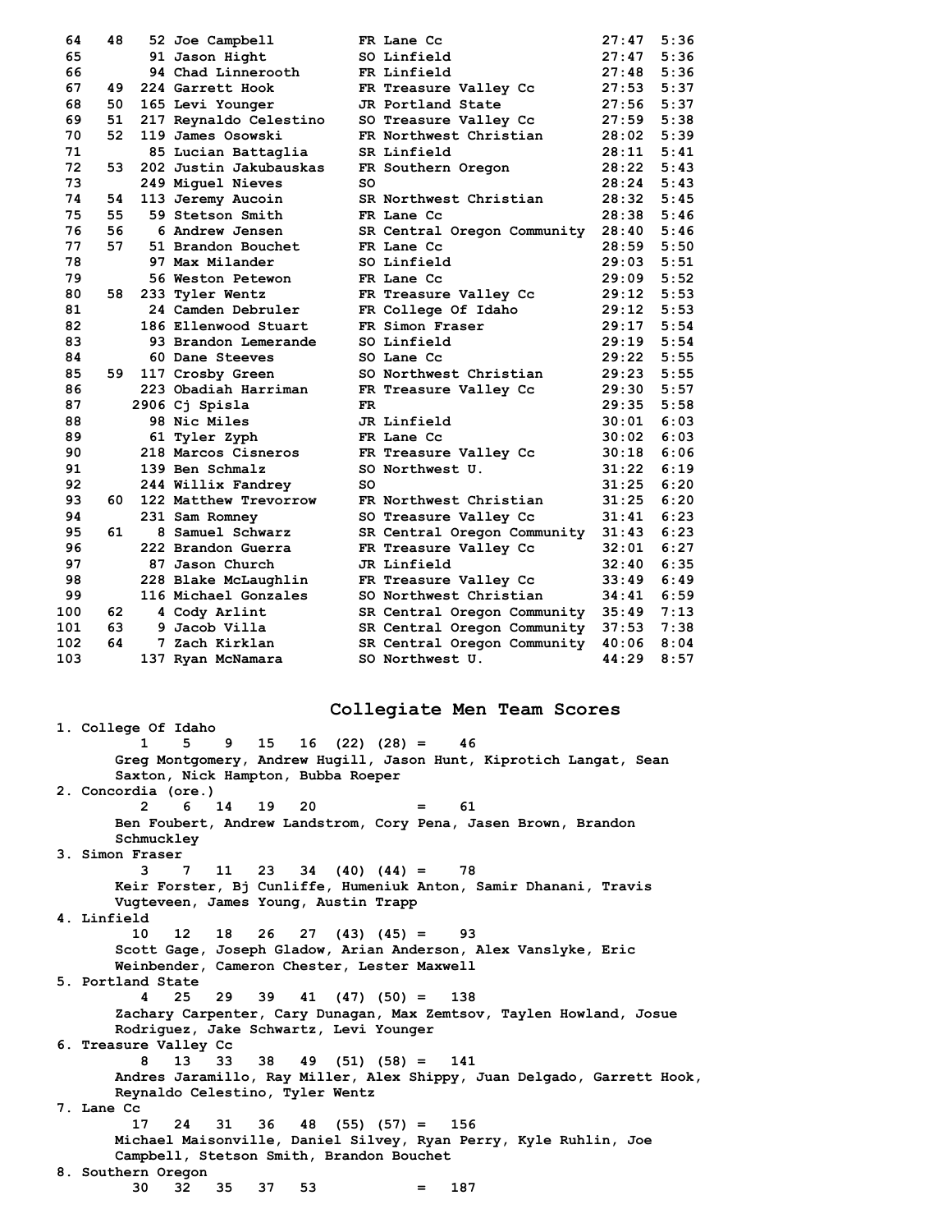| Place | Team Place | No. | Name | Year | School | Time | Pace |
|---|---|---|---|---|---|---|---|
| 64 | 48 | 52 | Joe Campbell | FR | Lane Cc | 27:47 | 5:36 |
| 65 | | 91 | Jason Hight | SO | Linfield | 27:47 | 5:36 |
| 66 | | 94 | Chad Linnerooth | FR | Linfield | 27:48 | 5:36 |
| 67 | 49 | 224 | Garrett Hook | FR | Treasure Valley Cc | 27:53 | 5:37 |
| 68 | 50 | 165 | Levi Younger | JR | Portland State | 27:56 | 5:37 |
| 69 | 51 | 217 | Reynaldo Celestino | SO | Treasure Valley Cc | 27:59 | 5:38 |
| 70 | 52 | 119 | James Osowski | FR | Northwest Christian | 28:02 | 5:39 |
| 71 | | 85 | Lucian Battaglia | SR | Linfield | 28:11 | 5:41 |
| 72 | 53 | 202 | Justin Jakubauskas | FR | Southern Oregon | 28:22 | 5:43 |
| 73 | | 249 | Miguel Nieves | SO | | 28:24 | 5:43 |
| 74 | 54 | 113 | Jeremy Aucoin | SR | Northwest Christian | 28:32 | 5:45 |
| 75 | 55 | 59 | Stetson Smith | FR | Lane Cc | 28:38 | 5:46 |
| 76 | 56 | 6 | Andrew Jensen | SR | Central Oregon Community | 28:40 | 5:46 |
| 77 | 57 | 51 | Brandon Bouchet | FR | Lane Cc | 28:59 | 5:50 |
| 78 | | 97 | Max Milander | SO | Linfield | 29:03 | 5:51 |
| 79 | | 56 | Weston Petewon | FR | Lane Cc | 29:09 | 5:52 |
| 80 | 58 | 233 | Tyler Wentz | FR | Treasure Valley Cc | 29:12 | 5:53 |
| 81 | | 24 | Camden Debruler | FR | College Of Idaho | 29:12 | 5:53 |
| 82 | | 186 | Ellenwood Stuart | FR | Simon Fraser | 29:17 | 5:54 |
| 83 | | 93 | Brandon Lemerande | SO | Linfield | 29:19 | 5:54 |
| 84 | | 60 | Dane Steeves | SO | Lane Cc | 29:22 | 5:55 |
| 85 | 59 | 117 | Crosby Green | SO | Northwest Christian | 29:23 | 5:55 |
| 86 | | 223 | Obadiah Harriman | FR | Treasure Valley Cc | 29:30 | 5:57 |
| 87 | | 2906 | Cj Spisla | FR | | 29:35 | 5:58 |
| 88 | | 98 | Nic Miles | JR | Linfield | 30:01 | 6:03 |
| 89 | | 61 | Tyler Zyph | FR | Lane Cc | 30:02 | 6:03 |
| 90 | | 218 | Marcos Cisneros | FR | Treasure Valley Cc | 30:18 | 6:06 |
| 91 | | 139 | Ben Schmalz | SO | Northwest U. | 31:22 | 6:19 |
| 92 | | 244 | Willix Fandrey | SO | | 31:25 | 6:20 |
| 93 | 60 | 122 | Matthew Trevorrow | FR | Northwest Christian | 31:25 | 6:20 |
| 94 | | 231 | Sam Romney | SO | Treasure Valley Cc | 31:41 | 6:23 |
| 95 | 61 | 8 | Samuel Schwarz | SR | Central Oregon Community | 31:43 | 6:23 |
| 96 | | 222 | Brandon Guerra | FR | Treasure Valley Cc | 32:01 | 6:27 |
| 97 | | 87 | Jason Church | JR | Linfield | 32:40 | 6:35 |
| 98 | | 228 | Blake McLaughlin | FR | Treasure Valley Cc | 33:49 | 6:49 |
| 99 | | 116 | Michael Gonzales | SO | Northwest Christian | 34:41 | 6:59 |
| 100 | 62 | 4 | Cody Arlint | SR | Central Oregon Community | 35:49 | 7:13 |
| 101 | 63 | 9 | Jacob Villa | SR | Central Oregon Community | 37:53 | 7:38 |
| 102 | 64 | 7 | Zach Kirklan | SR | Central Oregon Community | 40:06 | 8:04 |
| 103 | | 137 | Ryan McNamara | SO | Northwest U. | 44:29 | 8:57 |

## Collegiate Men Team Scores

1. College Of Idaho
   1 5 9 15 16 (22) (28) = 46
   Greg Montgomery, Andrew Hugill, Jason Hunt, Kiprotich Langat, Sean Saxton, Nick Hampton, Bubba Roeper
2. Concordia (ore.)
   2 6 14 19 20 = 61
   Ben Foubert, Andrew Landstrom, Cory Pena, Jasen Brown, Brandon Schmuckley
3. Simon Fraser
   3 7 11 23 34 (40) (44) = 78
   Keir Forster, Bj Cunliffe, Humeniuk Anton, Samir Dhanani, Travis Vugteveen, James Young, Austin Trapp
4. Linfield
   10 12 18 26 27 (43) (45) = 93
   Scott Gage, Joseph Gladow, Arian Anderson, Alex Vanslyke, Eric Weinbender, Cameron Chester, Lester Maxwell
5. Portland State
   4 25 29 39 41 (47) (50) = 138
   Zachary Carpenter, Cary Dunagan, Max Zemtsov, Taylen Howland, Josue Rodriguez, Jake Schwartz, Levi Younger
6. Treasure Valley Cc
   8 13 33 38 49 (51) (58) = 141
   Andres Jaramillo, Ray Miller, Alex Shippy, Juan Delgado, Garrett Hook, Reynaldo Celestino, Tyler Wentz
7. Lane Cc
   17 24 31 36 48 (55) (57) = 156
   Michael Maisonville, Daniel Silvey, Ryan Perry, Kyle Ruhlin, Joe Campbell, Stetson Smith, Brandon Bouchet
8. Southern Oregon
   30 32 35 37 53 = 187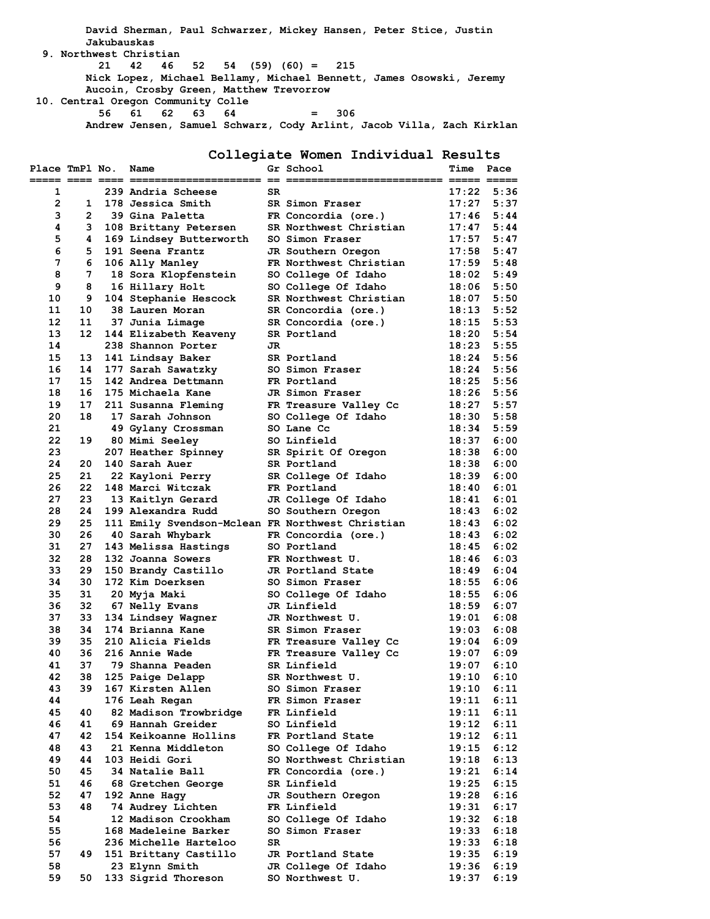David Sherman, Paul Schwarzer, Mickey Hansen, Peter Stice, Justin Jakubauskas

9. Northwest Christian
   21 42 46 52 54 (59) (60) = 215
   Nick Lopez, Michael Bellamy, Michael Bennett, James Osowski, Jeremy Aucoin, Crosby Green, Matthew Trevorrow

10. Central Oregon Community Colle
   56 61 62 63 64 = 306
   Andrew Jensen, Samuel Schwarz, Cody Arlint, Jacob Villa, Zach Kirklan

## Collegiate Women Individual Results

| Place | TmPl | No. | Name | Gr | School | Time | Pace |
|---|---|---|---|---|---|---|---|
| 1 | | 239 | Andria Scheese | SR | | 17:22 | 5:36 |
| 2 | 1 | 178 | Jessica Smith | SR | Simon Fraser | 17:27 | 5:37 |
| 3 | 2 | 39 | Gina Paletta | FR | Concordia (ore.) | 17:46 | 5:44 |
| 4 | 3 | 108 | Brittany Petersen | SR | Northwest Christian | 17:47 | 5:44 |
| 5 | 4 | 169 | Lindsey Butterworth | SO | Simon Fraser | 17:57 | 5:47 |
| 6 | 5 | 191 | Seena Frantz | JR | Southern Oregon | 17:58 | 5:47 |
| 7 | 6 | 106 | Ally Manley | FR | Northwest Christian | 17:59 | 5:48 |
| 8 | 7 | 18 | Sora Klopfenstein | SO | College Of Idaho | 18:02 | 5:49 |
| 9 | 8 | 16 | Hillary Holt | SO | College Of Idaho | 18:06 | 5:50 |
| 10 | 9 | 104 | Stephanie Hescock | SR | Northwest Christian | 18:07 | 5:50 |
| 11 | 10 | 38 | Lauren Moran | SR | Concordia (ore.) | 18:13 | 5:52 |
| 12 | 11 | 37 | Junia Limage | SR | Concordia (ore.) | 18:15 | 5:53 |
| 13 | 12 | 144 | Elizabeth Keaveny | SR | Portland | 18:20 | 5:54 |
| 14 | | 238 | Shannon Porter | JR | | 18:23 | 5:55 |
| 15 | 13 | 141 | Lindsay Baker | SR | Portland | 18:24 | 5:56 |
| 16 | 14 | 177 | Sarah Sawatzky | SO | Simon Fraser | 18:24 | 5:56 |
| 17 | 15 | 142 | Andrea Dettmann | FR | Portland | 18:25 | 5:56 |
| 18 | 16 | 175 | Michaela Kane | JR | Simon Fraser | 18:26 | 5:56 |
| 19 | 17 | 211 | Susanna Fleming | FR | Treasure Valley Cc | 18:27 | 5:57 |
| 20 | 18 | 17 | Sarah Johnson | SO | College Of Idaho | 18:30 | 5:58 |
| 21 | | 49 | Gylany Crossman | SO | Lane Cc | 18:34 | 5:59 |
| 22 | 19 | 80 | Mimi Seeley | SO | Linfield | 18:37 | 6:00 |
| 23 | | 207 | Heather Spinney | SR | Spirit Of Oregon | 18:38 | 6:00 |
| 24 | 20 | 140 | Sarah Auer | SR | Portland | 18:38 | 6:00 |
| 25 | 21 | 22 | Kayloni Perry | SR | College Of Idaho | 18:39 | 6:00 |
| 26 | 22 | 148 | Marci Witczak | FR | Portland | 18:40 | 6:01 |
| 27 | 23 | 13 | Kaitlyn Gerard | JR | College Of Idaho | 18:41 | 6:01 |
| 28 | 24 | 199 | Alexandra Rudd | SO | Southern Oregon | 18:43 | 6:02 |
| 29 | 25 | 111 | Emily Svendson-Mclean | FR | Northwest Christian | 18:43 | 6:02 |
| 30 | 26 | 40 | Sarah Whybark | FR | Concordia (ore.) | 18:43 | 6:02 |
| 31 | 27 | 143 | Melissa Hastings | SO | Portland | 18:45 | 6:02 |
| 32 | 28 | 132 | Joanna Sowers | FR | Northwest U. | 18:46 | 6:03 |
| 33 | 29 | 150 | Brandy Castillo | JR | Portland State | 18:49 | 6:04 |
| 34 | 30 | 172 | Kim Doerksen | SO | Simon Fraser | 18:55 | 6:06 |
| 35 | 31 | 20 | Myja Maki | SO | College Of Idaho | 18:55 | 6:06 |
| 36 | 32 | 67 | Nelly Evans | JR | Linfield | 18:59 | 6:07 |
| 37 | 33 | 134 | Lindsey Wagner | JR | Northwest U. | 19:01 | 6:08 |
| 38 | 34 | 174 | Brianna Kane | SR | Simon Fraser | 19:03 | 6:08 |
| 39 | 35 | 210 | Alicia Fields | FR | Treasure Valley Cc | 19:04 | 6:09 |
| 40 | 36 | 216 | Annie Wade | FR | Treasure Valley Cc | 19:07 | 6:09 |
| 41 | 37 | 79 | Shanna Peaden | SR | Linfield | 19:07 | 6:10 |
| 42 | 38 | 125 | Paige Delapp | SR | Northwest U. | 19:10 | 6:10 |
| 43 | 39 | 167 | Kirsten Allen | SO | Simon Fraser | 19:10 | 6:11 |
| 44 | | 176 | Leah Regan | FR | Simon Fraser | 19:11 | 6:11 |
| 45 | 40 | 82 | Madison Trowbridge | FR | Linfield | 19:11 | 6:11 |
| 46 | 41 | 69 | Hannah Greider | SO | Linfield | 19:12 | 6:11 |
| 47 | 42 | 154 | Keikoanne Hollins | FR | Portland State | 19:12 | 6:11 |
| 48 | 43 | 21 | Kenna Middleton | SO | College Of Idaho | 19:15 | 6:12 |
| 49 | 44 | 103 | Heidi Gori | SO | Northwest Christian | 19:18 | 6:13 |
| 50 | 45 | 34 | Natalie Ball | FR | Concordia (ore.) | 19:21 | 6:14 |
| 51 | 46 | 68 | Gretchen George | SR | Linfield | 19:25 | 6:15 |
| 52 | 47 | 192 | Anne Hagy | JR | Southern Oregon | 19:28 | 6:16 |
| 53 | 48 | 74 | Audrey Lichten | FR | Linfield | 19:31 | 6:17 |
| 54 | | 12 | Madison Crookham | SO | College Of Idaho | 19:32 | 6:18 |
| 55 | | 168 | Madeleine Barker | SO | Simon Fraser | 19:33 | 6:18 |
| 56 | | 236 | Michelle Harteloo | SR | | 19:33 | 6:18 |
| 57 | 49 | 151 | Brittany Castillo | JR | Portland State | 19:35 | 6:19 |
| 58 | | 23 | Elynn Smith | JR | College Of Idaho | 19:36 | 6:19 |
| 59 | 50 | 133 | Sigrid Thoreson | SO | Northwest U. | 19:37 | 6:19 |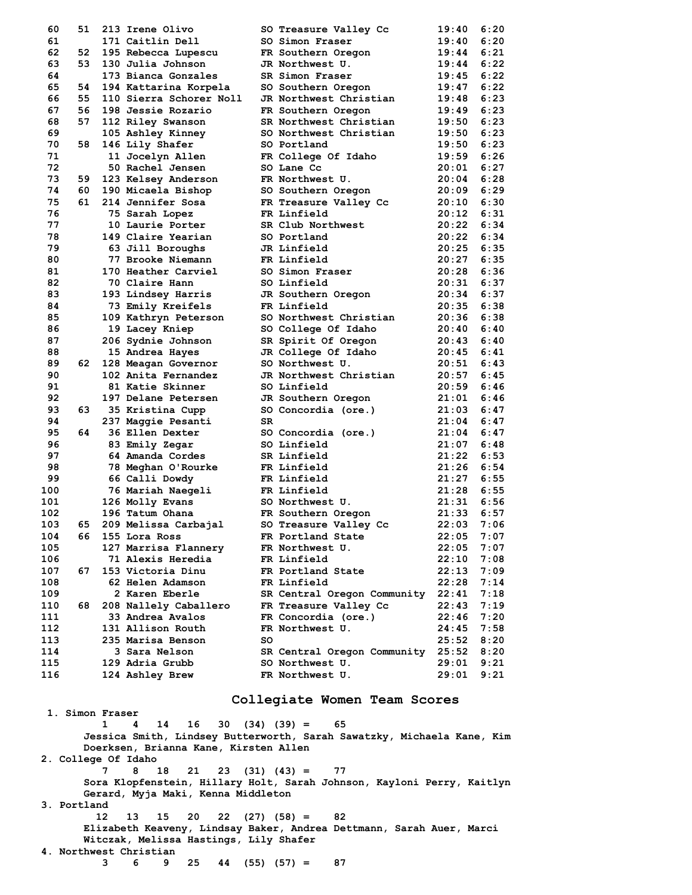| Place | Team Place | Bib | Name | Year | Team | Time | Pace |
|---|---|---|---|---|---|---|---|
| 60 | 51 | 213 | Irene Olivo | SO | Treasure Valley Cc | 19:40 | 6:20 |
| 61 | | 171 | Caitlin Dell | SO | Simon Fraser | 19:40 | 6:20 |
| 62 | 52 | 195 | Rebecca Lupescu | FR | Southern Oregon | 19:44 | 6:21 |
| 63 | 53 | 130 | Julia Johnson | JR | Northwest U. | 19:44 | 6:22 |
| 64 | | 173 | Bianca Gonzales | SR | Simon Fraser | 19:45 | 6:22 |
| 65 | 54 | 194 | Kattarina Korpela | SO | Southern Oregon | 19:47 | 6:22 |
| 66 | 55 | 110 | Sierra Schorer Noll | JR | Northwest Christian | 19:48 | 6:23 |
| 67 | 56 | 198 | Jessie Rozario | FR | Southern Oregon | 19:49 | 6:23 |
| 68 | 57 | 112 | Riley Swanson | SR | Northwest Christian | 19:50 | 6:23 |
| 69 | | 105 | Ashley Kinney | SO | Northwest Christian | 19:50 | 6:23 |
| 70 | 58 | 146 | Lily Shafer | SO | Portland | 19:50 | 6:23 |
| 71 | | 11 | Jocelyn Allen | FR | College Of Idaho | 19:59 | 6:26 |
| 72 | | 50 | Rachel Jensen | SO | Lane Cc | 20:01 | 6:27 |
| 73 | 59 | 123 | Kelsey Anderson | FR | Northwest U. | 20:04 | 6:28 |
| 74 | 60 | 190 | Micaela Bishop | SO | Southern Oregon | 20:09 | 6:29 |
| 75 | 61 | 214 | Jennifer Sosa | FR | Treasure Valley Cc | 20:10 | 6:30 |
| 76 | | 75 | Sarah Lopez | FR | Linfield | 20:12 | 6:31 |
| 77 | | 10 | Laurie Porter | SR | Club Northwest | 20:22 | 6:34 |
| 78 | | 149 | Claire Yearian | SO | Portland | 20:22 | 6:34 |
| 79 | | 63 | Jill Boroughs | JR | Linfield | 20:25 | 6:35 |
| 80 | | 77 | Brooke Niemann | FR | Linfield | 20:27 | 6:35 |
| 81 | | 170 | Heather Carviel | SO | Simon Fraser | 20:28 | 6:36 |
| 82 | | 70 | Claire Hann | SO | Linfield | 20:31 | 6:37 |
| 83 | | 193 | Lindsey Harris | JR | Southern Oregon | 20:34 | 6:37 |
| 84 | | 73 | Emily Kreifels | FR | Linfield | 20:35 | 6:38 |
| 85 | | 109 | Kathryn Peterson | SO | Northwest Christian | 20:36 | 6:38 |
| 86 | | 19 | Lacey Kniep | SO | College Of Idaho | 20:40 | 6:40 |
| 87 | | 206 | Sydnie Johnson | SR | Spirit Of Oregon | 20:43 | 6:40 |
| 88 | | 15 | Andrea Hayes | JR | College Of Idaho | 20:45 | 6:41 |
| 89 | 62 | 128 | Meagan Governor | SO | Northwest U. | 20:51 | 6:43 |
| 90 | | 102 | Anita Fernandez | JR | Northwest Christian | 20:57 | 6:45 |
| 91 | | 81 | Katie Skinner | SO | Linfield | 20:59 | 6:46 |
| 92 | | 197 | Delane Petersen | JR | Southern Oregon | 21:01 | 6:46 |
| 93 | 63 | 35 | Kristina Cupp | SO | Concordia (ore.) | 21:03 | 6:47 |
| 94 | | 237 | Maggie Pesanti | SR | | 21:04 | 6:47 |
| 95 | 64 | 36 | Ellen Dexter | SO | Concordia (ore.) | 21:04 | 6:47 |
| 96 | | 83 | Emily Zegar | SO | Linfield | 21:07 | 6:48 |
| 97 | | 64 | Amanda Cordes | SR | Linfield | 21:22 | 6:53 |
| 98 | | 78 | Meghan O'Rourke | FR | Linfield | 21:26 | 6:54 |
| 99 | | 66 | Calli Dowdy | FR | Linfield | 21:27 | 6:55 |
| 100 | | 76 | Mariah Naegeli | FR | Linfield | 21:28 | 6:55 |
| 101 | | 126 | Molly Evans | SO | Northwest U. | 21:31 | 6:56 |
| 102 | | 196 | Tatum Ohana | FR | Southern Oregon | 21:33 | 6:57 |
| 103 | 65 | 209 | Melissa Carbajal | SO | Treasure Valley Cc | 22:03 | 7:06 |
| 104 | 66 | 155 | Lora Ross | FR | Portland State | 22:05 | 7:07 |
| 105 | | 127 | Marrisa Flannery | FR | Northwest U. | 22:05 | 7:07 |
| 106 | | 71 | Alexis Heredia | FR | Linfield | 22:10 | 7:08 |
| 107 | 67 | 153 | Victoria Dinu | FR | Portland State | 22:13 | 7:09 |
| 108 | | 62 | Helen Adamson | FR | Linfield | 22:28 | 7:14 |
| 109 | | 2 | Karen Eberle | SR | Central Oregon Community | 22:41 | 7:18 |
| 110 | 68 | 208 | Nallely Caballero | FR | Treasure Valley Cc | 22:43 | 7:19 |
| 111 | | 33 | Andrea Avalos | FR | Concordia (ore.) | 22:46 | 7:20 |
| 112 | | 131 | Allison Routh | FR | Northwest U. | 24:45 | 7:58 |
| 113 | | 235 | Marisa Benson | SO | | 25:52 | 8:20 |
| 114 | | 3 | Sara Nelson | SR | Central Oregon Community | 25:52 | 8:20 |
| 115 | | 129 | Adria Grubb | SO | Northwest U. | 29:01 | 9:21 |
| 116 | | 124 | Ashley Brew | FR | Northwest U. | 29:01 | 9:21 |

## Collegiate Women Team Scores

1. Simon Fraser
   1 4 14 16 30 (34) (39) = 65
   Jessica Smith, Lindsey Butterworth, Sarah Sawatzky, Michaela Kane, Kim Doerksen, Brianna Kane, Kirsten Allen
2. College Of Idaho
   7 8 18 21 23 (31) (43) = 77
   Sora Klopfenstein, Hillary Holt, Sarah Johnson, Kayloni Perry, Kaitlyn Gerard, Myja Maki, Kenna Middleton
3. Portland
   12 13 15 20 22 (27) (58) = 82
   Elizabeth Keaveny, Lindsay Baker, Andrea Dettmann, Sarah Auer, Marci Witczak, Melissa Hastings, Lily Shafer
4. Northwest Christian
   3 6 9 25 44 (55) (57) = 87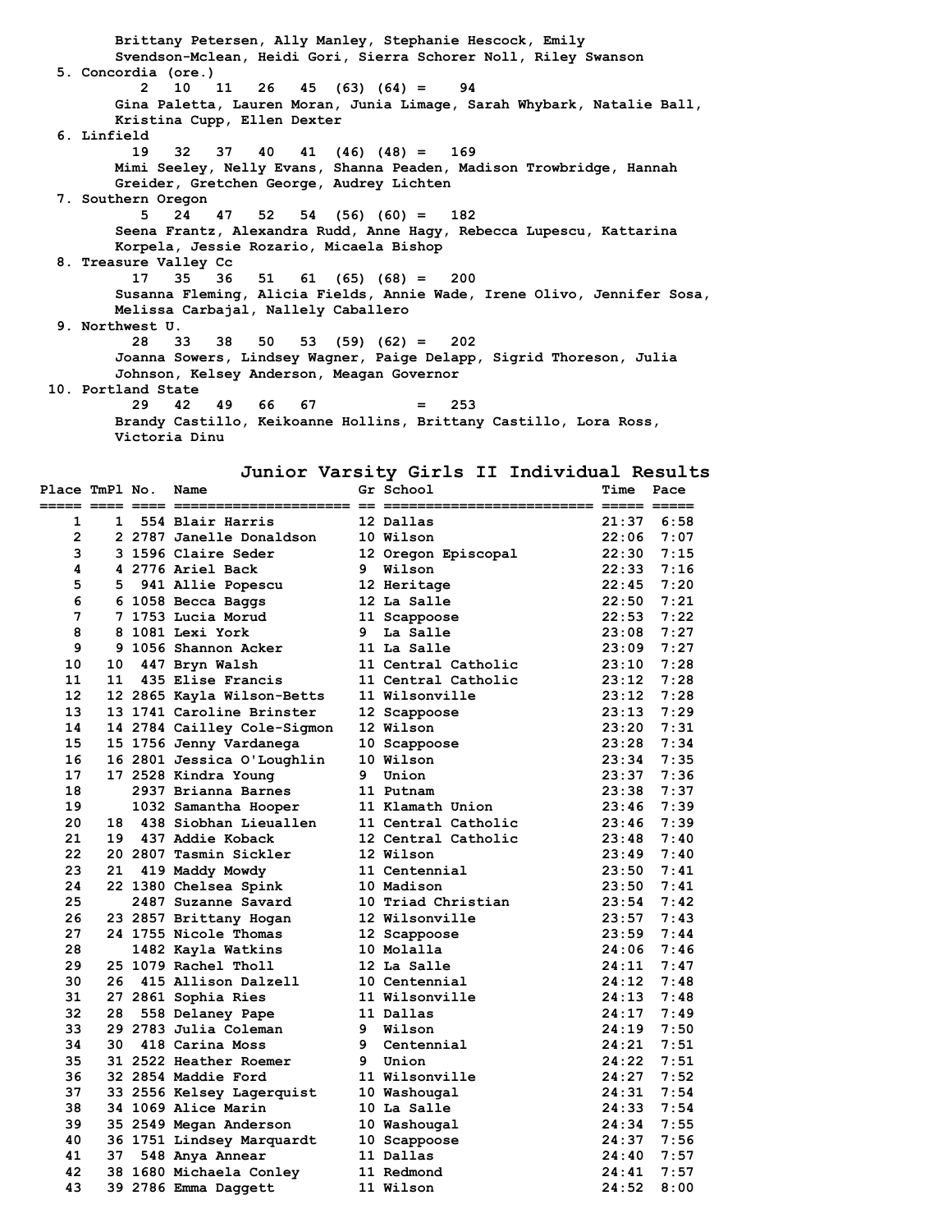Brittany Petersen, Ally Manley, Stephanie Hescock, Emily Svendson-Mclean, Heidi Gori, Sierra Schorer Noll, Riley Swanson

5. Concordia (ore.)
   2 10 11 26 45 (63) (64) = 94
   Gina Paletta, Lauren Moran, Junia Limage, Sarah Whybark, Natalie Ball, Kristina Cupp, Ellen Dexter
6. Linfield
   19 32 37 40 41 (46) (48) = 169
   Mimi Seeley, Nelly Evans, Shanna Peaden, Madison Trowbridge, Hannah Greider, Gretchen George, Audrey Lichten
7. Southern Oregon
   5 24 47 52 54 (56) (60) = 182
   Seena Frantz, Alexandra Rudd, Anne Hagy, Rebecca Lupescu, Kattarina Korpela, Jessie Rozario, Micaela Bishop
8. Treasure Valley Cc
   17 35 36 51 61 (65) (68) = 200
   Susanna Fleming, Alicia Fields, Annie Wade, Irene Olivo, Jennifer Sosa, Melissa Carbajal, Nallely Caballero
9. Northwest U.
   28 33 38 50 53 (59) (62) = 202
   Joanna Sowers, Lindsey Wagner, Paige Delapp, Sigrid Thoreson, Julia Johnson, Kelsey Anderson, Meagan Governor
10. Portland State
   29 42 49 66 67 = 253
   Brandy Castillo, Keikoanne Hollins, Brittany Castillo, Lora Ross, Victoria Dinu

## Junior Varsity Girls II Individual Results

| Place | TmPl | No. | Name | Gr | School | Time | Pace |
|---|---|---|---|---|---|---|---|
| 1 | 1 | 554 | Blair Harris | 12 | Dallas | 21:37 | 6:58 |
| 2 | 2 | 2787 | Janelle Donaldson | 10 | Wilson | 22:06 | 7:07 |
| 3 | 3 | 1596 | Claire Seder | 12 | Oregon Episcopal | 22:30 | 7:15 |
| 4 | 4 | 2776 | Ariel Back | 9 | Wilson | 22:33 | 7:16 |
| 5 | 5 | 941 | Allie Popescu | 12 | Heritage | 22:45 | 7:20 |
| 6 | 6 | 1058 | Becca Baggs | 12 | La Salle | 22:50 | 7:21 |
| 7 | 7 | 1753 | Lucia Morud | 11 | Scappoose | 22:53 | 7:22 |
| 8 | 8 | 1081 | Lexi York | 9 | La Salle | 23:08 | 7:27 |
| 9 | 9 | 1056 | Shannon Acker | 11 | La Salle | 23:09 | 7:27 |
| 10 | 10 | 447 | Bryn Walsh | 11 | Central Catholic | 23:10 | 7:28 |
| 11 | 11 | 435 | Elise Francis | 11 | Central Catholic | 23:12 | 7:28 |
| 12 | 12 | 2865 | Kayla Wilson-Betts | 11 | Wilsonville | 23:12 | 7:28 |
| 13 | 13 | 1741 | Caroline Brinster | 12 | Scappoose | 23:13 | 7:29 |
| 14 | 14 | 2784 | Cailley Cole-Sigmon | 12 | Wilson | 23:20 | 7:31 |
| 15 | 15 | 1756 | Jenny Vardanega | 10 | Scappoose | 23:28 | 7:34 |
| 16 | 16 | 2801 | Jessica O'Loughlin | 10 | Wilson | 23:34 | 7:35 |
| 17 | 17 | 2528 | Kindra Young | 9 | Union | 23:37 | 7:36 |
| 18 | | 2937 | Brianna Barnes | 11 | Putnam | 23:38 | 7:37 |
| 19 | | 1032 | Samantha Hooper | 11 | Klamath Union | 23:46 | 7:39 |
| 20 | 18 | 438 | Siobhan Lieuallen | 11 | Central Catholic | 23:46 | 7:39 |
| 21 | 19 | 437 | Addie Koback | 12 | Central Catholic | 23:48 | 7:40 |
| 22 | 20 | 2807 | Tasmin Sickler | 12 | Wilson | 23:49 | 7:40 |
| 23 | 21 | 419 | Maddy Mowdy | 11 | Centennial | 23:50 | 7:41 |
| 24 | 22 | 1380 | Chelsea Spink | 10 | Madison | 23:50 | 7:41 |
| 25 | | 2487 | Suzanne Savard | 10 | Triad Christian | 23:54 | 7:42 |
| 26 | 23 | 2857 | Brittany Hogan | 12 | Wilsonville | 23:57 | 7:43 |
| 27 | 24 | 1755 | Nicole Thomas | 12 | Scappoose | 23:59 | 7:44 |
| 28 | | 1482 | Kayla Watkins | 10 | Molalla | 24:06 | 7:46 |
| 29 | 25 | 1079 | Rachel Tholl | 12 | La Salle | 24:11 | 7:47 |
| 30 | 26 | 415 | Allison Dalzell | 10 | Centennial | 24:12 | 7:48 |
| 31 | 27 | 2861 | Sophia Ries | 11 | Wilsonville | 24:13 | 7:48 |
| 32 | 28 | 558 | Delaney Pape | 11 | Dallas | 24:17 | 7:49 |
| 33 | 29 | 2783 | Julia Coleman | 9 | Wilson | 24:19 | 7:50 |
| 34 | 30 | 418 | Carina Moss | 9 | Centennial | 24:21 | 7:51 |
| 35 | 31 | 2522 | Heather Roemer | 9 | Union | 24:22 | 7:51 |
| 36 | 32 | 2854 | Maddie Ford | 11 | Wilsonville | 24:27 | 7:52 |
| 37 | 33 | 2556 | Kelsey Lagerquist | 10 | Washougal | 24:31 | 7:54 |
| 38 | 34 | 1069 | Alice Marin | 10 | La Salle | 24:33 | 7:54 |
| 39 | 35 | 2549 | Megan Anderson | 10 | Washougal | 24:34 | 7:55 |
| 40 | 36 | 1751 | Lindsey Marquardt | 10 | Scappoose | 24:37 | 7:56 |
| 41 | 37 | 548 | Anya Annear | 11 | Dallas | 24:40 | 7:57 |
| 42 | 38 | 1680 | Michaela Conley | 11 | Redmond | 24:41 | 7:57 |
| 43 | 39 | 2786 | Emma Daggett | 11 | Wilson | 24:52 | 8:00 |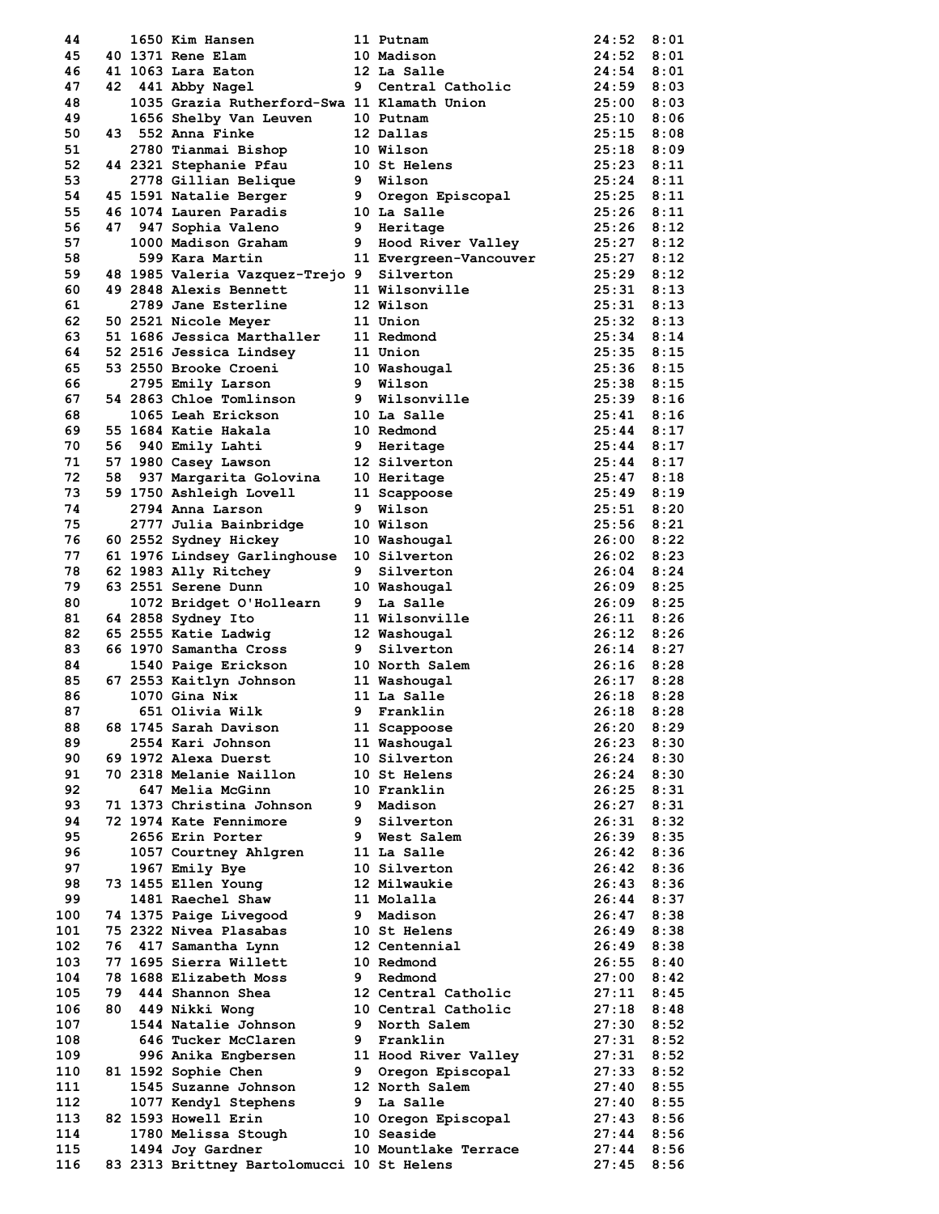```
 44      1650 Kim Hansen           11 Putnam                 24:52  8:01
 45   40 1371 Rene Elam            10 Madison                24:52  8:01
 46   41 1063 Lara Eaton           12 La Salle               24:54  8:01
 47   42  441 Abby Nagel           9  Central Catholic       24:59  8:03
 48      1035 Grazia Rutherford-Swa 11 Klamath Union         25:00  8:03
 49      1656 Shelby Van Leuven    10 Putnam                 25:10  8:06
 50   43  552 Anna Finke           12 Dallas                 25:15  8:08
 51      2780 Tianmai Bishop       10 Wilson                 25:18  8:09
 52   44 2321 Stephanie Pfau       10 St Helens              25:23  8:11
 53      2778 Gillian Belique      9  Wilson                 25:24  8:11
 54   45 1591 Natalie Berger       9  Oregon Episcopal       25:25  8:11
 55   46 1074 Lauren Paradis       10 La Salle               25:26  8:11
 56   47  947 Sophia Valeno        9  Heritage               25:26  8:12
 57      1000 Madison Graham       9  Hood River Valley      25:27  8:12
 58       599 Kara Martin          11 Evergreen-Vancouver    25:27  8:12
 59   48 1985 Valeria Vazquez-Trejo 9  Silverton             25:29  8:12
 60   49 2848 Alexis Bennett       11 Wilsonville            25:31  8:13
 61      2789 Jane Esterline       12 Wilson                 25:31  8:13
 62   50 2521 Nicole Meyer         11 Union                  25:32  8:13
 63   51 1686 Jessica Marthaller   11 Redmond                25:34  8:14
 64   52 2516 Jessica Lindsey      11 Union                  25:35  8:15
 65   53 2550 Brooke Croeni        10 Washougal              25:36  8:15
 66      2795 Emily Larson         9  Wilson                 25:38  8:15
 67   54 2863 Chloe Tomlinson      9  Wilsonville            25:39  8:16
 68      1065 Leah Erickson        10 La Salle               25:41  8:16
 69   55 1684 Katie Hakala         10 Redmond                25:44  8:17
 70   56  940 Emily Lahti          9  Heritage               25:44  8:17
 71   57 1980 Casey Lawson         12 Silverton              25:44  8:17
 72   58  937 Margarita Golovina   10 Heritage               25:47  8:18
 73   59 1750 Ashleigh Lovell      11 Scappoose              25:49  8:19
 74      2794 Anna Larson          9  Wilson                 25:51  8:20
 75      2777 Julia Bainbridge     10 Wilson                 25:56  8:21
 76   60 2552 Sydney Hickey        10 Washougal              26:00  8:22
 77   61 1976 Lindsey Garlinghouse 10 Silverton              26:02  8:23
 78   62 1983 Ally Ritchey         9  Silverton              26:04  8:24
 79   63 2551 Serene Dunn          10 Washougal              26:09  8:25
 80      1072 Bridget O'Hollearn   9  La Salle               26:09  8:25
 81   64 2858 Sydney Ito           11 Wilsonville            26:11  8:26
 82   65 2555 Katie Ladwig         12 Washougal              26:12  8:26
 83   66 1970 Samantha Cross       9  Silverton              26:14  8:27
 84      1540 Paige Erickson       10 North Salem            26:16  8:28
 85   67 2553 Kaitlyn Johnson      11 Washougal              26:17  8:28
 86      1070 Gina Nix             11 La Salle               26:18  8:28
 87       651 Olivia Wilk          9  Franklin               26:18  8:28
 88   68 1745 Sarah Davison        11 Scappoose              26:20  8:29
 89      2554 Kari Johnson         11 Washougal              26:23  8:30
 90   69 1972 Alexa Duerst         10 Silverton              26:24  8:30
 91   70 2318 Melanie Naillon      10 St Helens              26:24  8:30
 92       647 Melia McGinn         10 Franklin               26:25  8:31
 93   71 1373 Christina Johnson    9  Madison                26:27  8:31
 94   72 1974 Kate Fennimore       9  Silverton              26:31  8:32
 95      2656 Erin Porter          9  West Salem             26:39  8:35
 96      1057 Courtney Ahlgren     11 La Salle               26:42  8:36
 97      1967 Emily Bye            10 Silverton              26:42  8:36
 98   73 1455 Ellen Young          12 Milwaukie              26:43  8:36
 99      1481 Raechel Shaw         11 Molalla                26:44  8:37
100   74 1375 Paige Livegood       9  Madison                26:47  8:38
101   75 2322 Nivea Plasabas       10 St Helens              26:49  8:38
102   76  417 Samantha Lynn        12 Centennial             26:49  8:38
103   77 1695 Sierra Willett       10 Redmond                26:55  8:40
104   78 1688 Elizabeth Moss       9  Redmond                27:00  8:42
105   79  444 Shannon Shea         12 Central Catholic       27:11  8:45
106   80  449 Nikki Wong           10 Central Catholic       27:18  8:48
107      1544 Natalie Johnson      9  North Salem            27:30  8:52
108       646 Tucker McClaren      9  Franklin               27:31  8:52
109       996 Anika Engbersen      11 Hood River Valley      27:31  8:52
110   81 1592 Sophie Chen          9  Oregon Episcopal       27:33  8:52
111      1545 Suzanne Johnson      12 North Salem            27:40  8:55
112      1077 Kendyl Stephens      9  La Salle               27:40  8:55
113   82 1593 Howell Erin          10 Oregon Episcopal       27:43  8:56
114      1780 Melissa Stough       10 Seaside                27:44  8:56
115      1494 Joy Gardner          10 Mountlake Terrace      27:44  8:56
116   83 2313 Brittney Bartolomucci 10 St Helens             27:45  8:56
```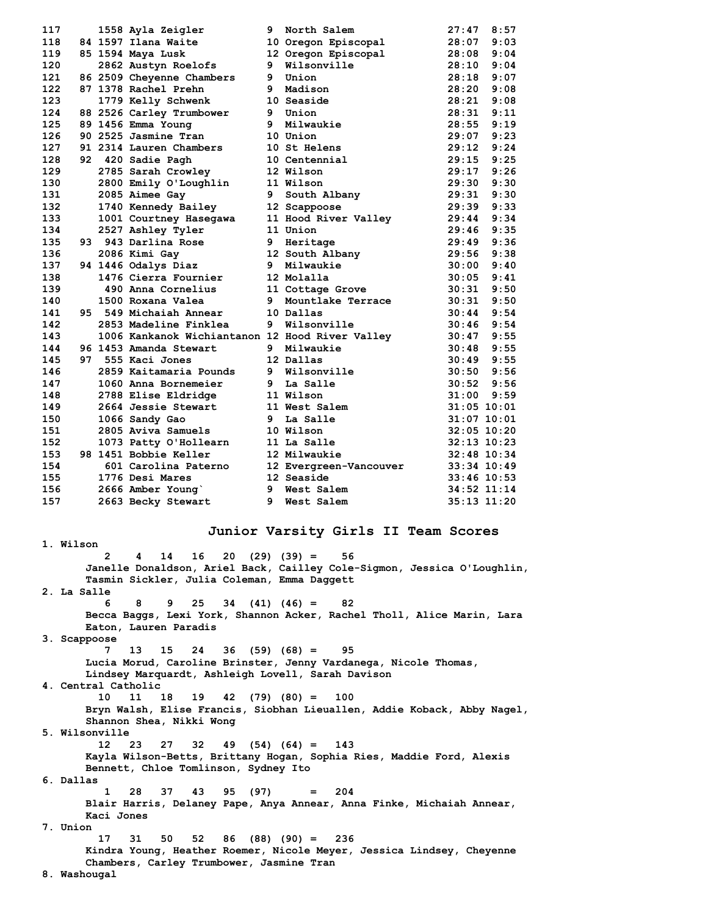```
117      1558 Ayla Zeigler          9  North Salem            27:47  8:57
118   84 1597 Ilana Waite           10 Oregon Episcopal       28:07  9:03
119   85 1594 Maya Lusk             12 Oregon Episcopal       28:08  9:04
120      2862 Austyn Roelofs        9  Wilsonville            28:10  9:04
121   86 2509 Cheyenne Chambers     9  Union                  28:18  9:07
122   87 1378 Rachel Prehn          9  Madison                28:20  9:08
123      1779 Kelly Schwenk         10 Seaside                28:21  9:08
124   88 2526 Carley Trumbower      9  Union                  28:31  9:11
125   89 1456 Emma Young            9  Milwaukie              28:55  9:19
126   90 2525 Jasmine Tran          10 Union                  29:07  9:23
127   91 2314 Lauren Chambers       10 St Helens              29:12  9:24
128   92  420 Sadie Pagh            10 Centennial             29:15  9:25
129      2785 Sarah Crowley         12 Wilson                 29:17  9:26
130      2800 Emily O'Loughlin      11 Wilson                 29:30  9:30
131      2085 Aimee Gay             9  South Albany           29:31  9:30
132      1740 Kennedy Bailey        12 Scappoose              29:39  9:33
133      1001 Courtney Hasegawa     11 Hood River Valley      29:44  9:34
134      2527 Ashley Tyler          11 Union                  29:46  9:35
135   93  943 Darlina Rose          9  Heritage               29:49  9:36
136      2086 Kimi Gay              12 South Albany           29:56  9:38
137   94 1446 Odalys Diaz           9  Milwaukie              30:00  9:40
138      1476 Cierra Fournier       12 Molalla                30:05  9:41
139       490 Anna Cornelius        11 Cottage Grove          30:31  9:50
140      1500 Roxana Valea          9  Mountlake Terrace      30:31  9:50
141   95  549 Michaiah Annear       10 Dallas                 30:44  9:54
142      2853 Madeline Finklea      9  Wilsonville            30:46  9:54
143      1006 Kankanok Wichiantanon 12 Hood River Valley      30:47  9:55
144   96 1453 Amanda Stewart        9  Milwaukie              30:48  9:55
145   97  555 Kaci Jones            12 Dallas                 30:49  9:55
146      2859 Kaitamaria Pounds     9  Wilsonville            30:50  9:56
147      1060 Anna Bornemeier       9  La Salle               30:52  9:56
148      2788 Elise Eldridge        11 Wilson                 31:00  9:59
149      2664 Jessie Stewart        11 West Salem             31:05 10:01
150      1066 Sandy Gao             9  La Salle               31:07 10:01
151      2805 Aviva Samuels         10 Wilson                 32:05 10:20
152      1073 Patty O'Hollearn      11 La Salle               32:13 10:23
153   98 1451 Bobbie Keller         12 Milwaukie              32:48 10:34
154       601 Carolina Paterno      12 Evergreen-Vancouver    33:34 10:49
155      1776 Desi Mares            12 Seaside                33:46 10:53
156      2666 Amber Young`          9  West Salem             34:52 11:14
157      2663 Becky Stewart         9  West Salem             35:13 11:20
```

## Junior Varsity Girls II Team Scores

```
1. Wilson
        2    4   14   16   20  (29) (39) =    56
      Janelle Donaldson, Ariel Back, Cailley Cole-Sigmon, Jessica O'Loughlin,
      Tasmin Sickler, Julia Coleman, Emma Daggett
2. La Salle
        6    8    9   25   34  (41) (46) =    82
      Becca Baggs, Lexi York, Shannon Acker, Rachel Tholl, Alice Marin, Lara
      Eaton, Lauren Paradis
3. Scappoose
        7   13   15   24   36  (59) (68) =    95
      Lucia Morud, Caroline Brinster, Jenny Vardanega, Nicole Thomas,
      Lindsey Marquardt, Ashleigh Lovell, Sarah Davison
4. Central Catholic
       10   11   18   19   42  (79) (80) =   100
      Bryn Walsh, Elise Francis, Siobhan Lieuallen, Addie Koback, Abby Nagel,
      Shannon Shea, Nikki Wong
5. Wilsonville
       12   23   27   32   49  (54) (64) =   143
      Kayla Wilson-Betts, Brittany Hogan, Sophia Ries, Maddie Ford, Alexis
      Bennett, Chloe Tomlinson, Sydney Ito
6. Dallas
        1   28   37   43   95  (97)      =   204
      Blair Harris, Delaney Pape, Anya Annear, Anna Finke, Michaiah Annear,
      Kaci Jones
7. Union
       17   31   50   52   86  (88) (90) =   236
      Kindra Young, Heather Roemer, Nicole Meyer, Jessica Lindsey, Cheyenne
      Chambers, Carley Trumbower, Jasmine Tran
8. Washougal
```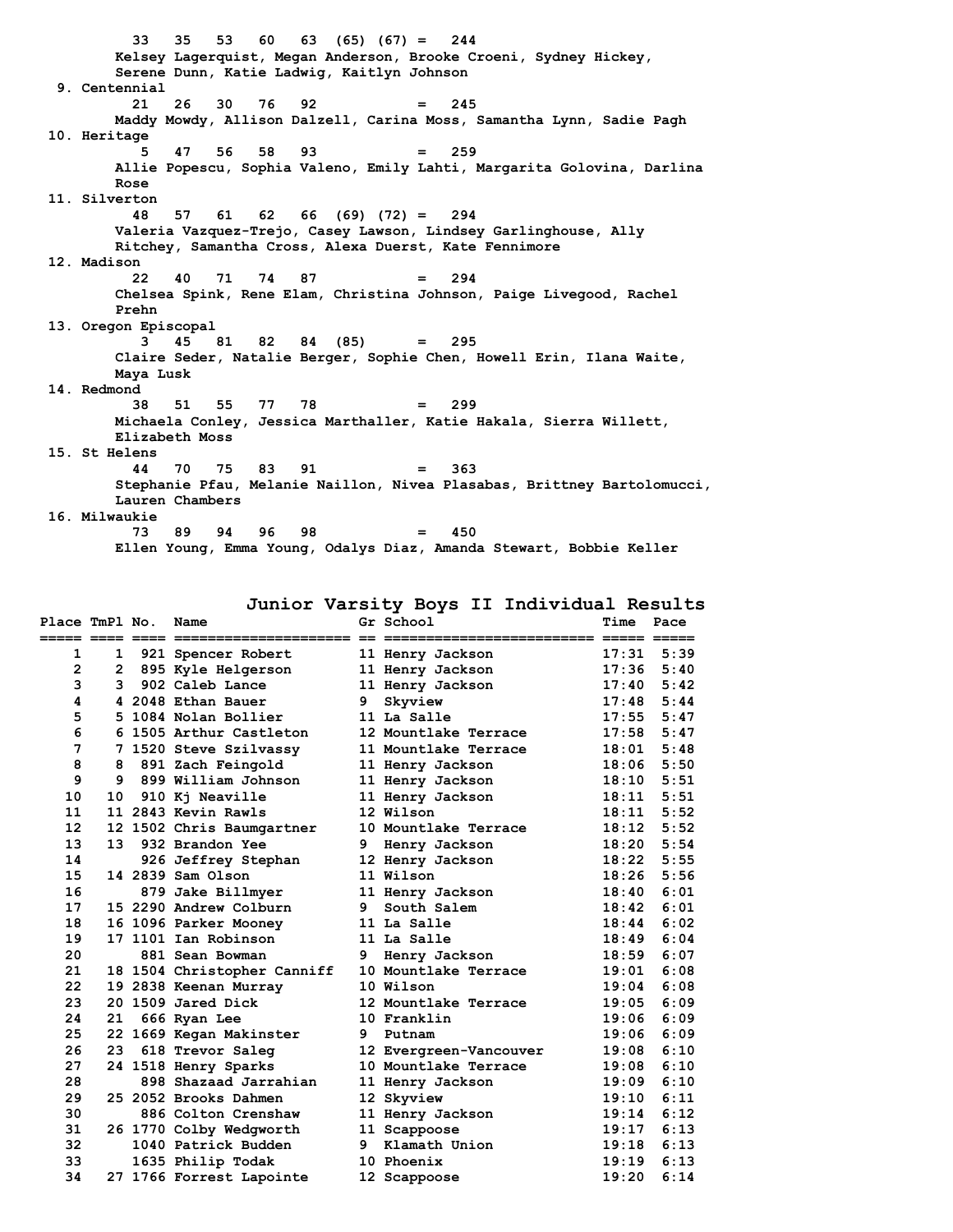33 35 53 60 63 (65) (67) = 244
Kelsey Lagerquist, Megan Anderson, Brooke Croeni, Sydney Hickey, Serene Dunn, Katie Ladwig, Kaitlyn Johnson

9. Centennial
21 26 30 76 92 = 245
Maddy Mowdy, Allison Dalzell, Carina Moss, Samantha Lynn, Sadie Pagh

10. Heritage
5 47 56 58 93 = 259
Allie Popescu, Sophia Valeno, Emily Lahti, Margarita Golovina, Darlina Rose

11. Silverton
48 57 61 62 66 (69) (72) = 294
Valeria Vazquez-Trejo, Casey Lawson, Lindsey Garlinghouse, Ally Ritchey, Samantha Cross, Alexa Duerst, Kate Fennimore

12. Madison
22 40 71 74 87 = 294
Chelsea Spink, Rene Elam, Christina Johnson, Paige Livegood, Rachel Prehn

13. Oregon Episcopal
3 45 81 82 84 (85) = 295
Claire Seder, Natalie Berger, Sophie Chen, Howell Erin, Ilana Waite, Maya Lusk

14. Redmond
38 51 55 77 78 = 299
Michaela Conley, Jessica Marthaller, Katie Hakala, Sierra Willett, Elizabeth Moss

15. St Helens
44 70 75 83 91 = 363
Stephanie Pfau, Melanie Naillon, Nivea Plasabas, Brittney Bartolomucci, Lauren Chambers

16. Milwaukie
73 89 94 96 98 = 450
Ellen Young, Emma Young, Odalys Diaz, Amanda Stewart, Bobbie Keller

## Junior Varsity Boys II Individual Results

| Place | TmPl | No. | Name | Gr | School | Time | Pace |
|---|---|---|---|---|---|---|---|
| 1 | 1 | 921 | Spencer Robert | 11 | Henry Jackson | 17:31 | 5:39 |
| 2 | 2 | 895 | Kyle Helgerson | 11 | Henry Jackson | 17:36 | 5:40 |
| 3 | 3 | 902 | Caleb Lance | 11 | Henry Jackson | 17:40 | 5:42 |
| 4 | 4 | 2048 | Ethan Bauer | 9 | Skyview | 17:48 | 5:44 |
| 5 | 5 | 1084 | Nolan Bollier | 11 | La Salle | 17:55 | 5:47 |
| 6 | 6 | 1505 | Arthur Castleton | 12 | Mountlake Terrace | 17:58 | 5:47 |
| 7 | 7 | 1520 | Steve Szilvassy | 11 | Mountlake Terrace | 18:01 | 5:48 |
| 8 | 8 | 891 | Zach Feingold | 11 | Henry Jackson | 18:06 | 5:50 |
| 9 | 9 | 899 | William Johnson | 11 | Henry Jackson | 18:10 | 5:51 |
| 10 | 10 | 910 | Kj Neaville | 11 | Henry Jackson | 18:11 | 5:51 |
| 11 | 11 | 2843 | Kevin Rawls | 12 | Wilson | 18:11 | 5:52 |
| 12 | 12 | 1502 | Chris Baumgartner | 10 | Mountlake Terrace | 18:12 | 5:52 |
| 13 | 13 | 932 | Brandon Yee | 9 | Henry Jackson | 18:20 | 5:54 |
| 14 | | 926 | Jeffrey Stephan | 12 | Henry Jackson | 18:22 | 5:55 |
| 15 | 14 | 2839 | Sam Olson | 11 | Wilson | 18:26 | 5:56 |
| 16 | | 879 | Jake Billmyer | 11 | Henry Jackson | 18:40 | 6:01 |
| 17 | 15 | 2290 | Andrew Colburn | 9 | South Salem | 18:42 | 6:01 |
| 18 | 16 | 1096 | Parker Mooney | 11 | La Salle | 18:44 | 6:02 |
| 19 | 17 | 1101 | Ian Robinson | 11 | La Salle | 18:49 | 6:04 |
| 20 | | 881 | Sean Bowman | 9 | Henry Jackson | 18:59 | 6:07 |
| 21 | 18 | 1504 | Christopher Canniff | 10 | Mountlake Terrace | 19:01 | 6:08 |
| 22 | 19 | 2838 | Keenan Murray | 10 | Wilson | 19:04 | 6:08 |
| 23 | 20 | 1509 | Jared Dick | 12 | Mountlake Terrace | 19:05 | 6:09 |
| 24 | 21 | 666 | Ryan Lee | 10 | Franklin | 19:06 | 6:09 |
| 25 | 22 | 1669 | Kegan Makinster | 9 | Putnam | 19:06 | 6:09 |
| 26 | 23 | 618 | Trevor Saleg | 12 | Evergreen-Vancouver | 19:08 | 6:10 |
| 27 | 24 | 1518 | Henry Sparks | 10 | Mountlake Terrace | 19:08 | 6:10 |
| 28 | | 898 | Shazaad Jarrahian | 11 | Henry Jackson | 19:09 | 6:10 |
| 29 | 25 | 2052 | Brooks Dahmen | 12 | Skyview | 19:10 | 6:11 |
| 30 | | 886 | Colton Crenshaw | 11 | Henry Jackson | 19:14 | 6:12 |
| 31 | 26 | 1770 | Colby Wedgworth | 11 | Scappoose | 19:17 | 6:13 |
| 32 | | 1040 | Patrick Budden | 9 | Klamath Union | 19:18 | 6:13 |
| 33 | | 1635 | Philip Todak | 10 | Phoenix | 19:19 | 6:13 |
| 34 | 27 | 1766 | Forrest Lapointe | 12 | Scappoose | 19:20 | 6:14 |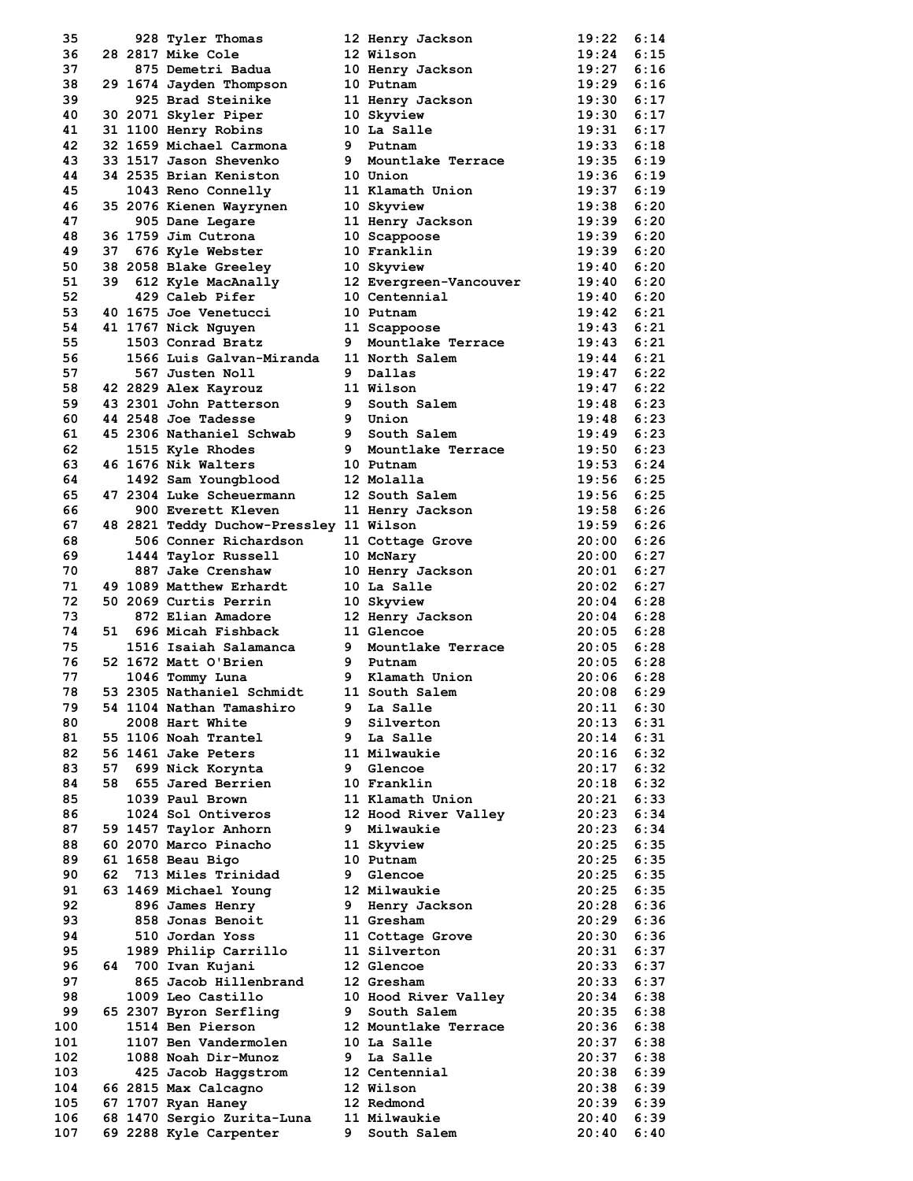```
 35       928 Tyler Thomas          12 Henry Jackson          19:22  6:14
 36    28 2817 Mike Cole             12 Wilson                 19:24  6:15
 37       875 Demetri Badua         10 Henry Jackson          19:27  6:16
 38    29 1674 Jayden Thompson       10 Putnam                 19:29  6:16
 39       925 Brad Steinike         11 Henry Jackson          19:30  6:17
 40    30 2071 Skyler Piper          10 Skyview                19:30  6:17
 41    31 1100 Henry Robins          10 La Salle               19:31  6:17
 42    32 1659 Michael Carmona       9  Putnam                 19:33  6:18
 43    33 1517 Jason Shevenko        9  Mountlake Terrace      19:35  6:19
 44    34 2535 Brian Keniston        10 Union                  19:36  6:19
 45      1043 Reno Connelly         11 Klamath Union          19:37  6:19
 46    35 2076 Kienen Wayrynen       10 Skyview                19:38  6:20
 47       905 Dane Legare           11 Henry Jackson          19:39  6:20
 48    36 1759 Jim Cutrona           10 Scappoose              19:39  6:20
 49    37  676 Kyle Webster          10 Franklin               19:39  6:20
 50    38 2058 Blake Greeley         10 Skyview                19:40  6:20
 51    39  612 Kyle MacAnally        12 Evergreen-Vancouver    19:40  6:20
 52       429 Caleb Pifer           10 Centennial             19:40  6:20
 53    40 1675 Joe Venetucci         10 Putnam                 19:42  6:21
 54    41 1767 Nick Nguyen           11 Scappoose              19:43  6:21
 55      1503 Conrad Bratz          9  Mountlake Terrace      19:43  6:21
 56      1566 Luis Galvan-Miranda   11 North Salem            19:44  6:21
 57       567 Justen Noll           9  Dallas                 19:47  6:22
 58    42 2829 Alex Kayrouz          11 Wilson                 19:47  6:22
 59    43 2301 John Patterson        9  South Salem            19:48  6:23
 60    44 2548 Joe Tadesse           9  Union                  19:48  6:23
 61    45 2306 Nathaniel Schwab      9  South Salem            19:49  6:23
 62      1515 Kyle Rhodes           9  Mountlake Terrace      19:50  6:23
 63    46 1676 Nik Walters           10 Putnam                 19:53  6:24
 64      1492 Sam Youngblood        12 Molalla                19:56  6:25
 65    47 2304 Luke Scheuermann      12 South Salem            19:56  6:25
 66       900 Everett Kleven        11 Henry Jackson          19:58  6:26
 67    48 2821 Teddy Duchow-Pressley 11 Wilson                 19:59  6:26
 68       506 Conner Richardson     11 Cottage Grove          20:00  6:26
 69      1444 Taylor Russell        10 McNary                 20:00  6:27
 70       887 Jake Crenshaw         10 Henry Jackson          20:01  6:27
 71    49 1089 Matthew Erhardt       10 La Salle               20:02  6:27
 72    50 2069 Curtis Perrin         10 Skyview                20:04  6:28
 73       872 Elian Amadore         12 Henry Jackson          20:04  6:28
 74    51  696 Micah Fishback        11 Glencoe                20:05  6:28
 75      1516 Isaiah Salamanca      9  Mountlake Terrace      20:05  6:28
 76    52 1672 Matt O'Brien          9  Putnam                 20:05  6:28
 77      1046 Tommy Luna            9  Klamath Union          20:06  6:28
 78    53 2305 Nathaniel Schmidt     11 South Salem            20:08  6:29
 79    54 1104 Nathan Tamashiro      9  La Salle               20:11  6:30
 80      2008 Hart White            9  Silverton              20:13  6:31
 81    55 1106 Noah Trantel          9  La Salle               20:14  6:31
 82    56 1461 Jake Peters           11 Milwaukie              20:16  6:32
 83    57  699 Nick Korynta          9  Glencoe                20:17  6:32
 84    58  655 Jared Berrien         10 Franklin               20:18  6:32
 85      1039 Paul Brown            11 Klamath Union          20:21  6:33
 86      1024 Sol Ontiveros         12 Hood River Valley      20:23  6:34
 87    59 1457 Taylor Anhorn         9  Milwaukie              20:23  6:34
 88    60 2070 Marco Pinacho         11 Skyview                20:25  6:35
 89    61 1658 Beau Bigo             10 Putnam                 20:25  6:35
 90    62  713 Miles Trinidad        9  Glencoe                20:25  6:35
 91    63 1469 Michael Young         12 Milwaukie              20:25  6:35
 92       896 James Henry           9  Henry Jackson          20:28  6:36
 93       858 Jonas Benoit          11 Gresham                20:29  6:36
 94       510 Jordan Yoss           11 Cottage Grove          20:30  6:36
 95      1989 Philip Carrillo       11 Silverton              20:31  6:37
 96    64  700 Ivan Kujani           12 Glencoe                20:33  6:37
 97       865 Jacob Hillenbrand     12 Gresham                20:33  6:37
 98      1009 Leo Castillo          10 Hood River Valley      20:34  6:38
 99    65 2307 Byron Serfling        9  South Salem            20:35  6:38
100      1514 Ben Pierson           12 Mountlake Terrace      20:36  6:38
101      1107 Ben Vandermolen       10 La Salle               20:37  6:38
102      1088 Noah Dir-Munoz        9  La Salle               20:37  6:38
103       425 Jacob Haggstrom       12 Centennial             20:38  6:39
104    66 2815 Max Calcagno          12 Wilson                 20:38  6:39
105    67 1707 Ryan Haney            12 Redmond                20:39  6:39
106    68 1470 Sergio Zurita-Luna    11 Milwaukie              20:40  6:39
107    69 2288 Kyle Carpenter        9  South Salem            20:40  6:40
```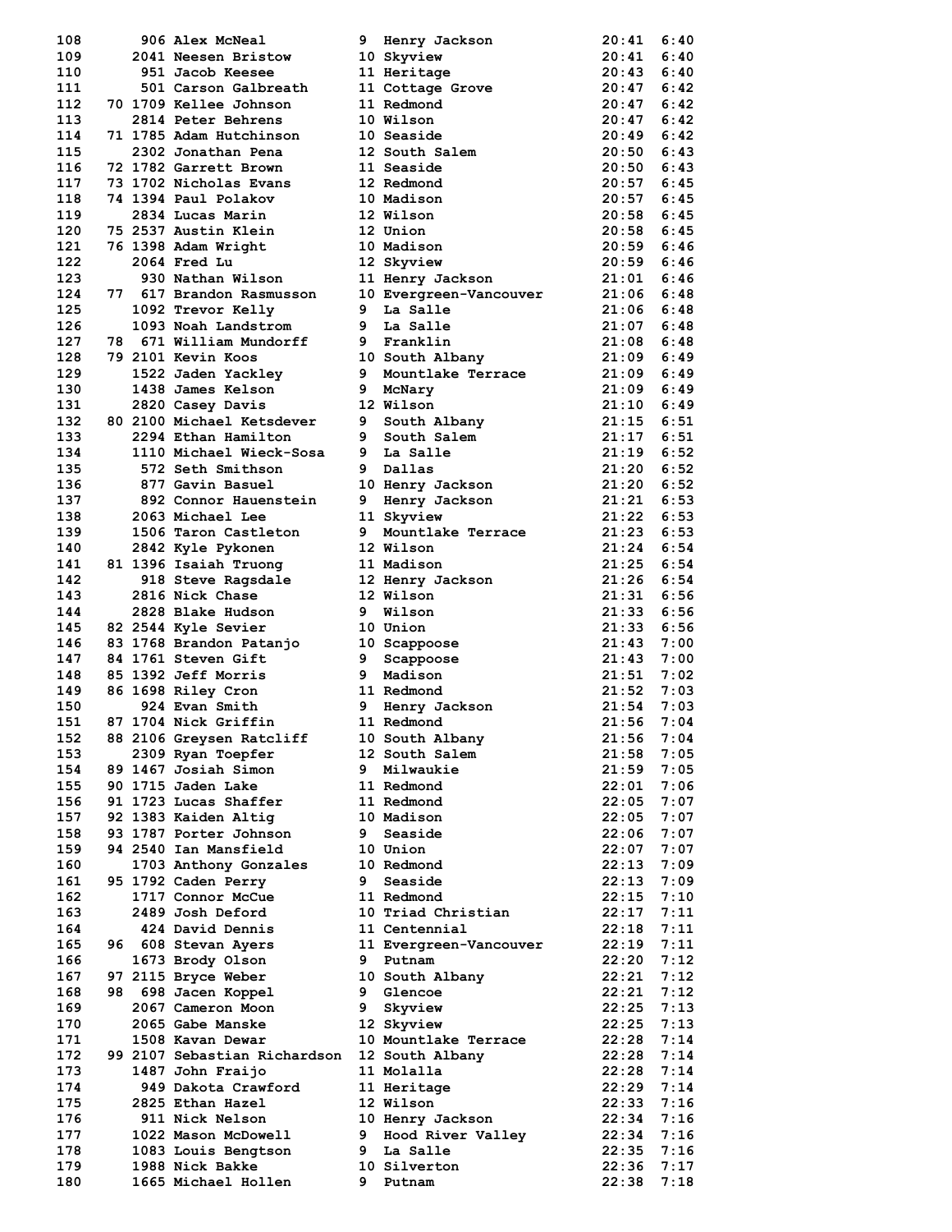| Place | Team Place | Bib | Name | Grade | School | Time | Pace |
|---|---|---|---|---|---|---|---|
| 108 | | 906 | Alex McNeal | 9 | Henry Jackson | 20:41 | 6:40 |
| 109 | | 2041 | Neesen Bristow | 10 | Skyview | 20:41 | 6:40 |
| 110 | | 951 | Jacob Keesee | 11 | Heritage | 20:43 | 6:40 |
| 111 | | 501 | Carson Galbreath | 11 | Cottage Grove | 20:47 | 6:42 |
| 112 | 70 | 1709 | Kellee Johnson | 11 | Redmond | 20:47 | 6:42 |
| 113 | | 2814 | Peter Behrens | 10 | Wilson | 20:47 | 6:42 |
| 114 | 71 | 1785 | Adam Hutchinson | 10 | Seaside | 20:49 | 6:42 |
| 115 | | 2302 | Jonathan Pena | 12 | South Salem | 20:50 | 6:43 |
| 116 | 72 | 1782 | Garrett Brown | 11 | Seaside | 20:50 | 6:43 |
| 117 | 73 | 1702 | Nicholas Evans | 12 | Redmond | 20:57 | 6:45 |
| 118 | 74 | 1394 | Paul Polakov | 10 | Madison | 20:57 | 6:45 |
| 119 | | 2834 | Lucas Marin | 12 | Wilson | 20:58 | 6:45 |
| 120 | 75 | 2537 | Austin Klein | 12 | Union | 20:58 | 6:45 |
| 121 | 76 | 1398 | Adam Wright | 10 | Madison | 20:59 | 6:46 |
| 122 | | 2064 | Fred Lu | 12 | Skyview | 20:59 | 6:46 |
| 123 | | 930 | Nathan Wilson | 11 | Henry Jackson | 21:01 | 6:46 |
| 124 | 77 | 617 | Brandon Rasmusson | 10 | Evergreen-Vancouver | 21:06 | 6:48 |
| 125 | | 1092 | Trevor Kelly | 9 | La Salle | 21:06 | 6:48 |
| 126 | | 1093 | Noah Landstrom | 9 | La Salle | 21:07 | 6:48 |
| 127 | 78 | 671 | William Mundorff | 9 | Franklin | 21:08 | 6:48 |
| 128 | 79 | 2101 | Kevin Koos | 10 | South Albany | 21:09 | 6:49 |
| 129 | | 1522 | Jaden Yackley | 9 | Mountlake Terrace | 21:09 | 6:49 |
| 130 | | 1438 | James Kelson | 9 | McNary | 21:09 | 6:49 |
| 131 | | 2820 | Casey Davis | 12 | Wilson | 21:10 | 6:49 |
| 132 | 80 | 2100 | Michael Ketsdever | 9 | South Albany | 21:15 | 6:51 |
| 133 | | 2294 | Ethan Hamilton | 9 | South Salem | 21:17 | 6:51 |
| 134 | | 1110 | Michael Wieck-Sosa | 9 | La Salle | 21:19 | 6:52 |
| 135 | | 572 | Seth Smithson | 9 | Dallas | 21:20 | 6:52 |
| 136 | | 877 | Gavin Basuel | 10 | Henry Jackson | 21:20 | 6:52 |
| 137 | | 892 | Connor Hauenstein | 9 | Henry Jackson | 21:21 | 6:53 |
| 138 | | 2063 | Michael Lee | 11 | Skyview | 21:22 | 6:53 |
| 139 | | 1506 | Taron Castleton | 9 | Mountlake Terrace | 21:23 | 6:53 |
| 140 | | 2842 | Kyle Pykonen | 12 | Wilson | 21:24 | 6:54 |
| 141 | 81 | 1396 | Isaiah Truong | 11 | Madison | 21:25 | 6:54 |
| 142 | | 918 | Steve Ragsdale | 12 | Henry Jackson | 21:26 | 6:54 |
| 143 | | 2816 | Nick Chase | 12 | Wilson | 21:31 | 6:56 |
| 144 | | 2828 | Blake Hudson | 9 | Wilson | 21:33 | 6:56 |
| 145 | 82 | 2544 | Kyle Sevier | 10 | Union | 21:33 | 6:56 |
| 146 | 83 | 1768 | Brandon Patanjo | 10 | Scappoose | 21:43 | 7:00 |
| 147 | 84 | 1761 | Steven Gift | 9 | Scappoose | 21:43 | 7:00 |
| 148 | 85 | 1392 | Jeff Morris | 9 | Madison | 21:51 | 7:02 |
| 149 | 86 | 1698 | Riley Cron | 11 | Redmond | 21:52 | 7:03 |
| 150 | | 924 | Evan Smith | 9 | Henry Jackson | 21:54 | 7:03 |
| 151 | 87 | 1704 | Nick Griffin | 11 | Redmond | 21:56 | 7:04 |
| 152 | 88 | 2106 | Greysen Ratcliff | 10 | South Albany | 21:56 | 7:04 |
| 153 | | 2309 | Ryan Toepfer | 12 | South Salem | 21:58 | 7:05 |
| 154 | 89 | 1467 | Josiah Simon | 9 | Milwaukie | 21:59 | 7:05 |
| 155 | 90 | 1715 | Jaden Lake | 11 | Redmond | 22:01 | 7:06 |
| 156 | 91 | 1723 | Lucas Shaffer | 11 | Redmond | 22:05 | 7:07 |
| 157 | 92 | 1383 | Kaiden Altig | 10 | Madison | 22:05 | 7:07 |
| 158 | 93 | 1787 | Porter Johnson | 9 | Seaside | 22:06 | 7:07 |
| 159 | 94 | 2540 | Ian Mansfield | 10 | Union | 22:07 | 7:07 |
| 160 | | 1703 | Anthony Gonzales | 10 | Redmond | 22:13 | 7:09 |
| 161 | 95 | 1792 | Caden Perry | 9 | Seaside | 22:13 | 7:09 |
| 162 | | 1717 | Connor McCue | 11 | Redmond | 22:15 | 7:10 |
| 163 | | 2489 | Josh Deford | 10 | Triad Christian | 22:17 | 7:11 |
| 164 | | 424 | David Dennis | 11 | Centennial | 22:18 | 7:11 |
| 165 | 96 | 608 | Stevan Ayers | 11 | Evergreen-Vancouver | 22:19 | 7:11 |
| 166 | | 1673 | Brody Olson | 9 | Putnam | 22:20 | 7:12 |
| 167 | 97 | 2115 | Bryce Weber | 10 | South Albany | 22:21 | 7:12 |
| 168 | 98 | 698 | Jacen Koppel | 9 | Glencoe | 22:21 | 7:12 |
| 169 | | 2067 | Cameron Moon | 9 | Skyview | 22:25 | 7:13 |
| 170 | | 2065 | Gabe Manske | 12 | Skyview | 22:25 | 7:13 |
| 171 | | 1508 | Kavan Dewar | 10 | Mountlake Terrace | 22:28 | 7:14 |
| 172 | 99 | 2107 | Sebastian Richardson | 12 | South Albany | 22:28 | 7:14 |
| 173 | | 1487 | John Fraijo | 11 | Molalla | 22:28 | 7:14 |
| 174 | | 949 | Dakota Crawford | 11 | Heritage | 22:29 | 7:14 |
| 175 | | 2825 | Ethan Hazel | 12 | Wilson | 22:33 | 7:16 |
| 176 | | 911 | Nick Nelson | 10 | Henry Jackson | 22:34 | 7:16 |
| 177 | | 1022 | Mason McDowell | 9 | Hood River Valley | 22:34 | 7:16 |
| 178 | | 1083 | Louis Bengtson | 9 | La Salle | 22:35 | 7:16 |
| 179 | | 1988 | Nick Bakke | 10 | Silverton | 22:36 | 7:17 |
| 180 | | 1665 | Michael Hollen | 9 | Putnam | 22:38 | 7:18 |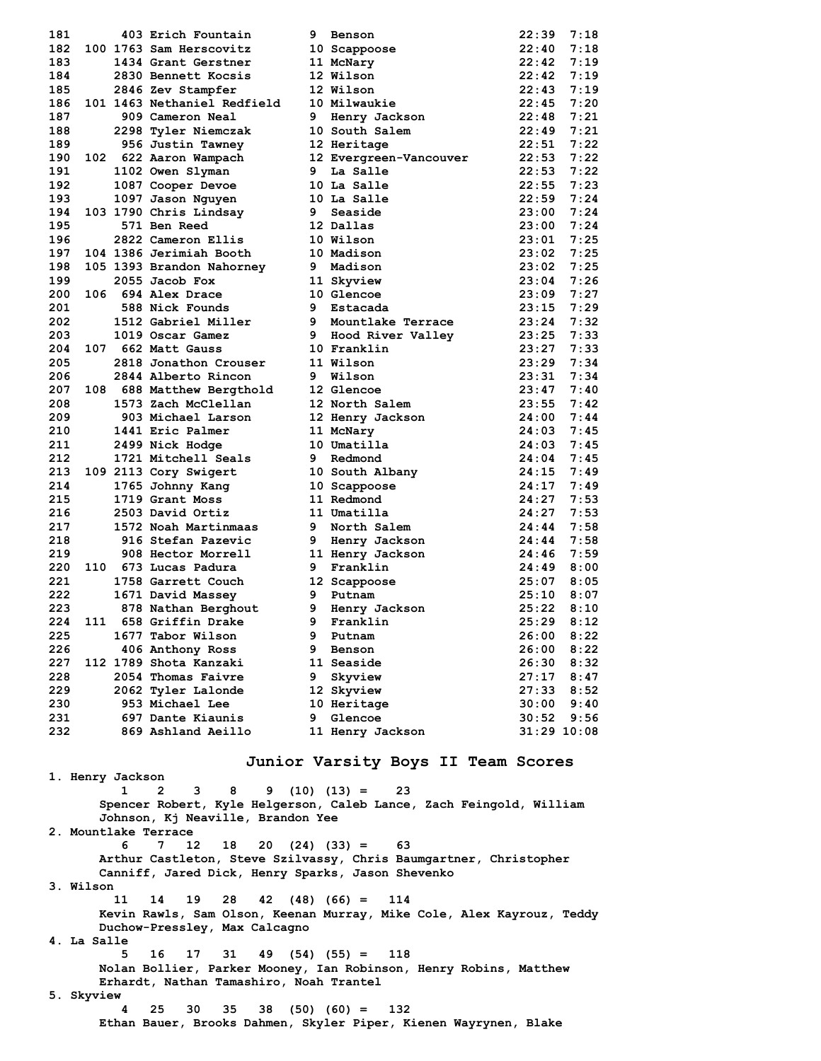| Place | Team Place | Bib | Name | Yr | School | Time | Pace |
|---|---|---|---|---|---|---|---|
| 181 | | 403 | Erich Fountain | 9 | Benson | 22:39 | 7:18 |
| 182 | 100 | 1763 | Sam Herscovitz | 10 | Scappoose | 22:40 | 7:18 |
| 183 | | 1434 | Grant Gerstner | 11 | McNary | 22:42 | 7:19 |
| 184 | | 2830 | Bennett Kocsis | 12 | Wilson | 22:42 | 7:19 |
| 185 | | 2846 | Zev Stampfer | 12 | Wilson | 22:43 | 7:19 |
| 186 | 101 | 1463 | Nethaniel Redfield | 10 | Milwaukie | 22:45 | 7:20 |
| 187 | | 909 | Cameron Neal | 9 | Henry Jackson | 22:48 | 7:21 |
| 188 | | 2298 | Tyler Niemczak | 10 | South Salem | 22:49 | 7:21 |
| 189 | | 956 | Justin Tawney | 12 | Heritage | 22:51 | 7:22 |
| 190 | 102 | 622 | Aaron Wampach | 12 | Evergreen-Vancouver | 22:53 | 7:22 |
| 191 | | 1102 | Owen Slyman | 9 | La Salle | 22:53 | 7:22 |
| 192 | | 1087 | Cooper Devoe | 10 | La Salle | 22:55 | 7:23 |
| 193 | | 1097 | Jason Nguyen | 10 | La Salle | 22:59 | 7:24 |
| 194 | 103 | 1790 | Chris Lindsay | 9 | Seaside | 23:00 | 7:24 |
| 195 | | 571 | Ben Reed | 12 | Dallas | 23:00 | 7:24 |
| 196 | | 2822 | Cameron Ellis | 10 | Wilson | 23:01 | 7:25 |
| 197 | 104 | 1386 | Jerimiah Booth | 10 | Madison | 23:02 | 7:25 |
| 198 | 105 | 1393 | Brandon Nahorney | 9 | Madison | 23:02 | 7:25 |
| 199 | | 2055 | Jacob Fox | 11 | Skyview | 23:04 | 7:26 |
| 200 | 106 | 694 | Alex Drace | 10 | Glencoe | 23:09 | 7:27 |
| 201 | | 588 | Nick Founds | 9 | Estacada | 23:15 | 7:29 |
| 202 | | 1512 | Gabriel Miller | 9 | Mountlake Terrace | 23:24 | 7:32 |
| 203 | | 1019 | Oscar Gamez | 9 | Hood River Valley | 23:25 | 7:33 |
| 204 | 107 | 662 | Matt Gauss | 10 | Franklin | 23:27 | 7:33 |
| 205 | | 2818 | Jonathon Crouser | 11 | Wilson | 23:29 | 7:34 |
| 206 | | 2844 | Alberto Rincon | 9 | Wilson | 23:31 | 7:34 |
| 207 | 108 | 688 | Matthew Bergthold | 12 | Glencoe | 23:47 | 7:40 |
| 208 | | 1573 | Zach McClellan | 12 | North Salem | 23:55 | 7:42 |
| 209 | | 903 | Michael Larson | 12 | Henry Jackson | 24:00 | 7:44 |
| 210 | | 1441 | Eric Palmer | 11 | McNary | 24:03 | 7:45 |
| 211 | | 2499 | Nick Hodge | 10 | Umatilla | 24:03 | 7:45 |
| 212 | | 1721 | Mitchell Seals | 9 | Redmond | 24:04 | 7:45 |
| 213 | 109 | 2113 | Cory Swigert | 10 | South Albany | 24:15 | 7:49 |
| 214 | | 1765 | Johnny Kang | 10 | Scappoose | 24:17 | 7:49 |
| 215 | | 1719 | Grant Moss | 11 | Redmond | 24:27 | 7:53 |
| 216 | | 2503 | David Ortiz | 11 | Umatilla | 24:27 | 7:53 |
| 217 | | 1572 | Noah Martinmaas | 9 | North Salem | 24:44 | 7:58 |
| 218 | | 916 | Stefan Pazevic | 9 | Henry Jackson | 24:44 | 7:58 |
| 219 | | 908 | Hector Morrell | 11 | Henry Jackson | 24:46 | 7:59 |
| 220 | 110 | 673 | Lucas Padura | 9 | Franklin | 24:49 | 8:00 |
| 221 | | 1758 | Garrett Couch | 12 | Scappoose | 25:07 | 8:05 |
| 222 | | 1671 | David Massey | 9 | Putnam | 25:10 | 8:07 |
| 223 | | 878 | Nathan Berghout | 9 | Henry Jackson | 25:22 | 8:10 |
| 224 | 111 | 658 | Griffin Drake | 9 | Franklin | 25:29 | 8:12 |
| 225 | | 1677 | Tabor Wilson | 9 | Putnam | 26:00 | 8:22 |
| 226 | | 406 | Anthony Ross | 9 | Benson | 26:00 | 8:22 |
| 227 | 112 | 1789 | Shota Kanzaki | 11 | Seaside | 26:30 | 8:32 |
| 228 | | 2054 | Thomas Faivre | 9 | Skyview | 27:17 | 8:47 |
| 229 | | 2062 | Tyler Lalonde | 12 | Skyview | 27:33 | 8:52 |
| 230 | | 953 | Michael Lee | 10 | Heritage | 30:00 | 9:40 |
| 231 | | 697 | Dante Kiaunis | 9 | Glencoe | 30:52 | 9:56 |
| 232 | | 869 | Ashland Aeillo | 11 | Henry Jackson | 31:29 | 10:08 |

## Junior Varsity Boys II Team Scores

1. Henry Jackson
   1 2 3 8 9 (10) (13) = 23
   Spencer Robert, Kyle Helgerson, Caleb Lance, Zach Feingold, William Johnson, Kj Neaville, Brandon Yee
2. Mountlake Terrace
   6 7 12 18 20 (24) (33) = 63
   Arthur Castleton, Steve Szilvassy, Chris Baumgartner, Christopher Canniff, Jared Dick, Henry Sparks, Jason Shevenko
3. Wilson
   11 14 19 28 42 (48) (66) = 114
   Kevin Rawls, Sam Olson, Keenan Murray, Mike Cole, Alex Kayrouz, Teddy Duchow-Pressley, Max Calcagno
4. La Salle
   5 16 17 31 49 (54) (55) = 118
   Nolan Bollier, Parker Mooney, Ian Robinson, Henry Robins, Matthew Erhardt, Nathan Tamashiro, Noah Trantel
5. Skyview
   4 25 30 35 38 (50) (60) = 132
   Ethan Bauer, Brooks Dahmen, Skyler Piper, Kienen Wayrynen, Blake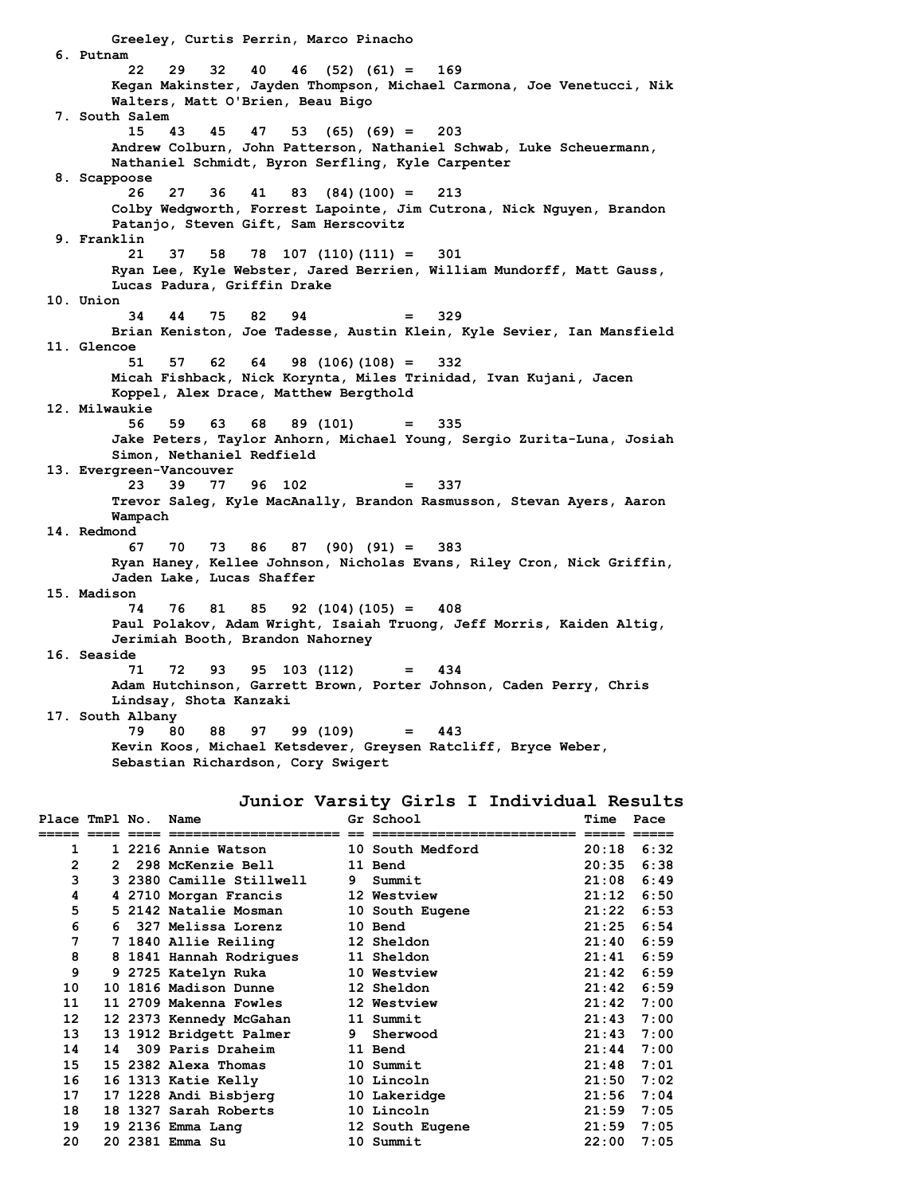Greeley, Curtis Perrin, Marco Pinacho

6. Putnam
   22 29 32 40 46 (52) (61) = 169
   Kegan Makinster, Jayden Thompson, Michael Carmona, Joe Venetucci, Nik Walters, Matt O'Brien, Beau Bigo
7. South Salem
   15 43 45 47 53 (65) (69) = 203
   Andrew Colburn, John Patterson, Nathaniel Schwab, Luke Scheuermann, Nathaniel Schmidt, Byron Serfling, Kyle Carpenter
8. Scappoose
   26 27 36 41 83 (84)(100) = 213
   Colby Wedgworth, Forrest Lapointe, Jim Cutrona, Nick Nguyen, Brandon Patanjo, Steven Gift, Sam Herscovitz
9. Franklin
   21 37 58 78 107 (110)(111) = 301
   Ryan Lee, Kyle Webster, Jared Berrien, William Mundorff, Matt Gauss, Lucas Padura, Griffin Drake
10. Union
    34 44 75 82 94 = 329
    Brian Keniston, Joe Tadesse, Austin Klein, Kyle Sevier, Ian Mansfield
11. Glencoe
    51 57 62 64 98 (106)(108) = 332
    Micah Fishback, Nick Korynta, Miles Trinidad, Ivan Kujani, Jacen Koppel, Alex Drace, Matthew Bergthold
12. Milwaukie
    56 59 63 68 89 (101) = 335
    Jake Peters, Taylor Anhorn, Michael Young, Sergio Zurita-Luna, Josiah Simon, Nethaniel Redfield
13. Evergreen-Vancouver
    23 39 77 96 102 = 337
    Trevor Saleg, Kyle MacAnally, Brandon Rasmusson, Stevan Ayers, Aaron Wampach
14. Redmond
    67 70 73 86 87 (90) (91) = 383
    Ryan Haney, Kellee Johnson, Nicholas Evans, Riley Cron, Nick Griffin, Jaden Lake, Lucas Shaffer
15. Madison
    74 76 81 85 92 (104)(105) = 408
    Paul Polakov, Adam Wright, Isaiah Truong, Jeff Morris, Kaiden Altig, Jerimiah Booth, Brandon Nahorney
16. Seaside
    71 72 93 95 103 (112) = 434
    Adam Hutchinson, Garrett Brown, Porter Johnson, Caden Perry, Chris Lindsay, Shota Kanzaki
17. South Albany
    79 80 88 97 99 (109) = 443
    Kevin Koos, Michael Ketsdever, Greysen Ratcliff, Bryce Weber, Sebastian Richardson, Cory Swigert

## Junior Varsity Girls I Individual Results

| Place | TmPl | No. | Name | Gr | School | Time | Pace |
|---|---|---|---|---|---|---|---|
| 1 | 1 | 2216 | Annie Watson | 10 | South Medford | 20:18 | 6:32 |
| 2 | 2 | 298 | McKenzie Bell | 11 | Bend | 20:35 | 6:38 |
| 3 | 3 | 2380 | Camille Stillwell | 9 | Summit | 21:08 | 6:49 |
| 4 | 4 | 2710 | Morgan Francis | 12 | Westview | 21:12 | 6:50 |
| 5 | 5 | 2142 | Natalie Mosman | 10 | South Eugene | 21:22 | 6:53 |
| 6 | 6 | 327 | Melissa Lorenz | 10 | Bend | 21:25 | 6:54 |
| 7 | 7 | 1840 | Allie Reiling | 12 | Sheldon | 21:40 | 6:59 |
| 8 | 8 | 1841 | Hannah Rodrigues | 11 | Sheldon | 21:41 | 6:59 |
| 9 | 9 | 2725 | Katelyn Ruka | 10 | Westview | 21:42 | 6:59 |
| 10 | 10 | 1816 | Madison Dunne | 12 | Sheldon | 21:42 | 6:59 |
| 11 | 11 | 2709 | Makenna Fowles | 12 | Westview | 21:42 | 7:00 |
| 12 | 12 | 2373 | Kennedy McGahan | 11 | Summit | 21:43 | 7:00 |
| 13 | 13 | 1912 | Bridgett Palmer | 9 | Sherwood | 21:43 | 7:00 |
| 14 | 14 | 309 | Paris Draheim | 11 | Bend | 21:44 | 7:00 |
| 15 | 15 | 2382 | Alexa Thomas | 10 | Summit | 21:48 | 7:01 |
| 16 | 16 | 1313 | Katie Kelly | 10 | Lincoln | 21:50 | 7:02 |
| 17 | 17 | 1228 | Andi Bisbjerg | 10 | Lakeridge | 21:56 | 7:04 |
| 18 | 18 | 1327 | Sarah Roberts | 10 | Lincoln | 21:59 | 7:05 |
| 19 | 19 | 2136 | Emma Lang | 12 | South Eugene | 21:59 | 7:05 |
| 20 | 20 | 2381 | Emma Su | 10 | Summit | 22:00 | 7:05 |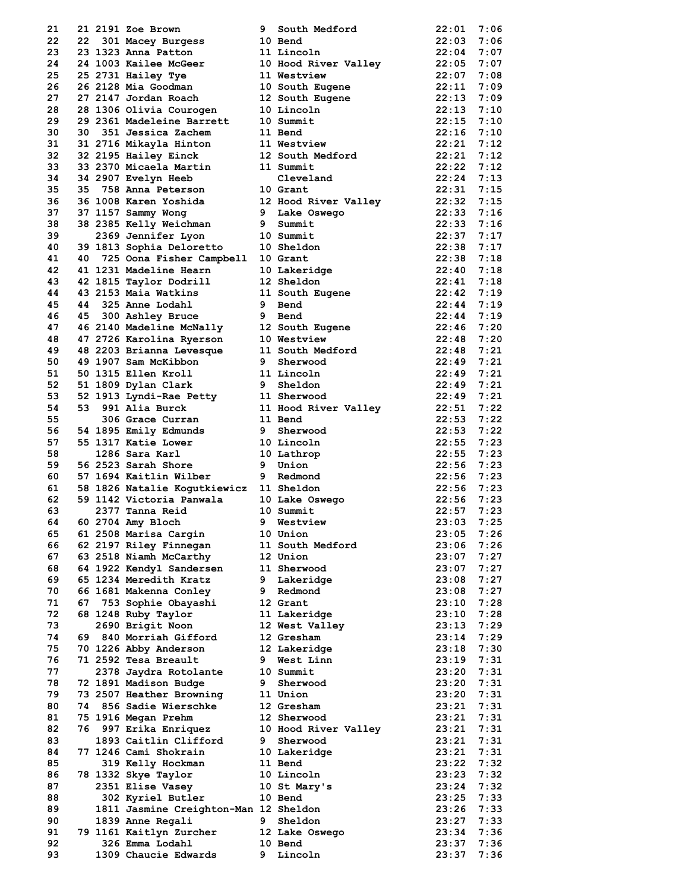```
21    21 2191 Zoe Brown            9  South Medford           22:01  7:06
22    22  301 Macey Burgess        10 Bend                    22:03  7:06
23    23 1323 Anna Patton          11 Lincoln                 22:04  7:07
24    24 1003 Kailee McGeer        10 Hood River Valley       22:05  7:07
25    25 2731 Hailey Tye           11 Westview                22:07  7:08
26    26 2128 Mia Goodman          10 South Eugene            22:11  7:09
27    27 2147 Jordan Roach         12 South Eugene            22:13  7:09
28    28 1306 Olivia Courogen      10 Lincoln                 22:13  7:10
29    29 2361 Madeleine Barrett    10 Summit                  22:15  7:10
30    30  351 Jessica Zachem       11 Bend                    22:16  7:10
31    31 2716 Mikayla Hinton       11 Westview                22:21  7:12
32    32 2195 Hailey Einck         12 South Medford           22:21  7:12
33    33 2370 Micaela Martin       11 Summit                  22:22  7:12
34    34 2907 Evelyn Heeb             Cleveland               22:24  7:13
35    35  758 Anna Peterson        10 Grant                   22:31  7:15
36    36 1008 Karen Yoshida        12 Hood River Valley       22:32  7:15
37    37 1157 Sammy Wong           9  Lake Oswego             22:33  7:16
38    38 2385 Kelly Weichman       9  Summit                  22:33  7:16
39       2369 Jennifer Lyon        10 Summit                  22:37  7:17
40    39 1813 Sophia Deloretto     10 Sheldon                 22:38  7:17
41    40  725 Oona Fisher Campbell 10 Grant                   22:38  7:18
42    41 1231 Madeline Hearn       10 Lakeridge               22:40  7:18
43    42 1815 Taylor Dodrill       12 Sheldon                 22:41  7:18
44    43 2153 Maia Watkins         11 South Eugene            22:42  7:19
45    44  325 Anne Lodahl          9  Bend                    22:44  7:19
46    45  300 Ashley Bruce         9  Bend                    22:44  7:19
47    46 2140 Madeline McNally     12 South Eugene            22:46  7:20
48    47 2726 Karolina Ryerson     10 Westview                22:48  7:20
49    48 2203 Brianna Levesque     11 South Medford           22:48  7:21
50    49 1907 Sam McKibbon         9  Sherwood                22:49  7:21
51    50 1315 Ellen Kroll          11 Lincoln                 22:49  7:21
52    51 1809 Dylan Clark          9  Sheldon                 22:49  7:21
53    52 1913 Lyndi-Rae Petty      11 Sherwood                22:49  7:21
54    53  991 Alia Burck           11 Hood River Valley       22:51  7:22
55        306 Grace Curran         11 Bend                    22:53  7:22
56    54 1895 Emily Edmunds        9  Sherwood                22:53  7:22
57    55 1317 Katie Lower          10 Lincoln                 22:55  7:23
58       1286 Sara Karl            10 Lathrop                 22:55  7:23
59    56 2523 Sarah Shore          9  Union                   22:56  7:23
60    57 1694 Kaitlin Wilber       9  Redmond                 22:56  7:23
61    58 1826 Natalie Kogutkiewicz 11 Sheldon                 22:56  7:23
62    59 1142 Victoria Panwala     10 Lake Oswego             22:56  7:23
63       2377 Tanna Reid           10 Summit                  22:57  7:23
64    60 2704 Amy Bloch            9  Westview                23:03  7:25
65    61 2508 Marisa Cargin        10 Union                   23:05  7:26
66    62 2197 Riley Finnegan       11 South Medford           23:06  7:26
67    63 2518 Niamh McCarthy       12 Union                   23:07  7:27
68    64 1922 Kendyl Sandersen     11 Sherwood                23:07  7:27
69    65 1234 Meredith Kratz       9  Lakeridge               23:08  7:27
70    66 1681 Makenna Conley       9  Redmond                 23:08  7:27
71    67  753 Sophie Obayashi      12 Grant                   23:10  7:28
72    68 1248 Ruby Taylor          11 Lakeridge               23:10  7:28
73       2690 Brigit Noon          12 West Valley             23:13  7:29
74    69  840 Morriah Gifford      12 Gresham                 23:14  7:29
75    70 1226 Abby Anderson        12 Lakeridge               23:18  7:30
76    71 2592 Tesa Breault         9  West Linn               23:19  7:31
77       2378 Jaydra Rotolante     10 Summit                  23:20  7:31
78    72 1891 Madison Budge        9  Sherwood                23:20  7:31
79    73 2507 Heather Browning     11 Union                   23:20  7:31
80    74  856 Sadie Wierschke      12 Gresham                 23:21  7:31
81    75 1916 Megan Prehm          12 Sherwood                23:21  7:31
82    76  997 Erika Enriquez       10 Hood River Valley       23:21  7:31
83       1893 Caitlin Clifford     9  Sherwood                23:21  7:31
84    77 1246 Cami Shokrain        10 Lakeridge               23:21  7:31
85        319 Kelly Hockman        11 Bend                    23:22  7:32
86    78 1332 Skye Taylor          10 Lincoln                 23:23  7:32
87       2351 Elise Vasey          10 St Mary's               23:24  7:32
88        302 Kyriel Butler        10 Bend                    23:25  7:33
89       1811 Jasmine Creighton-Man 12 Sheldon                23:26  7:33
90       1839 Anne Regali          9  Sheldon                 23:27  7:33
91    79 1161 Kaitlyn Zurcher      12 Lake Oswego             23:34  7:36
92        326 Emma Lodahl          10 Bend                    23:37  7:36
93       1309 Chaucie Edwards      9  Lincoln                 23:37  7:36
```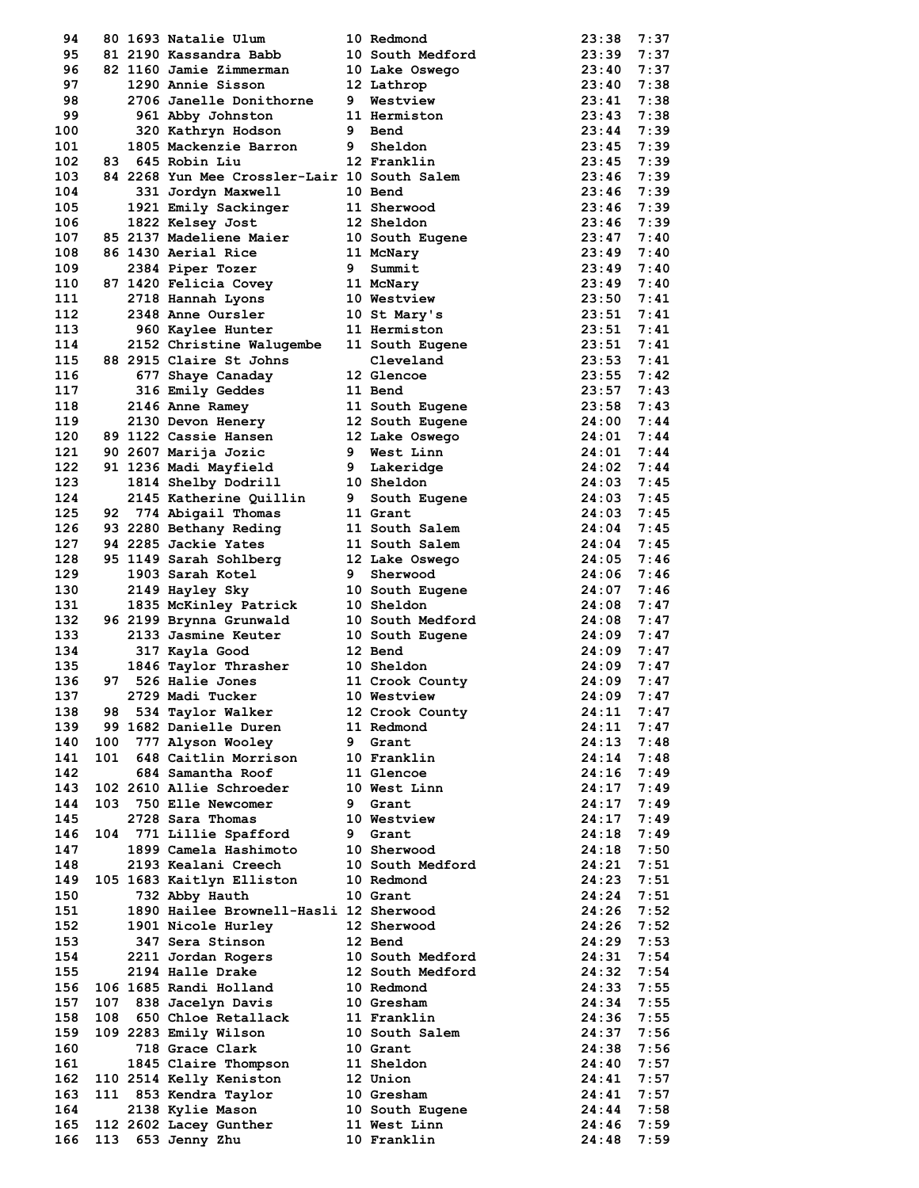| Place | Team Place | Bib | Name | Grade | School | Time | Pace |
|---|---|---|---|---|---|---|---|
| 94 | 80 | 1693 | Natalie Ulum | 10 | Redmond | 23:38 | 7:37 |
| 95 | 81 | 2190 | Kassandra Babb | 10 | South Medford | 23:39 | 7:37 |
| 96 | 82 | 1160 | Jamie Zimmerman | 10 | Lake Oswego | 23:40 | 7:37 |
| 97 | | 1290 | Annie Sisson | 12 | Lathrop | 23:40 | 7:38 |
| 98 | | 2706 | Janelle Donithorne | 9 | Westview | 23:41 | 7:38 |
| 99 | | 961 | Abby Johnston | 11 | Hermiston | 23:43 | 7:38 |
| 100 | | 320 | Kathryn Hodson | 9 | Bend | 23:44 | 7:39 |
| 101 | | 1805 | Mackenzie Barron | 9 | Sheldon | 23:45 | 7:39 |
| 102 | 83 | 645 | Robin Liu | 12 | Franklin | 23:45 | 7:39 |
| 103 | 84 | 2268 | Yun Mee Crossler-Lair | 10 | South Salem | 23:46 | 7:39 |
| 104 | | 331 | Jordyn Maxwell | 10 | Bend | 23:46 | 7:39 |
| 105 | | 1921 | Emily Sackinger | 11 | Sherwood | 23:46 | 7:39 |
| 106 | | 1822 | Kelsey Jost | 12 | Sheldon | 23:46 | 7:39 |
| 107 | 85 | 2137 | Madeliene Maier | 10 | South Eugene | 23:47 | 7:40 |
| 108 | 86 | 1430 | Aerial Rice | 11 | McNary | 23:49 | 7:40 |
| 109 | | 2384 | Piper Tozer | 9 | Summit | 23:49 | 7:40 |
| 110 | 87 | 1420 | Felicia Covey | 11 | McNary | 23:49 | 7:40 |
| 111 | | 2718 | Hannah Lyons | 10 | Westview | 23:50 | 7:41 |
| 112 | | 2348 | Anne Oursler | 10 | St Mary's | 23:51 | 7:41 |
| 113 | | 960 | Kaylee Hunter | 11 | Hermiston | 23:51 | 7:41 |
| 114 | | 2152 | Christine Walugembe | 11 | South Eugene | 23:51 | 7:41 |
| 115 | 88 | 2915 | Claire St Johns | | Cleveland | 23:53 | 7:41 |
| 116 | | 677 | Shaye Canaday | 12 | Glencoe | 23:55 | 7:42 |
| 117 | | 316 | Emily Geddes | 11 | Bend | 23:57 | 7:43 |
| 118 | | 2146 | Anne Ramey | 11 | South Eugene | 23:58 | 7:43 |
| 119 | | 2130 | Devon Henery | 12 | South Eugene | 24:00 | 7:44 |
| 120 | 89 | 1122 | Cassie Hansen | 12 | Lake Oswego | 24:01 | 7:44 |
| 121 | 90 | 2607 | Marija Jozic | 9 | West Linn | 24:01 | 7:44 |
| 122 | 91 | 1236 | Madi Mayfield | 9 | Lakeridge | 24:02 | 7:44 |
| 123 | | 1814 | Shelby Dodrill | 10 | Sheldon | 24:03 | 7:45 |
| 124 | | 2145 | Katherine Quillin | 9 | South Eugene | 24:03 | 7:45 |
| 125 | 92 | 774 | Abigail Thomas | 11 | Grant | 24:03 | 7:45 |
| 126 | 93 | 2280 | Bethany Reding | 11 | South Salem | 24:04 | 7:45 |
| 127 | 94 | 2285 | Jackie Yates | 11 | South Salem | 24:04 | 7:45 |
| 128 | 95 | 1149 | Sarah Sohlberg | 12 | Lake Oswego | 24:05 | 7:46 |
| 129 | | 1903 | Sarah Kotel | 9 | Sherwood | 24:06 | 7:46 |
| 130 | | 2149 | Hayley Sky | 10 | South Eugene | 24:07 | 7:46 |
| 131 | | 1835 | McKinley Patrick | 10 | Sheldon | 24:08 | 7:47 |
| 132 | 96 | 2199 | Brynna Grunwald | 10 | South Medford | 24:08 | 7:47 |
| 133 | | 2133 | Jasmine Keuter | 10 | South Eugene | 24:09 | 7:47 |
| 134 | | 317 | Kayla Good | 12 | Bend | 24:09 | 7:47 |
| 135 | | 1846 | Taylor Thrasher | 10 | Sheldon | 24:09 | 7:47 |
| 136 | 97 | 526 | Halie Jones | 11 | Crook County | 24:09 | 7:47 |
| 137 | | 2729 | Madi Tucker | 10 | Westview | 24:09 | 7:47 |
| 138 | 98 | 534 | Taylor Walker | 12 | Crook County | 24:11 | 7:47 |
| 139 | 99 | 1682 | Danielle Duren | 11 | Redmond | 24:11 | 7:47 |
| 140 | 100 | 777 | Alyson Wooley | 9 | Grant | 24:13 | 7:48 |
| 141 | 101 | 648 | Caitlin Morrison | 10 | Franklin | 24:14 | 7:48 |
| 142 | | 684 | Samantha Roof | 11 | Glencoe | 24:16 | 7:49 |
| 143 | 102 | 2610 | Allie Schroeder | 10 | West Linn | 24:17 | 7:49 |
| 144 | 103 | 750 | Elle Newcomer | 9 | Grant | 24:17 | 7:49 |
| 145 | | 2728 | Sara Thomas | 10 | Westview | 24:17 | 7:49 |
| 146 | 104 | 771 | Lillie Spafford | 9 | Grant | 24:18 | 7:49 |
| 147 | | 1899 | Camela Hashimoto | 10 | Sherwood | 24:18 | 7:50 |
| 148 | | 2193 | Kealani Creech | 10 | South Medford | 24:21 | 7:51 |
| 149 | 105 | 1683 | Kaitlyn Elliston | 10 | Redmond | 24:23 | 7:51 |
| 150 | | 732 | Abby Hauth | 10 | Grant | 24:24 | 7:51 |
| 151 | | 1890 | Hailee Brownell-Hasli | 12 | Sherwood | 24:26 | 7:52 |
| 152 | | 1901 | Nicole Hurley | 12 | Sherwood | 24:26 | 7:52 |
| 153 | | 347 | Sera Stinson | 12 | Bend | 24:29 | 7:53 |
| 154 | | 2211 | Jordan Rogers | 10 | South Medford | 24:31 | 7:54 |
| 155 | | 2194 | Halle Drake | 12 | South Medford | 24:32 | 7:54 |
| 156 | 106 | 1685 | Randi Holland | 10 | Redmond | 24:33 | 7:55 |
| 157 | 107 | 838 | Jacelyn Davis | 10 | Gresham | 24:34 | 7:55 |
| 158 | 108 | 650 | Chloe Retallack | 11 | Franklin | 24:36 | 7:55 |
| 159 | 109 | 2283 | Emily Wilson | 10 | South Salem | 24:37 | 7:56 |
| 160 | | 718 | Grace Clark | 10 | Grant | 24:38 | 7:56 |
| 161 | | 1845 | Claire Thompson | 11 | Sheldon | 24:40 | 7:57 |
| 162 | 110 | 2514 | Kelly Keniston | 12 | Union | 24:41 | 7:57 |
| 163 | 111 | 853 | Kendra Taylor | 10 | Gresham | 24:41 | 7:57 |
| 164 | | 2138 | Kylie Mason | 10 | South Eugene | 24:44 | 7:58 |
| 165 | 112 | 2602 | Lacey Gunther | 11 | West Linn | 24:46 | 7:59 |
| 166 | 113 | 653 | Jenny Zhu | 10 | Franklin | 24:48 | 7:59 |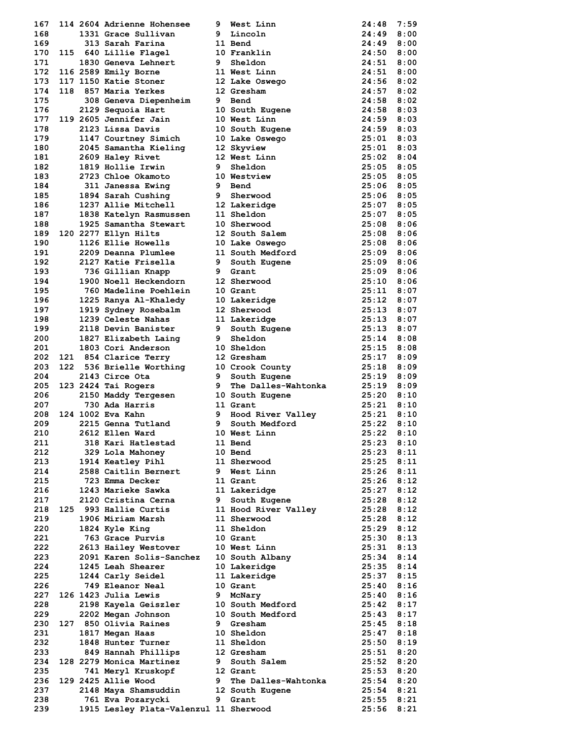| Place | Team Place | Bib | Name | Grade | School | Time | Pace |
|---|---|---|---|---|---|---|---|
| 167 | 114 | 2604 | Adrienne Hohensee | 9 | West Linn | 24:48 | 7:59 |
| 168 | | 1331 | Grace Sullivan | 9 | Lincoln | 24:49 | 8:00 |
| 169 | | 313 | Sarah Farina | 11 | Bend | 24:49 | 8:00 |
| 170 | 115 | 640 | Lillie Flagel | 10 | Franklin | 24:50 | 8:00 |
| 171 | | 1830 | Geneva Lehnert | 9 | Sheldon | 24:51 | 8:00 |
| 172 | 116 | 2589 | Emily Borne | 11 | West Linn | 24:51 | 8:00 |
| 173 | 117 | 1150 | Katie Stoner | 12 | Lake Oswego | 24:56 | 8:02 |
| 174 | 118 | 857 | Maria Yerkes | 12 | Gresham | 24:57 | 8:02 |
| 175 | | 308 | Geneva Diepenheim | 9 | Bend | 24:58 | 8:02 |
| 176 | | 2129 | Sequoia Hart | 10 | South Eugene | 24:58 | 8:03 |
| 177 | 119 | 2605 | Jennifer Jain | 10 | West Linn | 24:59 | 8:03 |
| 178 | | 2123 | Lissa Davis | 10 | South Eugene | 24:59 | 8:03 |
| 179 | | 1147 | Courtney Simich | 10 | Lake Oswego | 25:01 | 8:03 |
| 180 | | 2045 | Samantha Kieling | 12 | Skyview | 25:01 | 8:03 |
| 181 | | 2609 | Haley Rivet | 12 | West Linn | 25:02 | 8:04 |
| 182 | | 1819 | Hollie Irwin | 9 | Sheldon | 25:05 | 8:05 |
| 183 | | 2723 | Chloe Okamoto | 10 | Westview | 25:05 | 8:05 |
| 184 | | 311 | Janessa Ewing | 9 | Bend | 25:06 | 8:05 |
| 185 | | 1894 | Sarah Cushing | 9 | Sherwood | 25:06 | 8:05 |
| 186 | | 1237 | Allie Mitchell | 12 | Lakeridge | 25:07 | 8:05 |
| 187 | | 1838 | Katelyn Rasmussen | 11 | Sheldon | 25:07 | 8:05 |
| 188 | | 1925 | Samantha Stewart | 10 | Sherwood | 25:08 | 8:06 |
| 189 | 120 | 2277 | Ellyn Hilts | 12 | South Salem | 25:08 | 8:06 |
| 190 | | 1126 | Ellie Howells | 10 | Lake Oswego | 25:08 | 8:06 |
| 191 | | 2209 | Deanna Plumlee | 11 | South Medford | 25:09 | 8:06 |
| 192 | | 2127 | Katie Frisella | 9 | South Eugene | 25:09 | 8:06 |
| 193 | | 736 | Gillian Knapp | 9 | Grant | 25:09 | 8:06 |
| 194 | | 1900 | Noell Heckendorn | 12 | Sherwood | 25:10 | 8:06 |
| 195 | | 760 | Madeline Poehlein | 10 | Grant | 25:11 | 8:07 |
| 196 | | 1225 | Ranya Al-Khaledy | 10 | Lakeridge | 25:12 | 8:07 |
| 197 | | 1919 | Sydney Rosebalm | 12 | Sherwood | 25:13 | 8:07 |
| 198 | | 1239 | Celeste Nahas | 11 | Lakeridge | 25:13 | 8:07 |
| 199 | | 2118 | Devin Banister | 9 | South Eugene | 25:13 | 8:07 |
| 200 | | 1827 | Elizabeth Laing | 9 | Sheldon | 25:14 | 8:08 |
| 201 | | 1803 | Cori Anderson | 10 | Sheldon | 25:15 | 8:08 |
| 202 | 121 | 854 | Clarice Terry | 12 | Gresham | 25:17 | 8:09 |
| 203 | 122 | 536 | Brielle Worthing | 10 | Crook County | 25:18 | 8:09 |
| 204 | | 2143 | Circe Ota | 9 | South Eugene | 25:19 | 8:09 |
| 205 | 123 | 2424 | Tai Rogers | 9 | The Dalles-Wahtonka | 25:19 | 8:09 |
| 206 | | 2150 | Maddy Tergesen | 10 | South Eugene | 25:20 | 8:10 |
| 207 | | 730 | Ada Harris | 11 | Grant | 25:21 | 8:10 |
| 208 | 124 | 1002 | Eva Kahn | 9 | Hood River Valley | 25:21 | 8:10 |
| 209 | | 2215 | Genna Tutland | 9 | South Medford | 25:22 | 8:10 |
| 210 | | 2612 | Ellen Ward | 10 | West Linn | 25:22 | 8:10 |
| 211 | | 318 | Kari Hatlestad | 11 | Bend | 25:23 | 8:10 |
| 212 | | 329 | Lola Mahoney | 10 | Bend | 25:23 | 8:11 |
| 213 | | 1914 | Keatley Pihl | 11 | Sherwood | 25:25 | 8:11 |
| 214 | | 2588 | Caitlin Bernert | 9 | West Linn | 25:26 | 8:11 |
| 215 | | 723 | Emma Decker | 11 | Grant | 25:26 | 8:12 |
| 216 | | 1243 | Marieke Sawka | 11 | Lakeridge | 25:27 | 8:12 |
| 217 | | 2120 | Cristina Cerna | 9 | South Eugene | 25:28 | 8:12 |
| 218 | 125 | 993 | Hallie Curtis | 11 | Hood River Valley | 25:28 | 8:12 |
| 219 | | 1906 | Miriam Marsh | 11 | Sherwood | 25:28 | 8:12 |
| 220 | | 1824 | Kyle King | 11 | Sheldon | 25:29 | 8:12 |
| 221 | | 763 | Grace Purvis | 10 | Grant | 25:30 | 8:13 |
| 222 | | 2613 | Hailey Westover | 10 | West Linn | 25:31 | 8:13 |
| 223 | | 2091 | Karen Solis-Sanchez | 10 | South Albany | 25:34 | 8:14 |
| 224 | | 1245 | Leah Shearer | 10 | Lakeridge | 25:35 | 8:14 |
| 225 | | 1244 | Carly Seidel | 11 | Lakeridge | 25:37 | 8:15 |
| 226 | | 749 | Eleanor Neal | 10 | Grant | 25:40 | 8:16 |
| 227 | 126 | 1423 | Julia Lewis | 9 | McNary | 25:40 | 8:16 |
| 228 | | 2198 | Kayela Geiszler | 10 | South Medford | 25:42 | 8:17 |
| 229 | | 2202 | Megan Johnson | 10 | South Medford | 25:43 | 8:17 |
| 230 | 127 | 850 | Olivia Raines | 9 | Gresham | 25:45 | 8:18 |
| 231 | | 1817 | Megan Haas | 10 | Sheldon | 25:47 | 8:18 |
| 232 | | 1848 | Hunter Turner | 11 | Sheldon | 25:50 | 8:19 |
| 233 | | 849 | Hannah Phillips | 12 | Gresham | 25:51 | 8:20 |
| 234 | 128 | 2279 | Monica Martinez | 9 | South Salem | 25:52 | 8:20 |
| 235 | | 741 | Meryl Kruskopf | 12 | Grant | 25:53 | 8:20 |
| 236 | 129 | 2425 | Allie Wood | 9 | The Dalles-Wahtonka | 25:54 | 8:20 |
| 237 | | 2148 | Maya Shamsuddin | 12 | South Eugene | 25:54 | 8:21 |
| 238 | | 761 | Eva Pozarycki | 9 | Grant | 25:55 | 8:21 |
| 239 | | 1915 | Lesley Plata-Valenzul | 11 | Sherwood | 25:56 | 8:21 |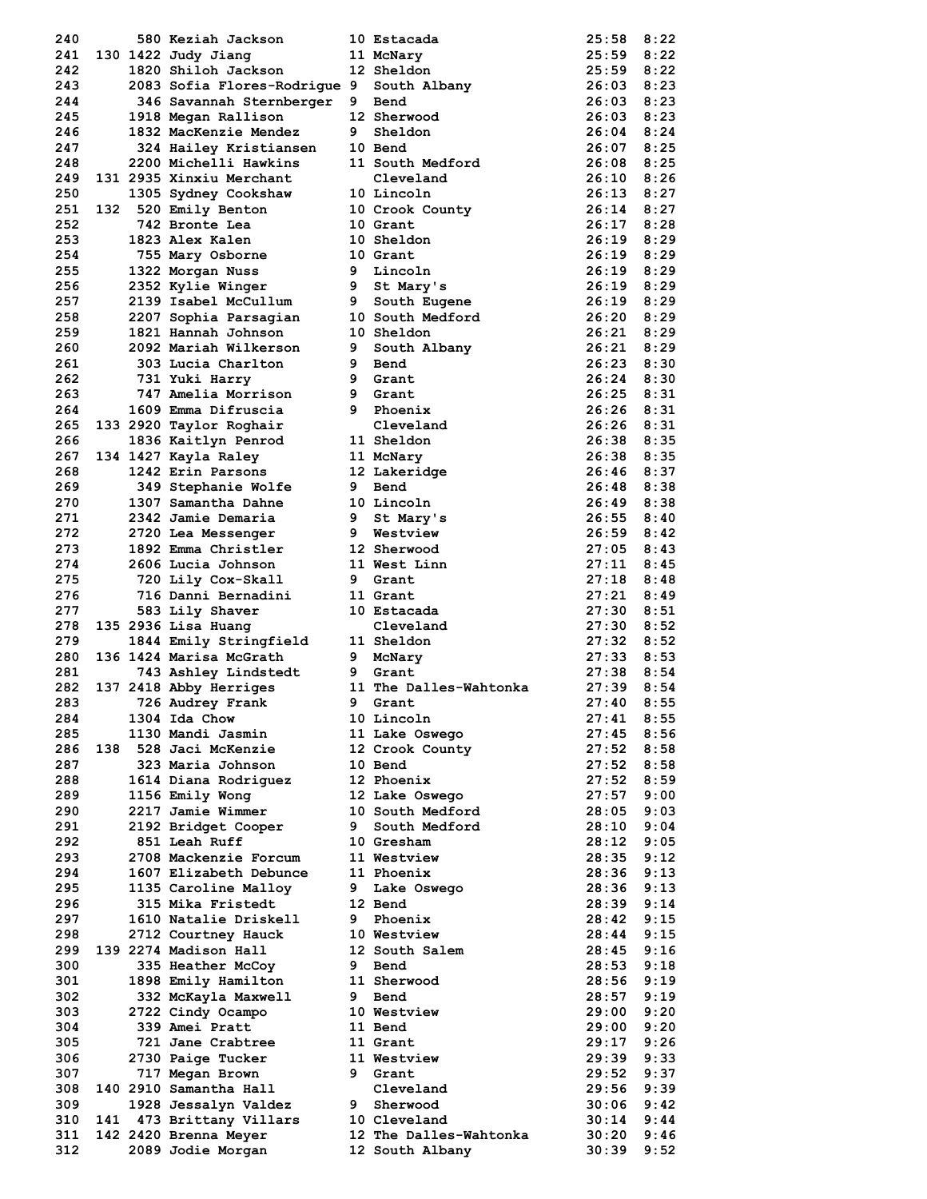| Place | Team Place | Bib | Name | Grade | School | Time | Pace |
|---|---|---|---|---|---|---|---|
| 240 | | 580 | Keziah Jackson | 10 | Estacada | 25:58 | 8:22 |
| 241 | 130 | 1422 | Judy Jiang | 11 | McNary | 25:59 | 8:22 |
| 242 | | 1820 | Shiloh Jackson | 12 | Sheldon | 25:59 | 8:22 |
| 243 | | 2083 | Sofia Flores-Rodrigue | 9 | South Albany | 26:03 | 8:23 |
| 244 | | 346 | Savannah Sternberger | 9 | Bend | 26:03 | 8:23 |
| 245 | | 1918 | Megan Rallison | 12 | Sherwood | 26:03 | 8:23 |
| 246 | | 1832 | MacKenzie Mendez | 9 | Sheldon | 26:04 | 8:24 |
| 247 | | 324 | Hailey Kristiansen | 10 | Bend | 26:07 | 8:25 |
| 248 | | 2200 | Michelli Hawkins | 11 | South Medford | 26:08 | 8:25 |
| 249 | 131 | 2935 | Xinxiu Merchant | | Cleveland | 26:10 | 8:26 |
| 250 | | 1305 | Sydney Cookshaw | 10 | Lincoln | 26:13 | 8:27 |
| 251 | 132 | 520 | Emily Benton | 10 | Crook County | 26:14 | 8:27 |
| 252 | | 742 | Bronte Lea | 10 | Grant | 26:17 | 8:28 |
| 253 | | 1823 | Alex Kalen | 10 | Sheldon | 26:19 | 8:29 |
| 254 | | 755 | Mary Osborne | 10 | Grant | 26:19 | 8:29 |
| 255 | | 1322 | Morgan Nuss | 9 | Lincoln | 26:19 | 8:29 |
| 256 | | 2352 | Kylie Winger | 9 | St Mary's | 26:19 | 8:29 |
| 257 | | 2139 | Isabel McCullum | 9 | South Eugene | 26:19 | 8:29 |
| 258 | | 2207 | Sophia Parsagian | 10 | South Medford | 26:20 | 8:29 |
| 259 | | 1821 | Hannah Johnson | 10 | Sheldon | 26:21 | 8:29 |
| 260 | | 2092 | Mariah Wilkerson | 9 | South Albany | 26:21 | 8:29 |
| 261 | | 303 | Lucia Charlton | 9 | Bend | 26:23 | 8:30 |
| 262 | | 731 | Yuki Harry | 9 | Grant | 26:24 | 8:30 |
| 263 | | 747 | Amelia Morrison | 9 | Grant | 26:25 | 8:31 |
| 264 | | 1609 | Emma Difruscia | 9 | Phoenix | 26:26 | 8:31 |
| 265 | 133 | 2920 | Taylor Roghair | | Cleveland | 26:26 | 8:31 |
| 266 | | 1836 | Kaitlyn Penrod | 11 | Sheldon | 26:38 | 8:35 |
| 267 | 134 | 1427 | Kayla Raley | 11 | McNary | 26:38 | 8:35 |
| 268 | | 1242 | Erin Parsons | 12 | Lakeridge | 26:46 | 8:37 |
| 269 | | 349 | Stephanie Wolfe | 9 | Bend | 26:48 | 8:38 |
| 270 | | 1307 | Samantha Dahne | 10 | Lincoln | 26:49 | 8:38 |
| 271 | | 2342 | Jamie Demaria | 9 | St Mary's | 26:55 | 8:40 |
| 272 | | 2720 | Lea Messenger | 9 | Westview | 26:59 | 8:42 |
| 273 | | 1892 | Emma Christler | 12 | Sherwood | 27:05 | 8:43 |
| 274 | | 2606 | Lucia Johnson | 11 | West Linn | 27:11 | 8:45 |
| 275 | | 720 | Lily Cox-Skall | 9 | Grant | 27:18 | 8:48 |
| 276 | | 716 | Danni Bernadini | 11 | Grant | 27:21 | 8:49 |
| 277 | | 583 | Lily Shaver | 10 | Estacada | 27:30 | 8:51 |
| 278 | 135 | 2936 | Lisa Huang | | Cleveland | 27:30 | 8:52 |
| 279 | | 1844 | Emily Stringfield | 11 | Sheldon | 27:32 | 8:52 |
| 280 | 136 | 1424 | Marisa McGrath | 9 | McNary | 27:33 | 8:53 |
| 281 | | 743 | Ashley Lindstedt | 9 | Grant | 27:38 | 8:54 |
| 282 | 137 | 2418 | Abby Herriges | 11 | The Dalles-Wahtonka | 27:39 | 8:54 |
| 283 | | 726 | Audrey Frank | 9 | Grant | 27:40 | 8:55 |
| 284 | | 1304 | Ida Chow | 10 | Lincoln | 27:41 | 8:55 |
| 285 | | 1130 | Mandi Jasmin | 11 | Lake Oswego | 27:45 | 8:56 |
| 286 | 138 | 528 | Jaci McKenzie | 12 | Crook County | 27:52 | 8:58 |
| 287 | | 323 | Maria Johnson | 10 | Bend | 27:52 | 8:58 |
| 288 | | 1614 | Diana Rodriguez | 12 | Phoenix | 27:52 | 8:59 |
| 289 | | 1156 | Emily Wong | 12 | Lake Oswego | 27:57 | 9:00 |
| 290 | | 2217 | Jamie Wimmer | 10 | South Medford | 28:05 | 9:03 |
| 291 | | 2192 | Bridget Cooper | 9 | South Medford | 28:10 | 9:04 |
| 292 | | 851 | Leah Ruff | 10 | Gresham | 28:12 | 9:05 |
| 293 | | 2708 | Mackenzie Forcum | 11 | Westview | 28:35 | 9:12 |
| 294 | | 1607 | Elizabeth Debunce | 11 | Phoenix | 28:36 | 9:13 |
| 295 | | 1135 | Caroline Malloy | 9 | Lake Oswego | 28:36 | 9:13 |
| 296 | | 315 | Mika Fristedt | 12 | Bend | 28:39 | 9:14 |
| 297 | | 1610 | Natalie Driskell | 9 | Phoenix | 28:42 | 9:15 |
| 298 | | 2712 | Courtney Hauck | 10 | Westview | 28:44 | 9:15 |
| 299 | 139 | 2274 | Madison Hall | 12 | South Salem | 28:45 | 9:16 |
| 300 | | 335 | Heather McCoy | 9 | Bend | 28:53 | 9:18 |
| 301 | | 1898 | Emily Hamilton | 11 | Sherwood | 28:56 | 9:19 |
| 302 | | 332 | McKayla Maxwell | 9 | Bend | 28:57 | 9:19 |
| 303 | | 2722 | Cindy Ocampo | 10 | Westview | 29:00 | 9:20 |
| 304 | | 339 | Amei Pratt | 11 | Bend | 29:00 | 9:20 |
| 305 | | 721 | Jane Crabtree | 11 | Grant | 29:17 | 9:26 |
| 306 | | 2730 | Paige Tucker | 11 | Westview | 29:39 | 9:33 |
| 307 | | 717 | Megan Brown | 9 | Grant | 29:52 | 9:37 |
| 308 | 140 | 2910 | Samantha Hall | | Cleveland | 29:56 | 9:39 |
| 309 | | 1928 | Jessalyn Valdez | 9 | Sherwood | 30:06 | 9:42 |
| 310 | 141 | 473 | Brittany Villars | 10 | Cleveland | 30:14 | 9:44 |
| 311 | 142 | 2420 | Brenna Meyer | 12 | The Dalles-Wahtonka | 30:20 | 9:46 |
| 312 | | 2089 | Jodie Morgan | 12 | South Albany | 30:39 | 9:52 |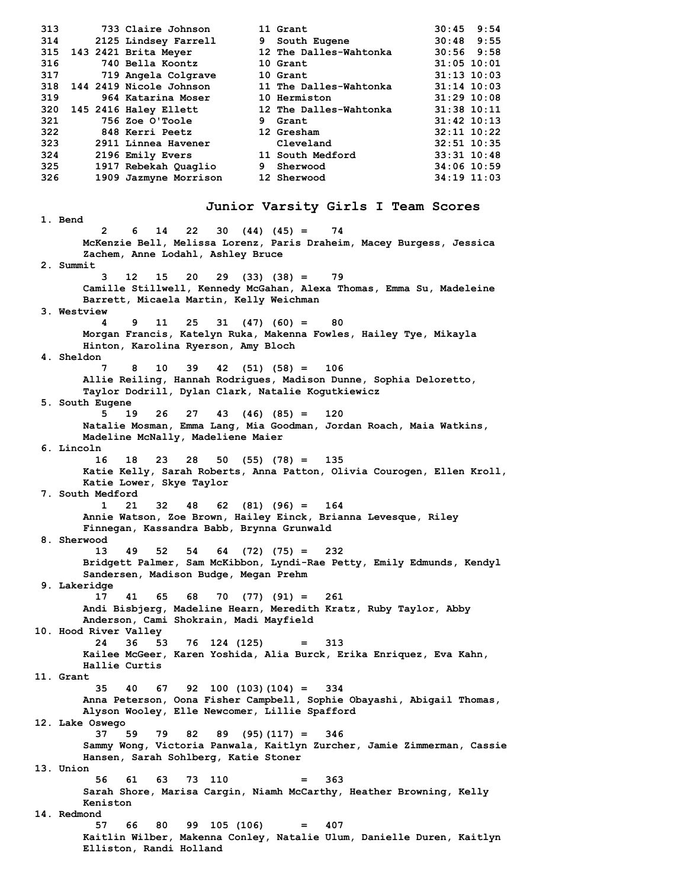```
313       733 Claire Johnson        11 Grant                    30:45  9:54
314      2125 Lindsey Farrell       9  South Eugene             30:48  9:55
315  143 2421 Brita Meyer           12 The Dalles-Wahtonka      30:56  9:58
316       740 Bella Koontz          10 Grant                    31:05 10:01
317       719 Angela Colgrave       10 Grant                    31:13 10:03
318  144 2419 Nicole Johnson        11 The Dalles-Wahtonka      31:14 10:03
319       964 Katarina Moser        10 Hermiston                31:29 10:08
320  145 2416 Haley Ellett          12 The Dalles-Wahtonka      31:38 10:11
321       756 Zoe O'Toole           9  Grant                    31:42 10:13
322       848 Kerri Peetz           12 Gresham                  32:11 10:22
323      2911 Linnea Havener           Cleveland                32:51 10:35
324      2196 Emily Evers           11 South Medford            33:31 10:48
325      1917 Rebekah Quaglio       9  Sherwood                 34:06 10:59
326      1909 Jazmyne Morrison      12 Sherwood                 34:19 11:03
```

## Junior Varsity Girls I Team Scores

```
 1. Bend
          2    6   14   22   30  (44)  (45) =    74
       McKenzie Bell, Melissa Lorenz, Paris Draheim, Macey Burgess, Jessica
       Zachem, Anne Lodahl, Ashley Bruce
 2. Summit
          3   12   15   20   29  (33)  (38) =    79
       Camille Stillwell, Kennedy McGahan, Alexa Thomas, Emma Su, Madeleine
       Barrett, Micaela Martin, Kelly Weichman
 3. Westview
          4    9   11   25   31  (47)  (60) =    80
       Morgan Francis, Katelyn Ruka, Makenna Fowles, Hailey Tye, Mikayla
       Hinton, Karolina Ryerson, Amy Bloch
 4. Sheldon
          7    8   10   39   42  (51)  (58) =   106
       Allie Reiling, Hannah Rodrigues, Madison Dunne, Sophia Deloretto,
       Taylor Dodrill, Dylan Clark, Natalie Kogutkiewicz
 5. South Eugene
          5   19   26   27   43  (46)  (85) =   120
       Natalie Mosman, Emma Lang, Mia Goodman, Jordan Roach, Maia Watkins,
       Madeline McNally, Madeliene Maier
 6. Lincoln
         16   18   23   28   50  (55)  (78) =   135
       Katie Kelly, Sarah Roberts, Anna Patton, Olivia Courogen, Ellen Kroll,
       Katie Lower, Skye Taylor
 7. South Medford
          1   21   32   48   62  (81)  (96) =   164
       Annie Watson, Zoe Brown, Hailey Einck, Brianna Levesque, Riley
       Finnegan, Kassandra Babb, Brynna Grunwald
 8. Sherwood
         13   49   52   54   64  (72)  (75) =   232
       Bridgett Palmer, Sam McKibbon, Lyndi-Rae Petty, Emily Edmunds, Kendyl
       Sandersen, Madison Budge, Megan Prehm
 9. Lakeridge
         17   41   65   68   70  (77)  (91) =   261
       Andi Bisbjerg, Madeline Hearn, Meredith Kratz, Ruby Taylor, Abby
       Anderson, Cami Shokrain, Madi Mayfield
10. Hood River Valley
         24   36   53   76  124 (125)       =   313
       Kailee McGeer, Karen Yoshida, Alia Burck, Erika Enriquez, Eva Kahn,
       Hallie Curtis
11. Grant
         35   40   67   92  100 (103)(104) =   334
       Anna Peterson, Oona Fisher Campbell, Sophie Obayashi, Abigail Thomas,
       Alyson Wooley, Elle Newcomer, Lillie Spafford
12. Lake Oswego
         37   59   79   82   89  (95)(117) =   346
       Sammy Wong, Victoria Panwala, Kaitlyn Zurcher, Jamie Zimmerman, Cassie
       Hansen, Sarah Sohlberg, Katie Stoner
13. Union
         56   61   63   73  110             =   363
       Sarah Shore, Marisa Cargin, Niamh McCarthy, Heather Browning, Kelly
       Keniston
14. Redmond
         57   66   80   99  105 (106)       =   407
       Kaitlin Wilber, Makenna Conley, Natalie Ulum, Danielle Duren, Kaitlyn
       Elliston, Randi Holland
```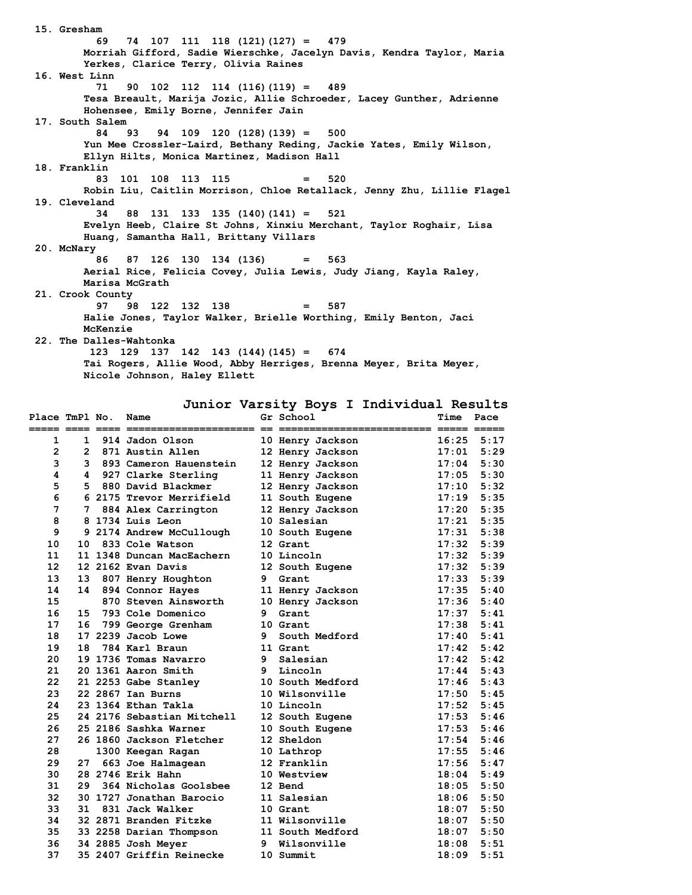15. Gresham
    69 74 107 111 118 (121)(127) = 479
    Morriah Gifford, Sadie Wierschke, Jacelyn Davis, Kendra Taylor, Maria Yerkes, Clarice Terry, Olivia Raines
16. West Linn
    71 90 102 112 114 (116)(119) = 489
    Tesa Breault, Marija Jozic, Allie Schroeder, Lacey Gunther, Adrienne Hohensee, Emily Borne, Jennifer Jain
17. South Salem
    84 93 94 109 120 (128)(139) = 500
    Yun Mee Crossler-Laird, Bethany Reding, Jackie Yates, Emily Wilson, Ellyn Hilts, Monica Martinez, Madison Hall
18. Franklin
    83 101 108 113 115 = 520
    Robin Liu, Caitlin Morrison, Chloe Retallack, Jenny Zhu, Lillie Flagel
19. Cleveland
    34 88 131 133 135 (140)(141) = 521
    Evelyn Heeb, Claire St Johns, Xinxiu Merchant, Taylor Roghair, Lisa Huang, Samantha Hall, Brittany Villars
20. McNary
    86 87 126 130 134 (136) = 563
    Aerial Rice, Felicia Covey, Julia Lewis, Judy Jiang, Kayla Raley, Marisa McGrath
21. Crook County
    97 98 122 132 138 = 587
    Halie Jones, Taylor Walker, Brielle Worthing, Emily Benton, Jaci McKenzie
22. The Dalles-Wahtonka
    123 129 137 142 143 (144)(145) = 674
    Tai Rogers, Allie Wood, Abby Herriges, Brenna Meyer, Brita Meyer, Nicole Johnson, Haley Ellett

## Junior Varsity Boys I Individual Results

| Place | TmPl | No. | Name | Gr | School | Time | Pace |
|---|---|---|---|---|---|---|---|
| 1 | 1 | 914 | Jadon Olson | 10 | Henry Jackson | 16:25 | 5:17 |
| 2 | 2 | 871 | Austin Allen | 12 | Henry Jackson | 17:01 | 5:29 |
| 3 | 3 | 893 | Cameron Hauenstein | 12 | Henry Jackson | 17:04 | 5:30 |
| 4 | 4 | 927 | Clarke Sterling | 11 | Henry Jackson | 17:05 | 5:30 |
| 5 | 5 | 880 | David Blackmer | 12 | Henry Jackson | 17:10 | 5:32 |
| 6 | 6 | 2175 | Trevor Merrifield | 11 | South Eugene | 17:19 | 5:35 |
| 7 | 7 | 884 | Alex Carrington | 12 | Henry Jackson | 17:20 | 5:35 |
| 8 | 8 | 1734 | Luis Leon | 10 | Salesian | 17:21 | 5:35 |
| 9 | 9 | 2174 | Andrew McCullough | 10 | South Eugene | 17:31 | 5:38 |
| 10 | 10 | 833 | Cole Watson | 12 | Grant | 17:32 | 5:39 |
| 11 | 11 | 1348 | Duncan MacEachern | 10 | Lincoln | 17:32 | 5:39 |
| 12 | 12 | 2162 | Evan Davis | 12 | South Eugene | 17:32 | 5:39 |
| 13 | 13 | 807 | Henry Houghton | 9 | Grant | 17:33 | 5:39 |
| 14 | 14 | 894 | Connor Hayes | 11 | Henry Jackson | 17:35 | 5:40 |
| 15 | | 870 | Steven Ainsworth | 10 | Henry Jackson | 17:36 | 5:40 |
| 16 | 15 | 793 | Cole Domenico | 9 | Grant | 17:37 | 5:41 |
| 17 | 16 | 799 | George Grenham | 10 | Grant | 17:38 | 5:41 |
| 18 | 17 | 2239 | Jacob Lowe | 9 | South Medford | 17:40 | 5:41 |
| 19 | 18 | 784 | Karl Braun | 11 | Grant | 17:42 | 5:42 |
| 20 | 19 | 1736 | Tomas Navarro | 9 | Salesian | 17:42 | 5:42 |
| 21 | 20 | 1361 | Aaron Smith | 9 | Lincoln | 17:44 | 5:43 |
| 22 | 21 | 2253 | Gabe Stanley | 10 | South Medford | 17:46 | 5:43 |
| 23 | 22 | 2867 | Ian Burns | 10 | Wilsonville | 17:50 | 5:45 |
| 24 | 23 | 1364 | Ethan Takla | 10 | Lincoln | 17:52 | 5:45 |
| 25 | 24 | 2176 | Sebastian Mitchell | 12 | South Eugene | 17:53 | 5:46 |
| 26 | 25 | 2186 | Sashka Warner | 10 | South Eugene | 17:53 | 5:46 |
| 27 | 26 | 1860 | Jackson Fletcher | 12 | Sheldon | 17:54 | 5:46 |
| 28 | | 1300 | Keegan Ragan | 10 | Lathrop | 17:55 | 5:46 |
| 29 | 27 | 663 | Joe Halmagean | 12 | Franklin | 17:56 | 5:47 |
| 30 | 28 | 2746 | Erik Hahn | 10 | Westview | 18:04 | 5:49 |
| 31 | 29 | 364 | Nicholas Goolsbee | 12 | Bend | 18:05 | 5:50 |
| 32 | 30 | 1727 | Jonathan Barocio | 11 | Salesian | 18:06 | 5:50 |
| 33 | 31 | 831 | Jack Walker | 10 | Grant | 18:07 | 5:50 |
| 34 | 32 | 2871 | Branden Fitzke | 11 | Wilsonville | 18:07 | 5:50 |
| 35 | 33 | 2258 | Darian Thompson | 11 | South Medford | 18:07 | 5:50 |
| 36 | 34 | 2885 | Josh Meyer | 9 | Wilsonville | 18:08 | 5:51 |
| 37 | 35 | 2407 | Griffin Reinecke | 10 | Summit | 18:09 | 5:51 |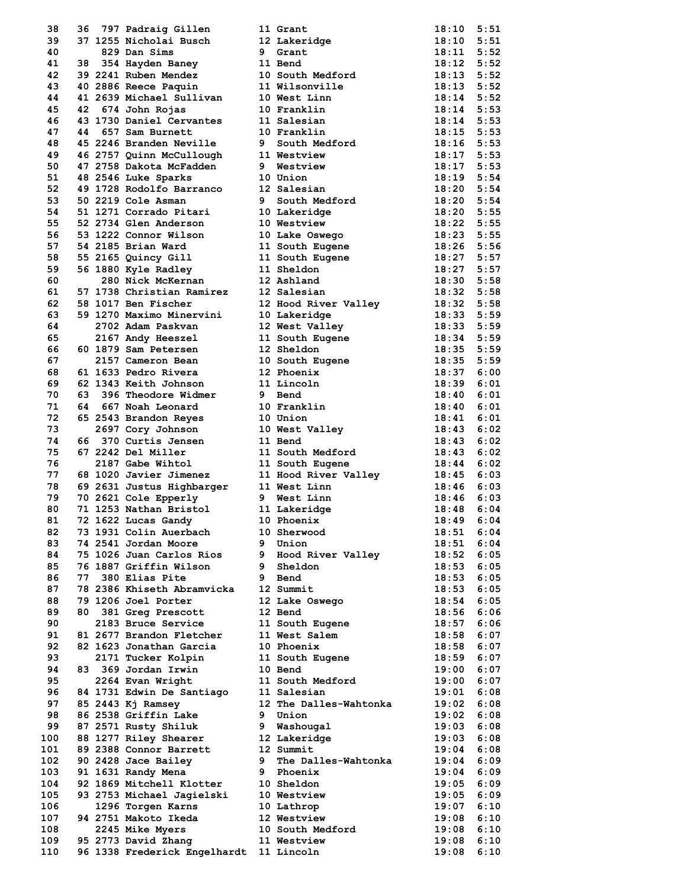| Place | Team Place | Bib | Name | Grade | School | Time | Pace |
|---|---|---|---|---|---|---|---|
| 38 | 36 | 797 | Padraig Gillen | 11 | Grant | 18:10 | 5:51 |
| 39 | 37 | 1255 | Nicholai Busch | 12 | Lakeridge | 18:10 | 5:51 |
| 40 | | 829 | Dan Sims | 9 | Grant | 18:11 | 5:52 |
| 41 | 38 | 354 | Hayden Baney | 11 | Bend | 18:12 | 5:52 |
| 42 | 39 | 2241 | Ruben Mendez | 10 | South Medford | 18:13 | 5:52 |
| 43 | 40 | 2886 | Reece Paquin | 11 | Wilsonville | 18:13 | 5:52 |
| 44 | 41 | 2639 | Michael Sullivan | 10 | West Linn | 18:14 | 5:52 |
| 45 | 42 | 674 | John Rojas | 10 | Franklin | 18:14 | 5:53 |
| 46 | 43 | 1730 | Daniel Cervantes | 11 | Salesian | 18:14 | 5:53 |
| 47 | 44 | 657 | Sam Burnett | 10 | Franklin | 18:15 | 5:53 |
| 48 | 45 | 2246 | Branden Neville | 9 | South Medford | 18:16 | 5:53 |
| 49 | 46 | 2757 | Quinn McCullough | 11 | Westview | 18:17 | 5:53 |
| 50 | 47 | 2758 | Dakota McFadden | 9 | Westview | 18:17 | 5:53 |
| 51 | 48 | 2546 | Luke Sparks | 10 | Union | 18:19 | 5:54 |
| 52 | 49 | 1728 | Rodolfo Barranco | 12 | Salesian | 18:20 | 5:54 |
| 53 | 50 | 2219 | Cole Asman | 9 | South Medford | 18:20 | 5:54 |
| 54 | 51 | 1271 | Corrado Pitari | 10 | Lakeridge | 18:20 | 5:55 |
| 55 | 52 | 2734 | Glen Anderson | 10 | Westview | 18:22 | 5:55 |
| 56 | 53 | 1222 | Connor Wilson | 10 | Lake Oswego | 18:23 | 5:55 |
| 57 | 54 | 2185 | Brian Ward | 11 | South Eugene | 18:26 | 5:56 |
| 58 | 55 | 2165 | Quincy Gill | 11 | South Eugene | 18:27 | 5:57 |
| 59 | 56 | 1880 | Kyle Radley | 11 | Sheldon | 18:27 | 5:57 |
| 60 | | 280 | Nick McKernan | 12 | Ashland | 18:30 | 5:58 |
| 61 | 57 | 1738 | Christian Ramirez | 12 | Salesian | 18:32 | 5:58 |
| 62 | 58 | 1017 | Ben Fischer | 12 | Hood River Valley | 18:32 | 5:58 |
| 63 | 59 | 1270 | Maximo Minervini | 10 | Lakeridge | 18:33 | 5:59 |
| 64 | | 2702 | Adam Paskvan | 12 | West Valley | 18:33 | 5:59 |
| 65 | | 2167 | Andy Heeszel | 11 | South Eugene | 18:34 | 5:59 |
| 66 | 60 | 1879 | Sam Petersen | 12 | Sheldon | 18:35 | 5:59 |
| 67 | | 2157 | Cameron Bean | 10 | South Eugene | 18:35 | 5:59 |
| 68 | 61 | 1633 | Pedro Rivera | 12 | Phoenix | 18:37 | 6:00 |
| 69 | 62 | 1343 | Keith Johnson | 11 | Lincoln | 18:39 | 6:01 |
| 70 | 63 | 396 | Theodore Widmer | 9 | Bend | 18:40 | 6:01 |
| 71 | 64 | 667 | Noah Leonard | 10 | Franklin | 18:40 | 6:01 |
| 72 | 65 | 2543 | Brandon Reyes | 10 | Union | 18:41 | 6:01 |
| 73 | | 2697 | Cory Johnson | 10 | West Valley | 18:43 | 6:02 |
| 74 | 66 | 370 | Curtis Jensen | 11 | Bend | 18:43 | 6:02 |
| 75 | 67 | 2242 | Del Miller | 11 | South Medford | 18:43 | 6:02 |
| 76 | | 2187 | Gabe Wihtol | 11 | South Eugene | 18:44 | 6:02 |
| 77 | 68 | 1020 | Javier Jimenez | 11 | Hood River Valley | 18:45 | 6:03 |
| 78 | 69 | 2631 | Justus Highbarger | 11 | West Linn | 18:46 | 6:03 |
| 79 | 70 | 2621 | Cole Epperly | 9 | West Linn | 18:46 | 6:03 |
| 80 | 71 | 1253 | Nathan Bristol | 11 | Lakeridge | 18:48 | 6:04 |
| 81 | 72 | 1622 | Lucas Gandy | 10 | Phoenix | 18:49 | 6:04 |
| 82 | 73 | 1931 | Colin Auerbach | 10 | Sherwood | 18:51 | 6:04 |
| 83 | 74 | 2541 | Jordan Moore | 9 | Union | 18:51 | 6:04 |
| 84 | 75 | 1026 | Juan Carlos Rios | 9 | Hood River Valley | 18:52 | 6:05 |
| 85 | 76 | 1887 | Griffin Wilson | 9 | Sheldon | 18:53 | 6:05 |
| 86 | 77 | 380 | Elias Pite | 9 | Bend | 18:53 | 6:05 |
| 87 | 78 | 2386 | Khiseth Abramvicka | 12 | Summit | 18:53 | 6:05 |
| 88 | 79 | 1206 | Joel Porter | 12 | Lake Oswego | 18:54 | 6:05 |
| 89 | 80 | 381 | Greg Prescott | 12 | Bend | 18:56 | 6:06 |
| 90 | | 2183 | Bruce Service | 11 | South Eugene | 18:57 | 6:06 |
| 91 | 81 | 2677 | Brandon Fletcher | 11 | West Salem | 18:58 | 6:07 |
| 92 | 82 | 1623 | Jonathan Garcia | 10 | Phoenix | 18:58 | 6:07 |
| 93 | | 2171 | Tucker Kolpin | 11 | South Eugene | 18:59 | 6:07 |
| 94 | 83 | 369 | Jordan Irwin | 10 | Bend | 19:00 | 6:07 |
| 95 | | 2264 | Evan Wright | 11 | South Medford | 19:00 | 6:07 |
| 96 | 84 | 1731 | Edwin De Santiago | 11 | Salesian | 19:01 | 6:08 |
| 97 | 85 | 2443 | Kj Ramsey | 12 | The Dalles-Wahtonka | 19:02 | 6:08 |
| 98 | 86 | 2538 | Griffin Lake | 9 | Union | 19:02 | 6:08 |
| 99 | 87 | 2571 | Rusty Shiluk | 9 | Washougal | 19:03 | 6:08 |
| 100 | 88 | 1277 | Riley Shearer | 12 | Lakeridge | 19:03 | 6:08 |
| 101 | 89 | 2388 | Connor Barrett | 12 | Summit | 19:04 | 6:08 |
| 102 | 90 | 2428 | Jace Bailey | 9 | The Dalles-Wahtonka | 19:04 | 6:09 |
| 103 | 91 | 1631 | Randy Mena | 9 | Phoenix | 19:04 | 6:09 |
| 104 | 92 | 1869 | Mitchell Klotter | 10 | Sheldon | 19:05 | 6:09 |
| 105 | 93 | 2753 | Michael Jagielski | 10 | Westview | 19:05 | 6:09 |
| 106 | | 1296 | Torgen Karns | 10 | Lathrop | 19:07 | 6:10 |
| 107 | 94 | 2751 | Makoto Ikeda | 12 | Westview | 19:08 | 6:10 |
| 108 | | 2245 | Mike Myers | 10 | South Medford | 19:08 | 6:10 |
| 109 | 95 | 2773 | David Zhang | 11 | Westview | 19:08 | 6:10 |
| 110 | 96 | 1338 | Frederick Engelhardt | 11 | Lincoln | 19:08 | 6:10 |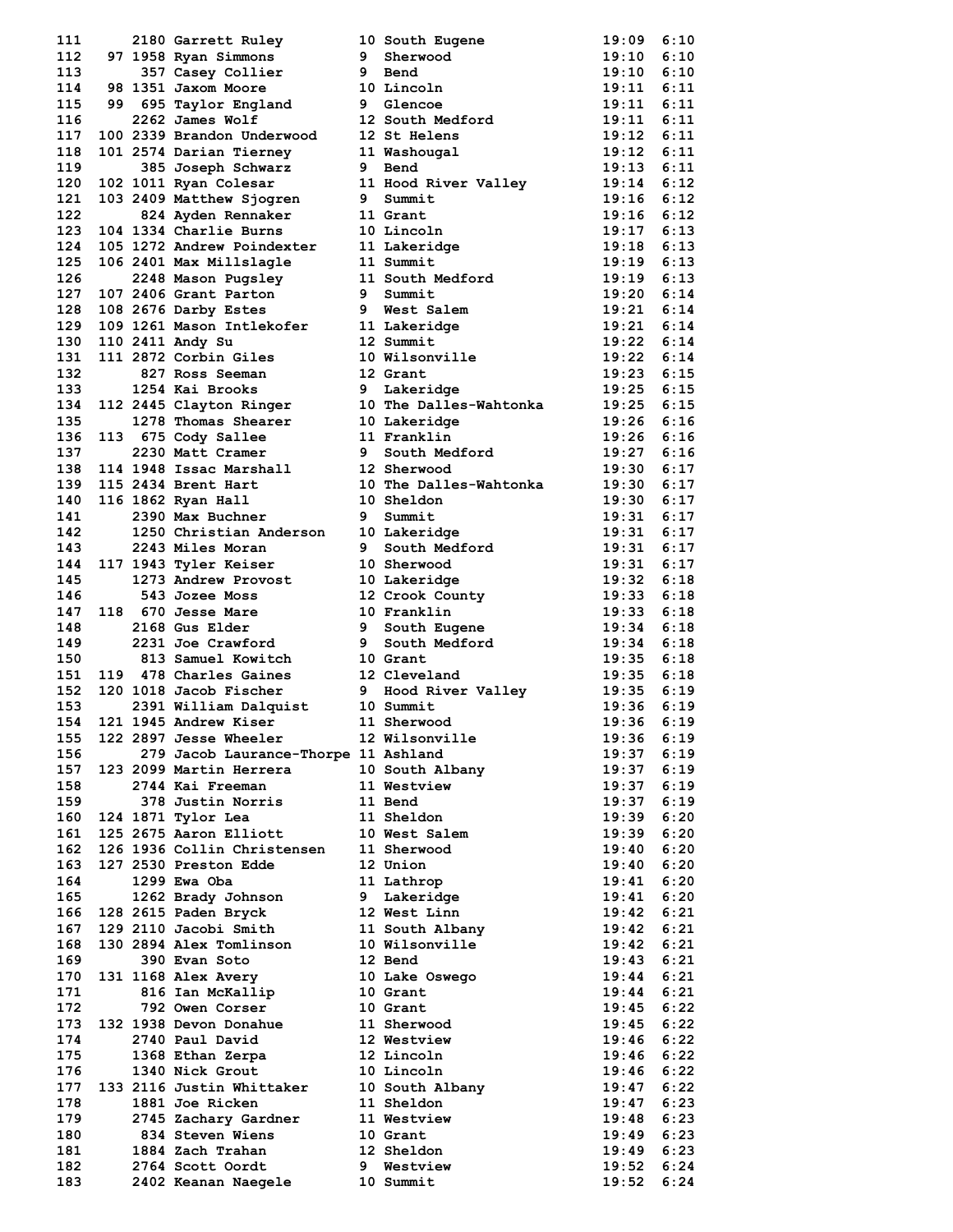| Place | Team Place | Bib | Name | Grade | School | Time | Pace |
|---|---|---|---|---|---|---|---|
| 111 | | 2180 | Garrett Ruley | 10 | South Eugene | 19:09 | 6:10 |
| 112 | 97 | 1958 | Ryan Simmons | 9 | Sherwood | 19:10 | 6:10 |
| 113 | | 357 | Casey Collier | 9 | Bend | 19:10 | 6:10 |
| 114 | 98 | 1351 | Jaxom Moore | 10 | Lincoln | 19:11 | 6:11 |
| 115 | 99 | 695 | Taylor England | 9 | Glencoe | 19:11 | 6:11 |
| 116 | | 2262 | James Wolf | 12 | South Medford | 19:11 | 6:11 |
| 117 | 100 | 2339 | Brandon Underwood | 12 | St Helens | 19:12 | 6:11 |
| 118 | 101 | 2574 | Darian Tierney | 11 | Washougal | 19:12 | 6:11 |
| 119 | | 385 | Joseph Schwarz | 9 | Bend | 19:13 | 6:11 |
| 120 | 102 | 1011 | Ryan Colesar | 11 | Hood River Valley | 19:14 | 6:12 |
| 121 | 103 | 2409 | Matthew Sjogren | 9 | Summit | 19:16 | 6:12 |
| 122 | | 824 | Ayden Rennaker | 11 | Grant | 19:16 | 6:12 |
| 123 | 104 | 1334 | Charlie Burns | 10 | Lincoln | 19:17 | 6:13 |
| 124 | 105 | 1272 | Andrew Poindexter | 11 | Lakeridge | 19:18 | 6:13 |
| 125 | 106 | 2401 | Max Millslagle | 11 | Summit | 19:19 | 6:13 |
| 126 | | 2248 | Mason Pugsley | 11 | South Medford | 19:19 | 6:13 |
| 127 | 107 | 2406 | Grant Parton | 9 | Summit | 19:20 | 6:14 |
| 128 | 108 | 2676 | Darby Estes | 9 | West Salem | 19:21 | 6:14 |
| 129 | 109 | 1261 | Mason Intlekofer | 11 | Lakeridge | 19:21 | 6:14 |
| 130 | 110 | 2411 | Andy Su | 12 | Summit | 19:22 | 6:14 |
| 131 | 111 | 2872 | Corbin Giles | 10 | Wilsonville | 19:22 | 6:14 |
| 132 | | 827 | Ross Seeman | 12 | Grant | 19:23 | 6:15 |
| 133 | | 1254 | Kai Brooks | 9 | Lakeridge | 19:25 | 6:15 |
| 134 | 112 | 2445 | Clayton Ringer | 10 | The Dalles-Wahtonka | 19:25 | 6:15 |
| 135 | | 1278 | Thomas Shearer | 10 | Lakeridge | 19:26 | 6:16 |
| 136 | 113 | 675 | Cody Sallee | 11 | Franklin | 19:26 | 6:16 |
| 137 | | 2230 | Matt Cramer | 9 | South Medford | 19:27 | 6:16 |
| 138 | 114 | 1948 | Issac Marshall | 12 | Sherwood | 19:30 | 6:17 |
| 139 | 115 | 2434 | Brent Hart | 10 | The Dalles-Wahtonka | 19:30 | 6:17 |
| 140 | 116 | 1862 | Ryan Hall | 10 | Sheldon | 19:30 | 6:17 |
| 141 | | 2390 | Max Buchner | 9 | Summit | 19:31 | 6:17 |
| 142 | | 1250 | Christian Anderson | 10 | Lakeridge | 19:31 | 6:17 |
| 143 | | 2243 | Miles Moran | 9 | South Medford | 19:31 | 6:17 |
| 144 | 117 | 1943 | Tyler Keiser | 10 | Sherwood | 19:31 | 6:17 |
| 145 | | 1273 | Andrew Provost | 10 | Lakeridge | 19:32 | 6:18 |
| 146 | | 543 | Jozee Moss | 12 | Crook County | 19:33 | 6:18 |
| 147 | 118 | 670 | Jesse Mare | 10 | Franklin | 19:33 | 6:18 |
| 148 | | 2168 | Gus Elder | 9 | South Eugene | 19:34 | 6:18 |
| 149 | | 2231 | Joe Crawford | 9 | South Medford | 19:34 | 6:18 |
| 150 | | 813 | Samuel Kowitch | 10 | Grant | 19:35 | 6:18 |
| 151 | 119 | 478 | Charles Gaines | 12 | Cleveland | 19:35 | 6:18 |
| 152 | 120 | 1018 | Jacob Fischer | 9 | Hood River Valley | 19:35 | 6:19 |
| 153 | | 2391 | William Dalquist | 10 | Summit | 19:36 | 6:19 |
| 154 | 121 | 1945 | Andrew Kiser | 11 | Sherwood | 19:36 | 6:19 |
| 155 | 122 | 2897 | Jesse Wheeler | 12 | Wilsonville | 19:36 | 6:19 |
| 156 | | 279 | Jacob Laurance-Thorpe | 11 | Ashland | 19:37 | 6:19 |
| 157 | 123 | 2099 | Martin Herrera | 10 | South Albany | 19:37 | 6:19 |
| 158 | | 2744 | Kai Freeman | 11 | Westview | 19:37 | 6:19 |
| 159 | | 378 | Justin Norris | 11 | Bend | 19:37 | 6:19 |
| 160 | 124 | 1871 | Tylor Lea | 11 | Sheldon | 19:39 | 6:20 |
| 161 | 125 | 2675 | Aaron Elliott | 10 | West Salem | 19:39 | 6:20 |
| 162 | 126 | 1936 | Collin Christensen | 11 | Sherwood | 19:40 | 6:20 |
| 163 | 127 | 2530 | Preston Edde | 12 | Union | 19:40 | 6:20 |
| 164 | | 1299 | Ewa Oba | 11 | Lathrop | 19:41 | 6:20 |
| 165 | | 1262 | Brady Johnson | 9 | Lakeridge | 19:41 | 6:20 |
| 166 | 128 | 2615 | Paden Bryck | 12 | West Linn | 19:42 | 6:21 |
| 167 | 129 | 2110 | Jacobi Smith | 11 | South Albany | 19:42 | 6:21 |
| 168 | 130 | 2894 | Alex Tomlinson | 10 | Wilsonville | 19:42 | 6:21 |
| 169 | | 390 | Evan Soto | 12 | Bend | 19:43 | 6:21 |
| 170 | 131 | 1168 | Alex Avery | 10 | Lake Oswego | 19:44 | 6:21 |
| 171 | | 816 | Ian McKallip | 10 | Grant | 19:44 | 6:21 |
| 172 | | 792 | Owen Corser | 10 | Grant | 19:45 | 6:22 |
| 173 | 132 | 1938 | Devon Donahue | 11 | Sherwood | 19:45 | 6:22 |
| 174 | | 2740 | Paul David | 12 | Westview | 19:46 | 6:22 |
| 175 | | 1368 | Ethan Zerpa | 12 | Lincoln | 19:46 | 6:22 |
| 176 | | 1340 | Nick Grout | 10 | Lincoln | 19:46 | 6:22 |
| 177 | 133 | 2116 | Justin Whittaker | 10 | South Albany | 19:47 | 6:22 |
| 178 | | 1881 | Joe Ricken | 11 | Sheldon | 19:47 | 6:23 |
| 179 | | 2745 | Zachary Gardner | 11 | Westview | 19:48 | 6:23 |
| 180 | | 834 | Steven Wiens | 10 | Grant | 19:49 | 6:23 |
| 181 | | 1884 | Zach Trahan | 12 | Sheldon | 19:49 | 6:23 |
| 182 | | 2764 | Scott Oordt | 9 | Westview | 19:52 | 6:24 |
| 183 | | 2402 | Keanan Naegele | 10 | Summit | 19:52 | 6:24 |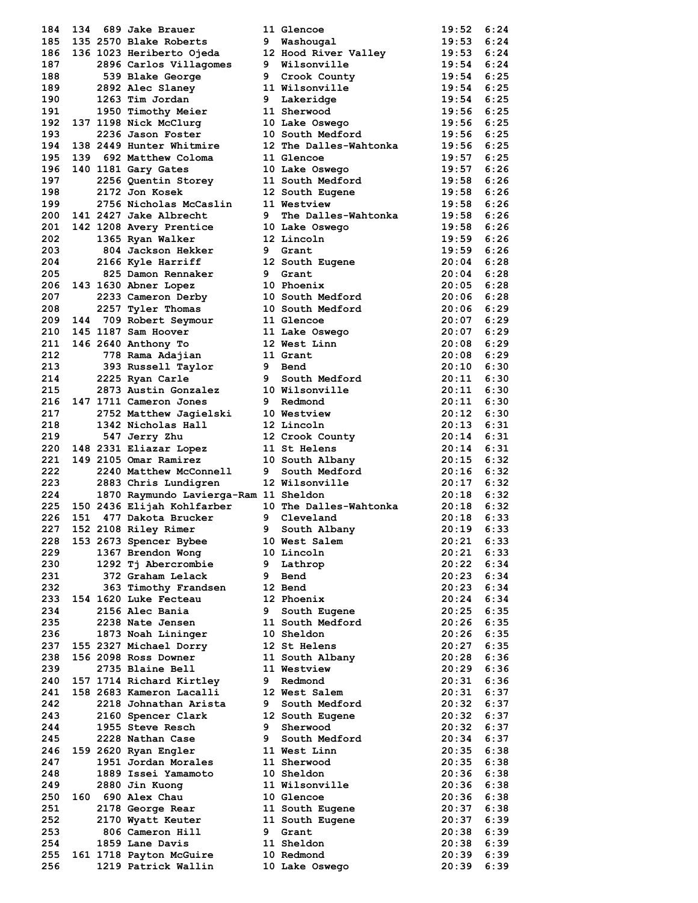| | | | | | | | |
|---|---|---|---|---|---|---|---|
| 184 | 134 | 689 | Jake Brauer | 11 | Glencoe | 19:52 | 6:24 |
| 185 | 135 | 2570 | Blake Roberts | 9 | Washougal | 19:53 | 6:24 |
| 186 | 136 | 1023 | Heriberto Ojeda | 12 | Hood River Valley | 19:53 | 6:24 |
| 187 | | 2896 | Carlos Villagomes | 9 | Wilsonville | 19:54 | 6:24 |
| 188 | | 539 | Blake George | 9 | Crook County | 19:54 | 6:25 |
| 189 | | 2892 | Alec Slaney | 11 | Wilsonville | 19:54 | 6:25 |
| 190 | | 1263 | Tim Jordan | 9 | Lakeridge | 19:54 | 6:25 |
| 191 | | 1950 | Timothy Meier | 11 | Sherwood | 19:56 | 6:25 |
| 192 | 137 | 1198 | Nick McClurg | 10 | Lake Oswego | 19:56 | 6:25 |
| 193 | | 2236 | Jason Foster | 10 | South Medford | 19:56 | 6:25 |
| 194 | 138 | 2449 | Hunter Whitmire | 12 | The Dalles-Wahtonka | 19:56 | 6:25 |
| 195 | 139 | 692 | Matthew Coloma | 11 | Glencoe | 19:57 | 6:25 |
| 196 | 140 | 1181 | Gary Gates | 10 | Lake Oswego | 19:57 | 6:26 |
| 197 | | 2256 | Quentin Storey | 11 | South Medford | 19:58 | 6:26 |
| 198 | | 2172 | Jon Kosek | 12 | South Eugene | 19:58 | 6:26 |
| 199 | | 2756 | Nicholas McCaslin | 11 | Westview | 19:58 | 6:26 |
| 200 | 141 | 2427 | Jake Albrecht | 9 | The Dalles-Wahtonka | 19:58 | 6:26 |
| 201 | 142 | 1208 | Avery Prentice | 10 | Lake Oswego | 19:58 | 6:26 |
| 202 | | 1365 | Ryan Walker | 12 | Lincoln | 19:59 | 6:26 |
| 203 | | 804 | Jackson Hekker | 9 | Grant | 19:59 | 6:26 |
| 204 | | 2166 | Kyle Harriff | 12 | South Eugene | 20:04 | 6:28 |
| 205 | | 825 | Damon Rennaker | 9 | Grant | 20:04 | 6:28 |
| 206 | 143 | 1630 | Abner Lopez | 10 | Phoenix | 20:05 | 6:28 |
| 207 | | 2233 | Cameron Derby | 10 | South Medford | 20:06 | 6:28 |
| 208 | | 2257 | Tyler Thomas | 10 | South Medford | 20:06 | 6:29 |
| 209 | 144 | 709 | Robert Seymour | 11 | Glencoe | 20:07 | 6:29 |
| 210 | 145 | 1187 | Sam Hoover | 11 | Lake Oswego | 20:07 | 6:29 |
| 211 | 146 | 2640 | Anthony To | 12 | West Linn | 20:08 | 6:29 |
| 212 | | 778 | Rama Adajian | 11 | Grant | 20:08 | 6:29 |
| 213 | | 393 | Russell Taylor | 9 | Bend | 20:10 | 6:30 |
| 214 | | 2225 | Ryan Carle | 9 | South Medford | 20:11 | 6:30 |
| 215 | | 2873 | Austin Gonzalez | 10 | Wilsonville | 20:11 | 6:30 |
| 216 | 147 | 1711 | Cameron Jones | 9 | Redmond | 20:11 | 6:30 |
| 217 | | 2752 | Matthew Jagielski | 10 | Westview | 20:12 | 6:30 |
| 218 | | 1342 | Nicholas Hall | 12 | Lincoln | 20:13 | 6:31 |
| 219 | | 547 | Jerry Zhu | 12 | Crook County | 20:14 | 6:31 |
| 220 | 148 | 2331 | Eliazar Lopez | 11 | St Helens | 20:14 | 6:31 |
| 221 | 149 | 2105 | Omar Ramirez | 10 | South Albany | 20:15 | 6:32 |
| 222 | | 2240 | Matthew McConnell | 9 | South Medford | 20:16 | 6:32 |
| 223 | | 2883 | Chris Lundigren | 12 | Wilsonville | 20:17 | 6:32 |
| 224 | | 1870 | Raymundo Lavierga-Ram | 11 | Sheldon | 20:18 | 6:32 |
| 225 | 150 | 2436 | Elijah Kohlfarber | 10 | The Dalles-Wahtonka | 20:18 | 6:32 |
| 226 | 151 | 477 | Dakota Brucker | 9 | Cleveland | 20:18 | 6:33 |
| 227 | 152 | 2108 | Riley Rimer | 9 | South Albany | 20:19 | 6:33 |
| 228 | 153 | 2673 | Spencer Bybee | 10 | West Salem | 20:21 | 6:33 |
| 229 | | 1367 | Brendon Wong | 10 | Lincoln | 20:21 | 6:33 |
| 230 | | 1292 | Tj Abercrombie | 9 | Lathrop | 20:22 | 6:34 |
| 231 | | 372 | Graham Lelack | 9 | Bend | 20:23 | 6:34 |
| 232 | | 363 | Timothy Frandsen | 12 | Bend | 20:23 | 6:34 |
| 233 | 154 | 1620 | Luke Fecteau | 12 | Phoenix | 20:24 | 6:34 |
| 234 | | 2156 | Alec Bania | 9 | South Eugene | 20:25 | 6:35 |
| 235 | | 2238 | Nate Jensen | 11 | South Medford | 20:26 | 6:35 |
| 236 | | 1873 | Noah Lininger | 10 | Sheldon | 20:26 | 6:35 |
| 237 | 155 | 2327 | Michael Dorry | 12 | St Helens | 20:27 | 6:35 |
| 238 | 156 | 2098 | Ross Downer | 11 | South Albany | 20:28 | 6:36 |
| 239 | | 2735 | Blaine Bell | 11 | Westview | 20:29 | 6:36 |
| 240 | 157 | 1714 | Richard Kirtley | 9 | Redmond | 20:31 | 6:36 |
| 241 | 158 | 2683 | Kameron Lacalli | 12 | West Salem | 20:31 | 6:37 |
| 242 | | 2218 | Johnathan Arista | 9 | South Medford | 20:32 | 6:37 |
| 243 | | 2160 | Spencer Clark | 12 | South Eugene | 20:32 | 6:37 |
| 244 | | 1955 | Steve Resch | 9 | Sherwood | 20:32 | 6:37 |
| 245 | | 2228 | Nathan Case | 9 | South Medford | 20:34 | 6:37 |
| 246 | 159 | 2620 | Ryan Engler | 11 | West Linn | 20:35 | 6:38 |
| 247 | | 1951 | Jordan Morales | 11 | Sherwood | 20:35 | 6:38 |
| 248 | | 1889 | Issei Yamamoto | 10 | Sheldon | 20:36 | 6:38 |
| 249 | | 2880 | Jin Kuong | 11 | Wilsonville | 20:36 | 6:38 |
| 250 | 160 | 690 | Alex Chau | 10 | Glencoe | 20:36 | 6:38 |
| 251 | | 2178 | George Rear | 11 | South Eugene | 20:37 | 6:38 |
| 252 | | 2170 | Wyatt Keuter | 11 | South Eugene | 20:37 | 6:39 |
| 253 | | 806 | Cameron Hill | 9 | Grant | 20:38 | 6:39 |
| 254 | | 1859 | Lane Davis | 11 | Sheldon | 20:38 | 6:39 |
| 255 | 161 | 1718 | Payton McGuire | 10 | Redmond | 20:39 | 6:39 |
| 256 | | 1219 | Patrick Wallin | 10 | Lake Oswego | 20:39 | 6:39 |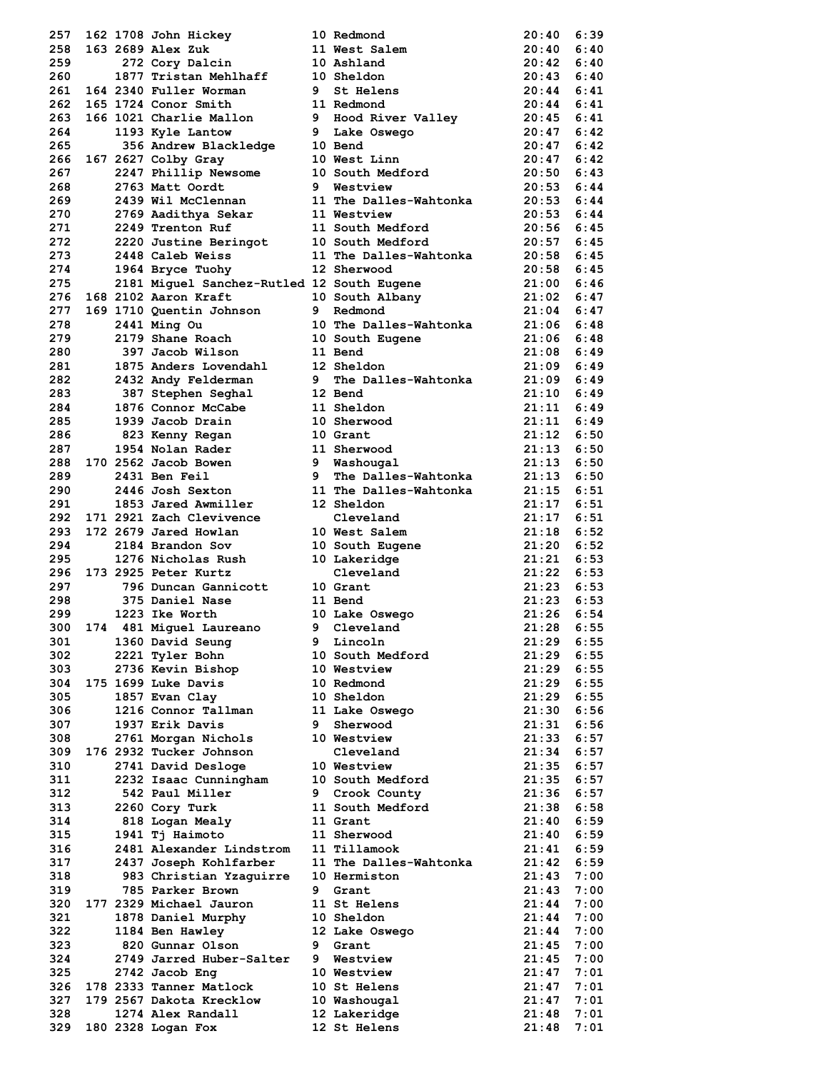```
257  162 1708 John Hickey           10 Redmond              20:40  6:39
258  163 2689 Alex Zuk              11 West Salem           20:40  6:40
259       272 Cory Dalcin           10 Ashland              20:42  6:40
260      1877 Tristan Mehlhaff      10 Sheldon              20:43  6:40
261  164 2340 Fuller Worman         9  St Helens            20:44  6:41
262  165 1724 Conor Smith           11 Redmond              20:44  6:41
263  166 1021 Charlie Mallon        9  Hood River Valley    20:45  6:41
264      1193 Kyle Lantow           9  Lake Oswego          20:47  6:42
265       356 Andrew Blackledge     10 Bend                 20:47  6:42
266  167 2627 Colby Gray            10 West Linn            20:47  6:42
267      2247 Phillip Newsome       10 South Medford        20:50  6:43
268      2763 Matt Oordt            9  Westview             20:53  6:44
269      2439 Wil McClennan         11 The Dalles-Wahtonka  20:53  6:44
270      2769 Aadithya Sekar        11 Westview             20:53  6:44
271      2249 Trenton Ruf           11 South Medford        20:56  6:45
272      2220 Justine Beringot      10 South Medford        20:57  6:45
273      2448 Caleb Weiss           11 The Dalles-Wahtonka  20:58  6:45
274      1964 Bryce Tuohy           12 Sherwood             20:58  6:45
275      2181 Miguel Sanchez-Rutled 12 South Eugene         21:00  6:46
276  168 2102 Aaron Kraft           10 South Albany         21:02  6:47
277  169 1710 Quentin Johnson       9  Redmond              21:04  6:47
278      2441 Ming Ou               10 The Dalles-Wahtonka  21:06  6:48
279      2179 Shane Roach           10 South Eugene         21:06  6:48
280       397 Jacob Wilson          11 Bend                 21:08  6:49
281      1875 Anders Lovendahl      12 Sheldon              21:09  6:49
282      2432 Andy Felderman        9  The Dalles-Wahtonka  21:09  6:49
283       387 Stephen Seghal        12 Bend                 21:10  6:49
284      1876 Connor McCabe         11 Sheldon              21:11  6:49
285      1939 Jacob Drain           10 Sherwood             21:11  6:49
286       823 Kenny Regan           10 Grant                21:12  6:50
287      1954 Nolan Rader           11 Sherwood             21:13  6:50
288  170 2562 Jacob Bowen           9  Washougal            21:13  6:50
289      2431 Ben Feil              9  The Dalles-Wahtonka  21:13  6:50
290      2446 Josh Sexton           11 The Dalles-Wahtonka  21:15  6:51
291      1853 Jared Awmiller        12 Sheldon              21:17  6:51
292  171 2921 Zach Clevivence          Cleveland            21:17  6:51
293  172 2679 Jared Howlan          10 West Salem           21:18  6:52
294      2184 Brandon Sov           10 South Eugene         21:20  6:52
295      1276 Nicholas Rush         10 Lakeridge            21:21  6:53
296  173 2925 Peter Kurtz              Cleveland            21:22  6:53
297       796 Duncan Gannicott      10 Grant                21:23  6:53
298       375 Daniel Nase           11 Bend                 21:23  6:53
299      1223 Ike Worth             10 Lake Oswego          21:26  6:54
300  174  481 Miguel Laureano       9  Cleveland            21:28  6:55
301      1360 David Seung           9  Lincoln              21:29  6:55
302      2221 Tyler Bohn            10 South Medford        21:29  6:55
303      2736 Kevin Bishop          10 Westview             21:29  6:55
304  175 1699 Luke Davis            10 Redmond              21:29  6:55
305      1857 Evan Clay             10 Sheldon              21:29  6:55
306      1216 Connor Tallman        11 Lake Oswego          21:30  6:56
307      1937 Erik Davis            9  Sherwood             21:31  6:56
308      2761 Morgan Nichols        10 Westview             21:33  6:57
309  176 2932 Tucker Johnson           Cleveland            21:34  6:57
310      2741 David Desloge         10 Westview             21:35  6:57
311      2232 Isaac Cunningham      10 South Medford        21:35  6:57
312       542 Paul Miller           9  Crook County         21:36  6:57
313      2260 Cory Turk             11 South Medford        21:38  6:58
314       818 Logan Mealy           11 Grant                21:40  6:59
315      1941 Tj Haimoto            11 Sherwood             21:40  6:59
316      2481 Alexander Lindstrom   11 Tillamook            21:41  6:59
317      2437 Joseph Kohlfarber     11 The Dalles-Wahtonka  21:42  6:59
318       983 Christian Yzaguirre   10 Hermiston            21:43  7:00
319       785 Parker Brown          9  Grant                21:43  7:00
320  177 2329 Michael Jauron        11 St Helens            21:44  7:00
321      1878 Daniel Murphy         10 Sheldon              21:44  7:00
322      1184 Ben Hawley            12 Lake Oswego          21:44  7:00
323       820 Gunnar Olson          9  Grant                21:45  7:00
324      2749 Jarred Huber-Salter   9  Westview             21:45  7:00
325      2742 Jacob Eng             10 Westview             21:47  7:01
326  178 2333 Tanner Matlock        10 St Helens            21:47  7:01
327  179 2567 Dakota Krecklow       10 Washougal            21:47  7:01
328      1274 Alex Randall          12 Lakeridge            21:48  7:01
329  180 2328 Logan Fox             12 St Helens            21:48  7:01
```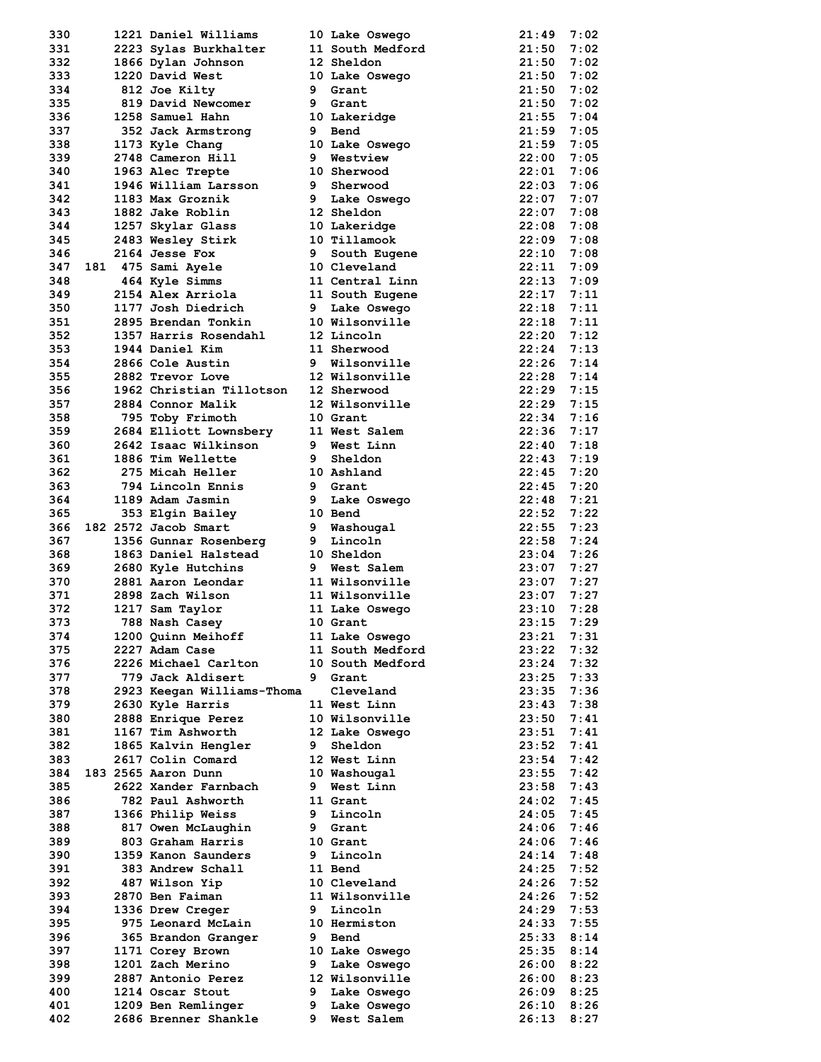| Place | Team Place | Bib | Name | Grade | School | Time | Pace |
|---|---|---|---|---|---|---|---|
| 330 | | 1221 | Daniel Williams | 10 | Lake Oswego | 21:49 | 7:02 |
| 331 | | 2223 | Sylas Burkhalter | 11 | South Medford | 21:50 | 7:02 |
| 332 | | 1866 | Dylan Johnson | 12 | Sheldon | 21:50 | 7:02 |
| 333 | | 1220 | David West | 10 | Lake Oswego | 21:50 | 7:02 |
| 334 | | 812 | Joe Kilty | 9 | Grant | 21:50 | 7:02 |
| 335 | | 819 | David Newcomer | 9 | Grant | 21:50 | 7:02 |
| 336 | | 1258 | Samuel Hahn | 10 | Lakeridge | 21:55 | 7:04 |
| 337 | | 352 | Jack Armstrong | 9 | Bend | 21:59 | 7:05 |
| 338 | | 1173 | Kyle Chang | 10 | Lake Oswego | 21:59 | 7:05 |
| 339 | | 2748 | Cameron Hill | 9 | Westview | 22:00 | 7:05 |
| 340 | | 1963 | Alec Trepte | 10 | Sherwood | 22:01 | 7:06 |
| 341 | | 1946 | William Larsson | 9 | Sherwood | 22:03 | 7:06 |
| 342 | | 1183 | Max Groznik | 9 | Lake Oswego | 22:07 | 7:07 |
| 343 | | 1882 | Jake Roblin | 12 | Sheldon | 22:07 | 7:08 |
| 344 | | 1257 | Skylar Glass | 10 | Lakeridge | 22:08 | 7:08 |
| 345 | | 2483 | Wesley Stirk | 10 | Tillamook | 22:09 | 7:08 |
| 346 | | 2164 | Jesse Fox | 9 | South Eugene | 22:10 | 7:08 |
| 347 | 181 | 475 | Sami Ayele | 10 | Cleveland | 22:11 | 7:09 |
| 348 | | 464 | Kyle Simms | 11 | Central Linn | 22:13 | 7:09 |
| 349 | | 2154 | Alex Arriola | 11 | South Eugene | 22:17 | 7:11 |
| 350 | | 1177 | Josh Diedrich | 9 | Lake Oswego | 22:18 | 7:11 |
| 351 | | 2895 | Brendan Tonkin | 10 | Wilsonville | 22:18 | 7:11 |
| 352 | | 1357 | Harris Rosendahl | 12 | Lincoln | 22:20 | 7:12 |
| 353 | | 1944 | Daniel Kim | 11 | Sherwood | 22:24 | 7:13 |
| 354 | | 2866 | Cole Austin | 9 | Wilsonville | 22:26 | 7:14 |
| 355 | | 2882 | Trevor Love | 12 | Wilsonville | 22:28 | 7:14 |
| 356 | | 1962 | Christian Tillotson | 12 | Sherwood | 22:29 | 7:15 |
| 357 | | 2884 | Connor Malik | 12 | Wilsonville | 22:29 | 7:15 |
| 358 | | 795 | Toby Frimoth | 10 | Grant | 22:34 | 7:16 |
| 359 | | 2684 | Elliott Lownsbery | 11 | West Salem | 22:36 | 7:17 |
| 360 | | 2642 | Isaac Wilkinson | 9 | West Linn | 22:40 | 7:18 |
| 361 | | 1886 | Tim Wellette | 9 | Sheldon | 22:43 | 7:19 |
| 362 | | 275 | Micah Heller | 10 | Ashland | 22:45 | 7:20 |
| 363 | | 794 | Lincoln Ennis | 9 | Grant | 22:45 | 7:20 |
| 364 | | 1189 | Adam Jasmin | 9 | Lake Oswego | 22:48 | 7:21 |
| 365 | | 353 | Elgin Bailey | 10 | Bend | 22:52 | 7:22 |
| 366 | 182 | 2572 | Jacob Smart | 9 | Washougal | 22:55 | 7:23 |
| 367 | | 1356 | Gunnar Rosenberg | 9 | Lincoln | 22:58 | 7:24 |
| 368 | | 1863 | Daniel Halstead | 10 | Sheldon | 23:04 | 7:26 |
| 369 | | 2680 | Kyle Hutchins | 9 | West Salem | 23:07 | 7:27 |
| 370 | | 2881 | Aaron Leondar | 11 | Wilsonville | 23:07 | 7:27 |
| 371 | | 2898 | Zach Wilson | 11 | Wilsonville | 23:07 | 7:27 |
| 372 | | 1217 | Sam Taylor | 11 | Lake Oswego | 23:10 | 7:28 |
| 373 | | 788 | Nash Casey | 10 | Grant | 23:15 | 7:29 |
| 374 | | 1200 | Quinn Meihoff | 11 | Lake Oswego | 23:21 | 7:31 |
| 375 | | 2227 | Adam Case | 11 | South Medford | 23:22 | 7:32 |
| 376 | | 2226 | Michael Carlton | 10 | South Medford | 23:24 | 7:32 |
| 377 | | 779 | Jack Aldisert | 9 | Grant | 23:25 | 7:33 |
| 378 | | 2923 | Keegan Williams-Thoma | | Cleveland | 23:35 | 7:36 |
| 379 | | 2630 | Kyle Harris | 11 | West Linn | 23:43 | 7:38 |
| 380 | | 2888 | Enrique Perez | 10 | Wilsonville | 23:50 | 7:41 |
| 381 | | 1167 | Tim Ashworth | 12 | Lake Oswego | 23:51 | 7:41 |
| 382 | | 1865 | Kalvin Hengler | 9 | Sheldon | 23:52 | 7:41 |
| 383 | | 2617 | Colin Comard | 12 | West Linn | 23:54 | 7:42 |
| 384 | 183 | 2565 | Aaron Dunn | 10 | Washougal | 23:55 | 7:42 |
| 385 | | 2622 | Xander Farnbach | 9 | West Linn | 23:58 | 7:43 |
| 386 | | 782 | Paul Ashworth | 11 | Grant | 24:02 | 7:45 |
| 387 | | 1366 | Philip Weiss | 9 | Lincoln | 24:05 | 7:45 |
| 388 | | 817 | Owen McLaughin | 9 | Grant | 24:06 | 7:46 |
| 389 | | 803 | Graham Harris | 10 | Grant | 24:06 | 7:46 |
| 390 | | 1359 | Kanon Saunders | 9 | Lincoln | 24:14 | 7:48 |
| 391 | | 383 | Andrew Schall | 11 | Bend | 24:25 | 7:52 |
| 392 | | 487 | Wilson Yip | 10 | Cleveland | 24:26 | 7:52 |
| 393 | | 2870 | Ben Faiman | 11 | Wilsonville | 24:26 | 7:52 |
| 394 | | 1336 | Drew Creger | 9 | Lincoln | 24:29 | 7:53 |
| 395 | | 975 | Leonard McLain | 10 | Hermiston | 24:33 | 7:55 |
| 396 | | 365 | Brandon Granger | 9 | Bend | 25:33 | 8:14 |
| 397 | | 1171 | Corey Brown | 10 | Lake Oswego | 25:35 | 8:14 |
| 398 | | 1201 | Zach Merino | 9 | Lake Oswego | 26:00 | 8:22 |
| 399 | | 2887 | Antonio Perez | 12 | Wilsonville | 26:00 | 8:23 |
| 400 | | 1214 | Oscar Stout | 9 | Lake Oswego | 26:09 | 8:25 |
| 401 | | 1209 | Ben Remlinger | 9 | Lake Oswego | 26:10 | 8:26 |
| 402 | | 2686 | Brenner Shankle | 9 | West Salem | 26:13 | 8:27 |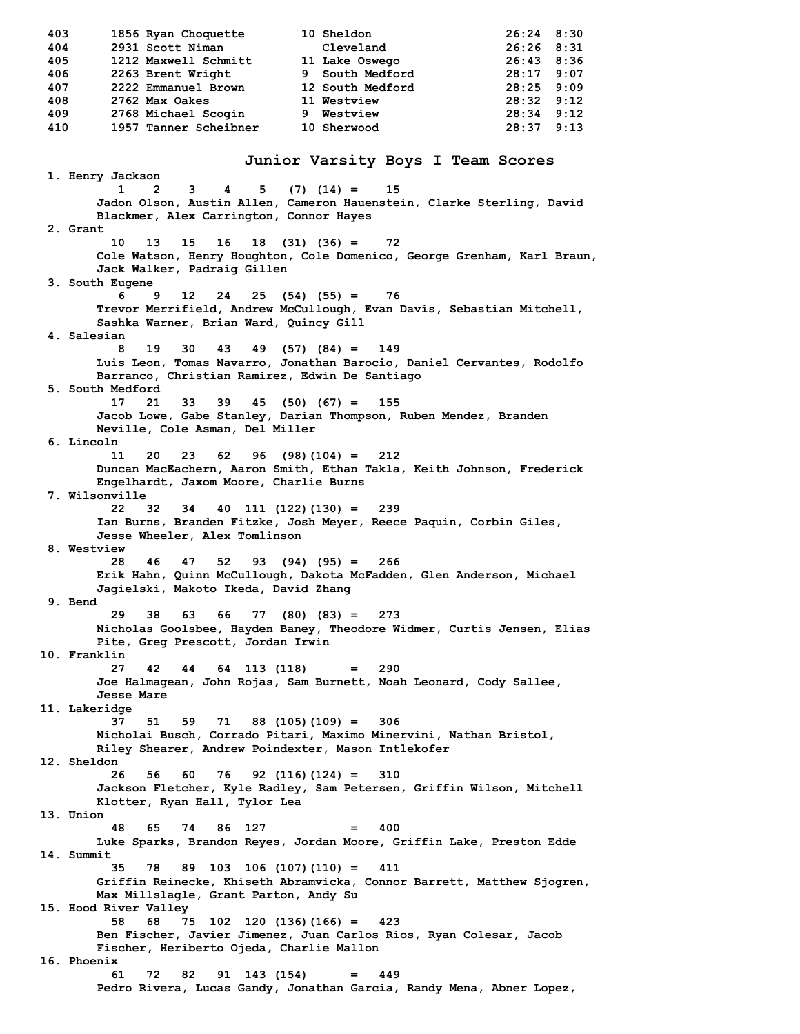```
403      1856 Ryan Choquette        10 Sheldon                   26:24  8:30
404      2931 Scott Niman              Cleveland                 26:26  8:31
405      1212 Maxwell Schmitt       11 Lake Oswego               26:43  8:36
406      2263 Brent Wright          9  South Medford             28:17  9:07
407      2222 Emmanuel Brown        12 South Medford             28:25  9:09
408      2762 Max Oakes             11 Westview                  28:32  9:12
409      2768 Michael Scogin        9  Westview                  28:34  9:12
410      1957 Tanner Scheibner      10 Sherwood                  28:37  9:13
```

## Junior Varsity Boys I Team Scores

```
 1. Henry Jackson
          1    2    3    4    5   (7) (14) =    15
       Jadon Olson, Austin Allen, Cameron Hauenstein, Clarke Sterling, David
       Blackmer, Alex Carrington, Connor Hayes
 2. Grant
         10   13   15   16   18  (31) (36) =    72
       Cole Watson, Henry Houghton, Cole Domenico, George Grenham, Karl Braun,
       Jack Walker, Padraig Gillen
 3. South Eugene
          6    9   12   24   25  (54) (55) =    76
       Trevor Merrifield, Andrew McCullough, Evan Davis, Sebastian Mitchell,
       Sashka Warner, Brian Ward, Quincy Gill
 4. Salesian
          8   19   30   43   49  (57) (84) =   149
       Luis Leon, Tomas Navarro, Jonathan Barocio, Daniel Cervantes, Rodolfo
       Barranco, Christian Ramirez, Edwin De Santiago
 5. South Medford
         17   21   33   39   45  (50) (67) =   155
       Jacob Lowe, Gabe Stanley, Darian Thompson, Ruben Mendez, Branden
       Neville, Cole Asman, Del Miller
 6. Lincoln
         11   20   23   62   96  (98)(104) =   212
       Duncan MacEachern, Aaron Smith, Ethan Takla, Keith Johnson, Frederick
       Engelhardt, Jaxom Moore, Charlie Burns
 7. Wilsonville
         22   32   34   40  111 (122)(130) =   239
       Ian Burns, Branden Fitzke, Josh Meyer, Reece Paquin, Corbin Giles,
       Jesse Wheeler, Alex Tomlinson
 8. Westview
         28   46   47   52   93  (94) (95) =   266
       Erik Hahn, Quinn McCullough, Dakota McFadden, Glen Anderson, Michael
       Jagielski, Makoto Ikeda, David Zhang
 9. Bend
         29   38   63   66   77  (80) (83) =   273
       Nicholas Goolsbee, Hayden Baney, Theodore Widmer, Curtis Jensen, Elias
       Pite, Greg Prescott, Jordan Irwin
10. Franklin
         27   42   44   64  113 (118)      =   290
       Joe Halmagean, John Rojas, Sam Burnett, Noah Leonard, Cody Sallee,
       Jesse Mare
11. Lakeridge
         37   51   59   71   88 (105)(109) =   306
       Nicholai Busch, Corrado Pitari, Maximo Minervini, Nathan Bristol,
       Riley Shearer, Andrew Poindexter, Mason Intlekofer
12. Sheldon
         26   56   60   76   92 (116)(124) =   310
       Jackson Fletcher, Kyle Radley, Sam Petersen, Griffin Wilson, Mitchell
       Klotter, Ryan Hall, Tylor Lea
13. Union
         48   65   74   86  127            =   400
       Luke Sparks, Brandon Reyes, Jordan Moore, Griffin Lake, Preston Edde
14. Summit
         35   78   89  103  106 (107)(110) =   411
       Griffin Reinecke, Khiseth Abramvicka, Connor Barrett, Matthew Sjogren,
       Max Millslagle, Grant Parton, Andy Su
15. Hood River Valley
         58   68   75  102  120 (136)(166) =   423
       Ben Fischer, Javier Jimenez, Juan Carlos Rios, Ryan Colesar, Jacob
       Fischer, Heriberto Ojeda, Charlie Mallon
16. Phoenix
         61   72   82   91  143 (154)      =   449
       Pedro Rivera, Lucas Gandy, Jonathan Garcia, Randy Mena, Abner Lopez,
```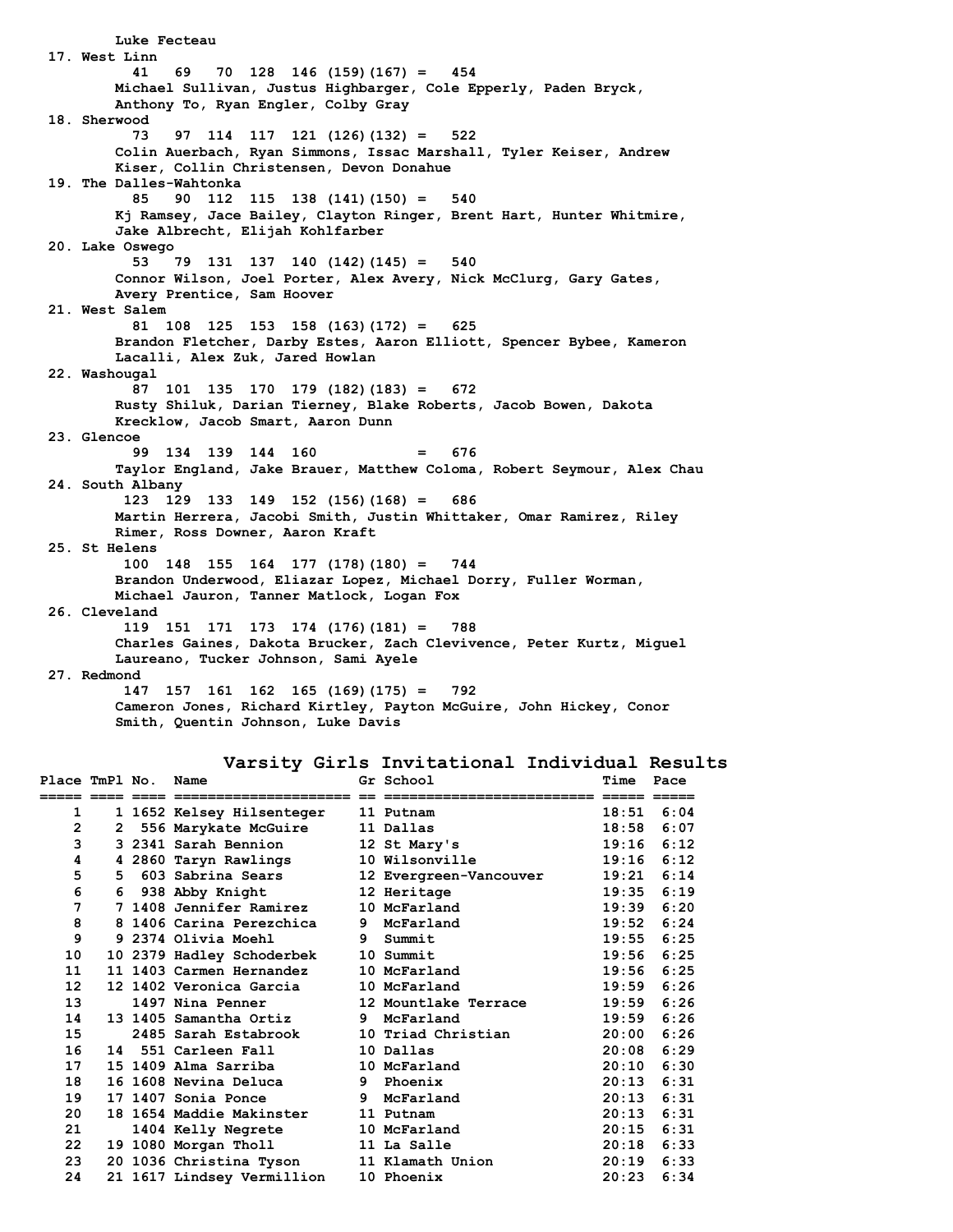Luke Fecteau

17. West Linn
41 69 70 128 146 (159)(167) = 454
Michael Sullivan, Justus Highbarger, Cole Epperly, Paden Bryck, Anthony To, Ryan Engler, Colby Gray

18. Sherwood
73 97 114 117 121 (126)(132) = 522
Colin Auerbach, Ryan Simmons, Issac Marshall, Tyler Keiser, Andrew Kiser, Collin Christensen, Devon Donahue

19. The Dalles-Wahtonka
85 90 112 115 138 (141)(150) = 540
Kj Ramsey, Jace Bailey, Clayton Ringer, Brent Hart, Hunter Whitmire, Jake Albrecht, Elijah Kohlfarber

20. Lake Oswego
53 79 131 137 140 (142)(145) = 540
Connor Wilson, Joel Porter, Alex Avery, Nick McClurg, Gary Gates, Avery Prentice, Sam Hoover

21. West Salem
81 108 125 153 158 (163)(172) = 625
Brandon Fletcher, Darby Estes, Aaron Elliott, Spencer Bybee, Kameron Lacalli, Alex Zuk, Jared Howlan

22. Washougal
87 101 135 170 179 (182)(183) = 672
Rusty Shiluk, Darian Tierney, Blake Roberts, Jacob Bowen, Dakota Krecklow, Jacob Smart, Aaron Dunn

23. Glencoe
99 134 139 144 160 = 676
Taylor England, Jake Brauer, Matthew Coloma, Robert Seymour, Alex Chau

24. South Albany
123 129 133 149 152 (156)(168) = 686
Martin Herrera, Jacobi Smith, Justin Whittaker, Omar Ramirez, Riley Rimer, Ross Downer, Aaron Kraft

25. St Helens
100 148 155 164 177 (178)(180) = 744
Brandon Underwood, Eliazar Lopez, Michael Dorry, Fuller Worman, Michael Jauron, Tanner Matlock, Logan Fox

26. Cleveland
119 151 171 173 174 (176)(181) = 788
Charles Gaines, Dakota Brucker, Zach Clevivence, Peter Kurtz, Miguel Laureano, Tucker Johnson, Sami Ayele

27. Redmond
147 157 161 162 165 (169)(175) = 792
Cameron Jones, Richard Kirtley, Payton McGuire, John Hickey, Conor Smith, Quentin Johnson, Luke Davis

## Varsity Girls Invitational Individual Results

| Place | TmPl | No. | Name | Gr | School | Time | Pace |
|---|---|---|---|---|---|---|---|
| 1 | 1 | 1652 | Kelsey Hilsenteger | 11 | Putnam | 18:51 | 6:04 |
| 2 | 2 | 556 | Marykate McGuire | 11 | Dallas | 18:58 | 6:07 |
| 3 | 3 | 2341 | Sarah Bennion | 12 | St Mary's | 19:16 | 6:12 |
| 4 | 4 | 2860 | Taryn Rawlings | 10 | Wilsonville | 19:16 | 6:12 |
| 5 | 5 | 603 | Sabrina Sears | 12 | Evergreen-Vancouver | 19:21 | 6:14 |
| 6 | 6 | 938 | Abby Knight | 12 | Heritage | 19:35 | 6:19 |
| 7 | 7 | 1408 | Jennifer Ramirez | 10 | McFarland | 19:39 | 6:20 |
| 8 | 8 | 1406 | Carina Perezchica | 9 | McFarland | 19:52 | 6:24 |
| 9 | 9 | 2374 | Olivia Moehl | 9 | Summit | 19:55 | 6:25 |
| 10 | 10 | 2379 | Hadley Schoderbek | 10 | Summit | 19:56 | 6:25 |
| 11 | 11 | 1403 | Carmen Hernandez | 10 | McFarland | 19:56 | 6:25 |
| 12 | 12 | 1402 | Veronica Garcia | 10 | McFarland | 19:59 | 6:26 |
| 13 | | 1497 | Nina Penner | 12 | Mountlake Terrace | 19:59 | 6:26 |
| 14 | 13 | 1405 | Samantha Ortiz | 9 | McFarland | 19:59 | 6:26 |
| 15 | | 2485 | Sarah Estabrook | 10 | Triad Christian | 20:00 | 6:26 |
| 16 | 14 | 551 | Carleen Fall | 10 | Dallas | 20:08 | 6:29 |
| 17 | 15 | 1409 | Alma Sarriba | 10 | McFarland | 20:10 | 6:30 |
| 18 | 16 | 1608 | Nevina Deluca | 9 | Phoenix | 20:13 | 6:31 |
| 19 | 17 | 1407 | Sonia Ponce | 9 | McFarland | 20:13 | 6:31 |
| 20 | 18 | 1654 | Maddie Makinster | 11 | Putnam | 20:13 | 6:31 |
| 21 | | 1404 | Kelly Negrete | 10 | McFarland | 20:15 | 6:31 |
| 22 | 19 | 1080 | Morgan Tholl | 11 | La Salle | 20:18 | 6:33 |
| 23 | 20 | 1036 | Christina Tyson | 11 | Klamath Union | 20:19 | 6:33 |
| 24 | 21 | 1617 | Lindsey Vermillion | 10 | Phoenix | 20:23 | 6:34 |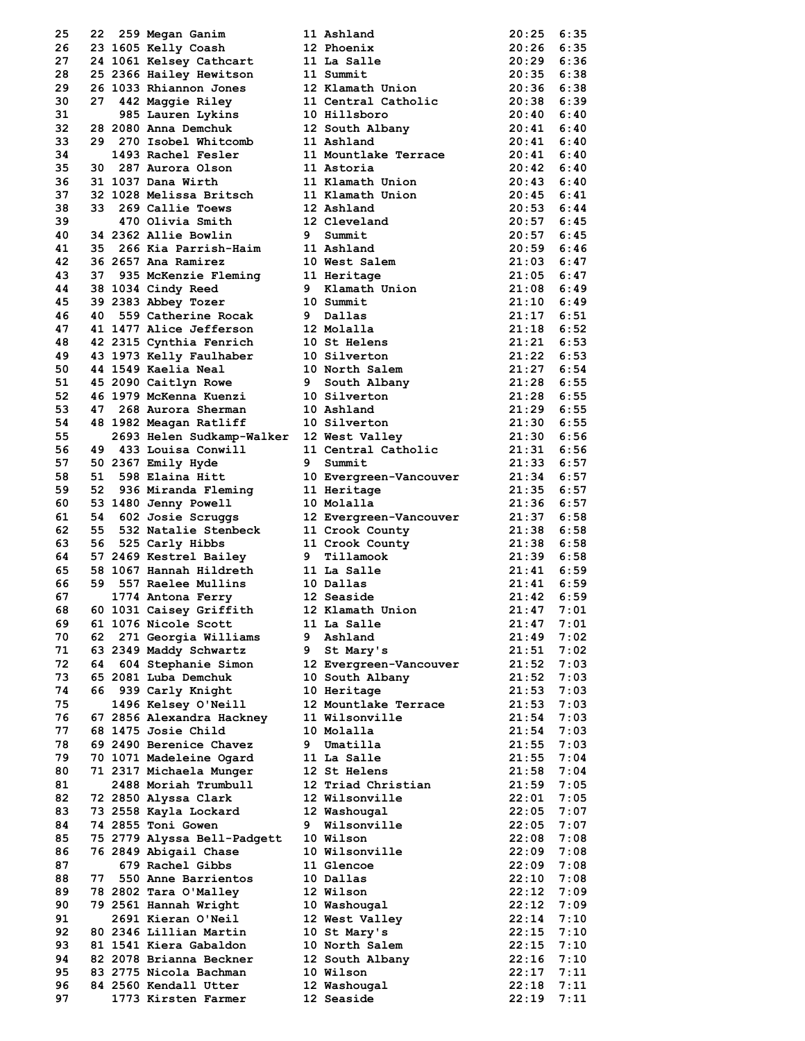| Place | Team Place | Bib | Name | Yr | School | Time | Pace |
|---|---|---|---|---|---|---|---|
| 25 | 22 | 259 | Megan Ganim | 11 | Ashland | 20:25 | 6:35 |
| 26 | 23 | 1605 | Kelly Coash | 12 | Phoenix | 20:26 | 6:35 |
| 27 | 24 | 1061 | Kelsey Cathcart | 11 | La Salle | 20:29 | 6:36 |
| 28 | 25 | 2366 | Hailey Hewitson | 11 | Summit | 20:35 | 6:38 |
| 29 | 26 | 1033 | Rhiannon Jones | 12 | Klamath Union | 20:36 | 6:38 |
| 30 | 27 | 442 | Maggie Riley | 11 | Central Catholic | 20:38 | 6:39 |
| 31 | | 985 | Lauren Lykins | 10 | Hillsboro | 20:40 | 6:40 |
| 32 | 28 | 2080 | Anna Demchuk | 12 | South Albany | 20:41 | 6:40 |
| 33 | 29 | 270 | Isobel Whitcomb | 11 | Ashland | 20:41 | 6:40 |
| 34 | | 1493 | Rachel Fesler | 11 | Mountlake Terrace | 20:41 | 6:40 |
| 35 | 30 | 287 | Aurora Olson | 11 | Astoria | 20:42 | 6:40 |
| 36 | 31 | 1037 | Dana Wirth | 11 | Klamath Union | 20:43 | 6:40 |
| 37 | 32 | 1028 | Melissa Britsch | 11 | Klamath Union | 20:45 | 6:41 |
| 38 | 33 | 269 | Callie Toews | 12 | Ashland | 20:53 | 6:44 |
| 39 | | 470 | Olivia Smith | 12 | Cleveland | 20:57 | 6:45 |
| 40 | 34 | 2362 | Allie Bowlin | 9 | Summit | 20:57 | 6:45 |
| 41 | 35 | 266 | Kia Parrish-Haim | 11 | Ashland | 20:59 | 6:46 |
| 42 | 36 | 2657 | Ana Ramirez | 10 | West Salem | 21:03 | 6:47 |
| 43 | 37 | 935 | McKenzie Fleming | 11 | Heritage | 21:05 | 6:47 |
| 44 | 38 | 1034 | Cindy Reed | 9 | Klamath Union | 21:08 | 6:49 |
| 45 | 39 | 2383 | Abbey Tozer | 10 | Summit | 21:10 | 6:49 |
| 46 | 40 | 559 | Catherine Rocak | 9 | Dallas | 21:17 | 6:51 |
| 47 | 41 | 1477 | Alice Jefferson | 12 | Molalla | 21:18 | 6:52 |
| 48 | 42 | 2315 | Cynthia Fenrich | 10 | St Helens | 21:21 | 6:53 |
| 49 | 43 | 1973 | Kelly Faulhaber | 10 | Silverton | 21:22 | 6:53 |
| 50 | 44 | 1549 | Kaelia Neal | 10 | North Salem | 21:27 | 6:54 |
| 51 | 45 | 2090 | Caitlyn Rowe | 9 | South Albany | 21:28 | 6:55 |
| 52 | 46 | 1979 | McKenna Kuenzi | 10 | Silverton | 21:28 | 6:55 |
| 53 | 47 | 268 | Aurora Sherman | 10 | Ashland | 21:29 | 6:55 |
| 54 | 48 | 1982 | Meagan Ratliff | 10 | Silverton | 21:30 | 6:55 |
| 55 | | 2693 | Helen Sudkamp-Walker | 12 | West Valley | 21:30 | 6:56 |
| 56 | 49 | 433 | Louisa Conwill | 11 | Central Catholic | 21:31 | 6:56 |
| 57 | 50 | 2367 | Emily Hyde | 9 | Summit | 21:33 | 6:57 |
| 58 | 51 | 598 | Elaina Hitt | 10 | Evergreen-Vancouver | 21:34 | 6:57 |
| 59 | 52 | 936 | Miranda Fleming | 11 | Heritage | 21:35 | 6:57 |
| 60 | 53 | 1480 | Jenny Powell | 10 | Molalla | 21:36 | 6:57 |
| 61 | 54 | 602 | Josie Scruggs | 12 | Evergreen-Vancouver | 21:37 | 6:58 |
| 62 | 55 | 532 | Natalie Stenbeck | 11 | Crook County | 21:38 | 6:58 |
| 63 | 56 | 525 | Carly Hibbs | 11 | Crook County | 21:38 | 6:58 |
| 64 | 57 | 2469 | Kestrel Bailey | 9 | Tillamook | 21:39 | 6:58 |
| 65 | 58 | 1067 | Hannah Hildreth | 11 | La Salle | 21:41 | 6:59 |
| 66 | 59 | 557 | Raelee Mullins | 10 | Dallas | 21:41 | 6:59 |
| 67 | | 1774 | Antona Ferry | 12 | Seaside | 21:42 | 6:59 |
| 68 | 60 | 1031 | Caisey Griffith | 12 | Klamath Union | 21:47 | 7:01 |
| 69 | 61 | 1076 | Nicole Scott | 11 | La Salle | 21:47 | 7:01 |
| 70 | 62 | 271 | Georgia Williams | 9 | Ashland | 21:49 | 7:02 |
| 71 | 63 | 2349 | Maddy Schwartz | 9 | St Mary's | 21:51 | 7:02 |
| 72 | 64 | 604 | Stephanie Simon | 12 | Evergreen-Vancouver | 21:52 | 7:03 |
| 73 | 65 | 2081 | Luba Demchuk | 10 | South Albany | 21:52 | 7:03 |
| 74 | 66 | 939 | Carly Knight | 10 | Heritage | 21:53 | 7:03 |
| 75 | | 1496 | Kelsey O'Neill | 12 | Mountlake Terrace | 21:53 | 7:03 |
| 76 | 67 | 2856 | Alexandra Hackney | 11 | Wilsonville | 21:54 | 7:03 |
| 77 | 68 | 1475 | Josie Child | 10 | Molalla | 21:54 | 7:03 |
| 78 | 69 | 2490 | Berenice Chavez | 9 | Umatilla | 21:55 | 7:03 |
| 79 | 70 | 1071 | Madeleine Ogard | 11 | La Salle | 21:55 | 7:04 |
| 80 | 71 | 2317 | Michaela Munger | 12 | St Helens | 21:58 | 7:04 |
| 81 | | 2488 | Moriah Trumbull | 12 | Triad Christian | 21:59 | 7:05 |
| 82 | 72 | 2850 | Alyssa Clark | 12 | Wilsonville | 22:01 | 7:05 |
| 83 | 73 | 2558 | Kayla Lockard | 12 | Washougal | 22:05 | 7:07 |
| 84 | 74 | 2855 | Toni Gowen | 9 | Wilsonville | 22:05 | 7:07 |
| 85 | 75 | 2779 | Alyssa Bell-Padgett | 10 | Wilson | 22:08 | 7:08 |
| 86 | 76 | 2849 | Abigail Chase | 10 | Wilsonville | 22:09 | 7:08 |
| 87 | | 679 | Rachel Gibbs | 11 | Glencoe | 22:09 | 7:08 |
| 88 | 77 | 550 | Anne Barrientos | 10 | Dallas | 22:10 | 7:08 |
| 89 | 78 | 2802 | Tara O'Malley | 12 | Wilson | 22:12 | 7:09 |
| 90 | 79 | 2561 | Hannah Wright | 10 | Washougal | 22:12 | 7:09 |
| 91 | | 2691 | Kieran O'Neil | 12 | West Valley | 22:14 | 7:10 |
| 92 | 80 | 2346 | Lillian Martin | 10 | St Mary's | 22:15 | 7:10 |
| 93 | 81 | 1541 | Kiera Gabaldon | 10 | North Salem | 22:15 | 7:10 |
| 94 | 82 | 2078 | Brianna Beckner | 12 | South Albany | 22:16 | 7:10 |
| 95 | 83 | 2775 | Nicola Bachman | 10 | Wilson | 22:17 | 7:11 |
| 96 | 84 | 2560 | Kendall Utter | 12 | Washougal | 22:18 | 7:11 |
| 97 | | 1773 | Kirsten Farmer | 12 | Seaside | 22:19 | 7:11 |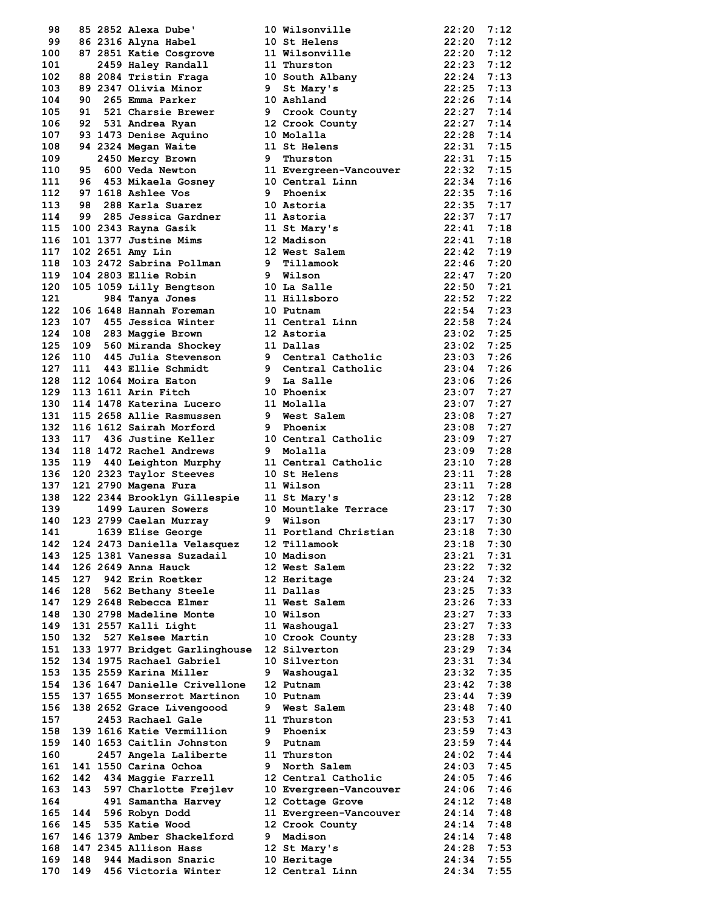| Place | Team Place | Bib | Name | Grade | School | Time | Pace |
|---|---|---|---|---|---|---|---|
| 98 | 85 | 2852 | Alexa Dube' | 10 | Wilsonville | 22:20 | 7:12 |
| 99 | 86 | 2316 | Alyna Habel | 10 | St Helens | 22:20 | 7:12 |
| 100 | 87 | 2851 | Katie Cosgrove | 11 | Wilsonville | 22:20 | 7:12 |
| 101 | | 2459 | Haley Randall | 11 | Thurston | 22:23 | 7:12 |
| 102 | 88 | 2084 | Tristin Fraga | 10 | South Albany | 22:24 | 7:13 |
| 103 | 89 | 2347 | Olivia Minor | 9 | St Mary's | 22:25 | 7:13 |
| 104 | 90 | 265 | Emma Parker | 10 | Ashland | 22:26 | 7:14 |
| 105 | 91 | 521 | Charsie Brewer | 9 | Crook County | 22:27 | 7:14 |
| 106 | 92 | 531 | Andrea Ryan | 12 | Crook County | 22:27 | 7:14 |
| 107 | 93 | 1473 | Denise Aquino | 10 | Molalla | 22:28 | 7:14 |
| 108 | 94 | 2324 | Megan Waite | 11 | St Helens | 22:31 | 7:15 |
| 109 | | 2450 | Mercy Brown | 9 | Thurston | 22:31 | 7:15 |
| 110 | 95 | 600 | Veda Newton | 11 | Evergreen-Vancouver | 22:32 | 7:15 |
| 111 | 96 | 453 | Mikaela Gosney | 10 | Central Linn | 22:34 | 7:16 |
| 112 | 97 | 1618 | Ashlee Vos | 9 | Phoenix | 22:35 | 7:16 |
| 113 | 98 | 288 | Karla Suarez | 10 | Astoria | 22:35 | 7:17 |
| 114 | 99 | 285 | Jessica Gardner | 11 | Astoria | 22:37 | 7:17 |
| 115 | 100 | 2343 | Rayna Gasik | 11 | St Mary's | 22:41 | 7:18 |
| 116 | 101 | 1377 | Justine Mims | 12 | Madison | 22:41 | 7:18 |
| 117 | 102 | 2651 | Amy Lin | 12 | West Salem | 22:42 | 7:19 |
| 118 | 103 | 2472 | Sabrina Pollman | 9 | Tillamook | 22:46 | 7:20 |
| 119 | 104 | 2803 | Ellie Robin | 9 | Wilson | 22:47 | 7:20 |
| 120 | 105 | 1059 | Lilly Bengtson | 10 | La Salle | 22:50 | 7:21 |
| 121 | | 984 | Tanya Jones | 11 | Hillsboro | 22:52 | 7:22 |
| 122 | 106 | 1648 | Hannah Foreman | 10 | Putnam | 22:54 | 7:23 |
| 123 | 107 | 455 | Jessica Winter | 11 | Central Linn | 22:58 | 7:24 |
| 124 | 108 | 283 | Maggie Brown | 12 | Astoria | 23:02 | 7:25 |
| 125 | 109 | 560 | Miranda Shockey | 11 | Dallas | 23:02 | 7:25 |
| 126 | 110 | 445 | Julia Stevenson | 9 | Central Catholic | 23:03 | 7:26 |
| 127 | 111 | 443 | Ellie Schmidt | 9 | Central Catholic | 23:04 | 7:26 |
| 128 | 112 | 1064 | Moira Eaton | 9 | La Salle | 23:06 | 7:26 |
| 129 | 113 | 1611 | Arin Fitch | 10 | Phoenix | 23:07 | 7:27 |
| 130 | 114 | 1478 | Katerina Lucero | 11 | Molalla | 23:07 | 7:27 |
| 131 | 115 | 2658 | Allie Rasmussen | 9 | West Salem | 23:08 | 7:27 |
| 132 | 116 | 1612 | Sairah Morford | 9 | Phoenix | 23:08 | 7:27 |
| 133 | 117 | 436 | Justine Keller | 10 | Central Catholic | 23:09 | 7:27 |
| 134 | 118 | 1472 | Rachel Andrews | 9 | Molalla | 23:09 | 7:28 |
| 135 | 119 | 440 | Leighton Murphy | 11 | Central Catholic | 23:10 | 7:28 |
| 136 | 120 | 2323 | Taylor Steeves | 10 | St Helens | 23:11 | 7:28 |
| 137 | 121 | 2790 | Magena Fura | 11 | Wilson | 23:11 | 7:28 |
| 138 | 122 | 2344 | Brooklyn Gillespie | 11 | St Mary's | 23:12 | 7:28 |
| 139 | | 1499 | Lauren Sowers | 10 | Mountlake Terrace | 23:17 | 7:30 |
| 140 | 123 | 2799 | Caelan Murray | 9 | Wilson | 23:17 | 7:30 |
| 141 | | 1639 | Elise George | 11 | Portland Christian | 23:18 | 7:30 |
| 142 | 124 | 2473 | Daniella Velasquez | 12 | Tillamook | 23:18 | 7:30 |
| 143 | 125 | 1381 | Vanessa Suzadail | 10 | Madison | 23:21 | 7:31 |
| 144 | 126 | 2649 | Anna Hauck | 12 | West Salem | 23:22 | 7:32 |
| 145 | 127 | 942 | Erin Roetker | 12 | Heritage | 23:24 | 7:32 |
| 146 | 128 | 562 | Bethany Steele | 11 | Dallas | 23:25 | 7:33 |
| 147 | 129 | 2648 | Rebecca Elmer | 11 | West Salem | 23:26 | 7:33 |
| 148 | 130 | 2798 | Madeline Monte | 10 | Wilson | 23:27 | 7:33 |
| 149 | 131 | 2557 | Kalli Light | 11 | Washougal | 23:27 | 7:33 |
| 150 | 132 | 527 | Kelsee Martin | 10 | Crook County | 23:28 | 7:33 |
| 151 | 133 | 1977 | Bridget Garlinghouse | 12 | Silverton | 23:29 | 7:34 |
| 152 | 134 | 1975 | Rachael Gabriel | 10 | Silverton | 23:31 | 7:34 |
| 153 | 135 | 2559 | Karina Miller | 9 | Washougal | 23:32 | 7:35 |
| 154 | 136 | 1647 | Danielle Crivellone | 12 | Putnam | 23:42 | 7:38 |
| 155 | 137 | 1655 | Monserrot Martinon | 10 | Putnam | 23:44 | 7:39 |
| 156 | 138 | 2652 | Grace Livengoood | 9 | West Salem | 23:48 | 7:40 |
| 157 | | 2453 | Rachael Gale | 11 | Thurston | 23:53 | 7:41 |
| 158 | 139 | 1616 | Katie Vermillion | 9 | Phoenix | 23:59 | 7:43 |
| 159 | 140 | 1653 | Caitlin Johnston | 9 | Putnam | 23:59 | 7:44 |
| 160 | | 2457 | Angela Laliberte | 11 | Thurston | 24:02 | 7:44 |
| 161 | 141 | 1550 | Carina Ochoa | 9 | North Salem | 24:03 | 7:45 |
| 162 | 142 | 434 | Maggie Farrell | 12 | Central Catholic | 24:05 | 7:46 |
| 163 | 143 | 597 | Charlotte Frejlev | 10 | Evergreen-Vancouver | 24:06 | 7:46 |
| 164 | | 491 | Samantha Harvey | 12 | Cottage Grove | 24:12 | 7:48 |
| 165 | 144 | 596 | Robyn Dodd | 11 | Evergreen-Vancouver | 24:14 | 7:48 |
| 166 | 145 | 535 | Katie Wood | 12 | Crook County | 24:14 | 7:48 |
| 167 | 146 | 1379 | Amber Shackelford | 9 | Madison | 24:14 | 7:48 |
| 168 | 147 | 2345 | Allison Hass | 12 | St Mary's | 24:28 | 7:53 |
| 169 | 148 | 944 | Madison Snaric | 10 | Heritage | 24:34 | 7:55 |
| 170 | 149 | 456 | Victoria Winter | 12 | Central Linn | 24:34 | 7:55 |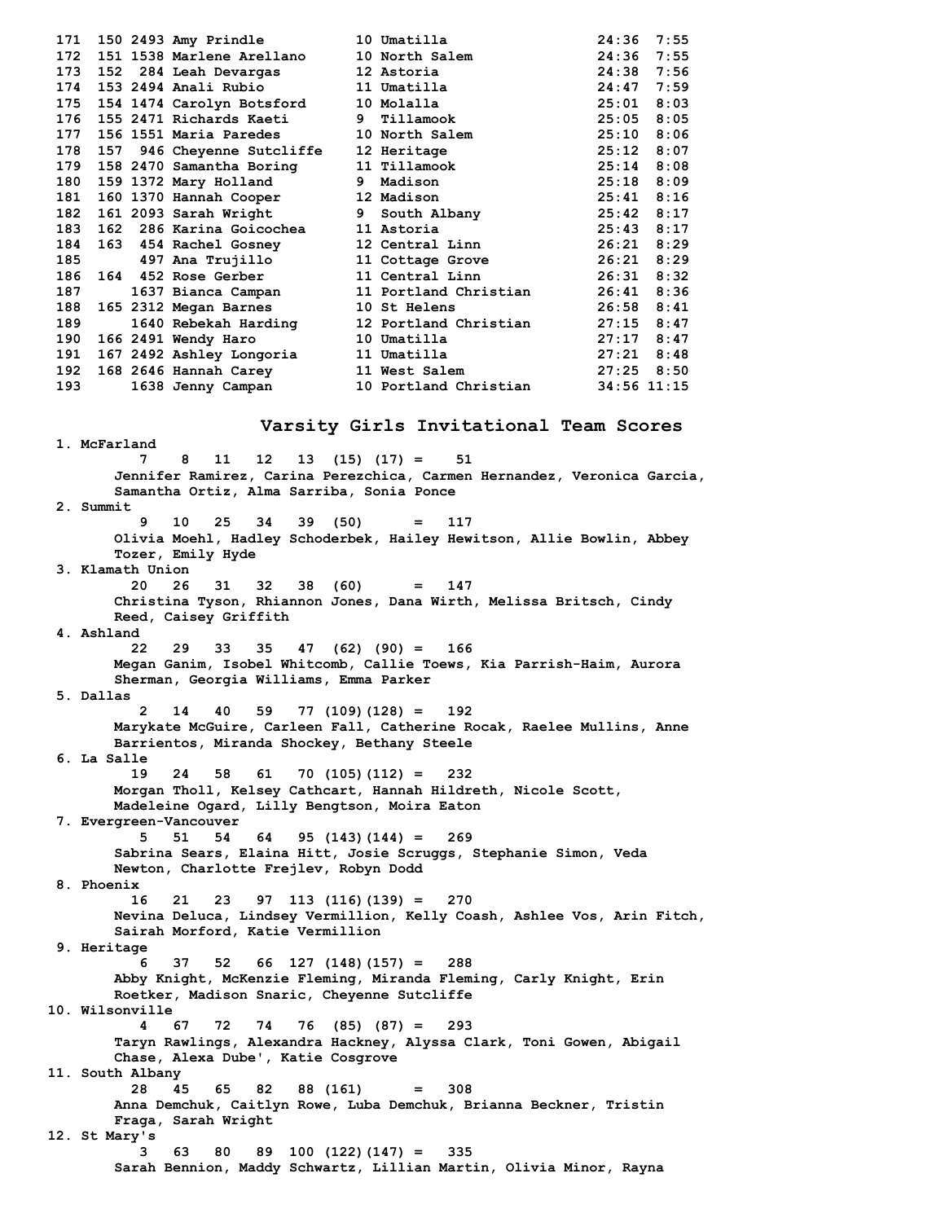```
171  150 2493 Amy Prindle          10 Umatilla               24:36  7:55
172  151 1538 Marlene Arellano     10 North Salem            24:36  7:55
173  152  284 Leah Devargas        12 Astoria                24:38  7:56
174  153 2494 Anali Rubio          11 Umatilla               24:47  7:59
175  154 1474 Carolyn Botsford     10 Molalla                25:01  8:03
176  155 2471 Richards Kaeti       9  Tillamook              25:05  8:05
177  156 1551 Maria Paredes        10 North Salem            25:10  8:06
178  157  946 Cheyenne Sutcliffe   12 Heritage               25:12  8:07
179  158 2470 Samantha Boring      11 Tillamook              25:14  8:08
180  159 1372 Mary Holland         9  Madison                25:18  8:09
181  160 1370 Hannah Cooper        12 Madison                25:41  8:16
182  161 2093 Sarah Wright         9  South Albany           25:42  8:17
183  162  286 Karina Goicochea     11 Astoria                25:43  8:17
184  163  454 Rachel Gosney        12 Central Linn           26:21  8:29
185       497 Ana Trujillo         11 Cottage Grove          26:21  8:29
186  164  452 Rose Gerber          11 Central Linn           26:31  8:32
187      1637 Bianca Campan        11 Portland Christian     26:41  8:36
188  165 2312 Megan Barnes         10 St Helens              26:58  8:41
189      1640 Rebekah Harding      12 Portland Christian     27:15  8:47
190  166 2491 Wendy Haro           10 Umatilla               27:17  8:47
191  167 2492 Ashley Longoria      11 Umatilla               27:21  8:48
192  168 2646 Hannah Carey         11 West Salem             27:25  8:50
193      1638 Jenny Campan         10 Portland Christian     34:56 11:15
```

## Varsity Girls Invitational Team Scores

```
 1. McFarland
         7    8   11   12   13  (15) (17) =    51
      Jennifer Ramirez, Carina Perezchica, Carmen Hernandez, Veronica Garcia,
      Samantha Ortiz, Alma Sarriba, Sonia Ponce
 2. Summit
         9   10   25   34   39  (50)      =   117
      Olivia Moehl, Hadley Schoderbek, Hailey Hewitson, Allie Bowlin, Abbey
      Tozer, Emily Hyde
 3. Klamath Union
        20   26   31   32   38  (60)      =   147
      Christina Tyson, Rhiannon Jones, Dana Wirth, Melissa Britsch, Cindy
      Reed, Caisey Griffith
 4. Ashland
        22   29   33   35   47  (62) (90) =   166
      Megan Ganim, Isobel Whitcomb, Callie Toews, Kia Parrish-Haim, Aurora
      Sherman, Georgia Williams, Emma Parker
 5. Dallas
         2   14   40   59   77 (109)(128) =   192
      Marykate McGuire, Carleen Fall, Catherine Rocak, Raelee Mullins, Anne
      Barrientos, Miranda Shockey, Bethany Steele
 6. La Salle
        19   24   58   61   70 (105)(112) =   232
      Morgan Tholl, Kelsey Cathcart, Hannah Hildreth, Nicole Scott,
      Madeleine Ogard, Lilly Bengtson, Moira Eaton
 7. Evergreen-Vancouver
         5   51   54   64   95 (143)(144) =   269
      Sabrina Sears, Elaina Hitt, Josie Scruggs, Stephanie Simon, Veda
      Newton, Charlotte Frejlev, Robyn Dodd
 8. Phoenix
        16   21   23   97  113 (116)(139) =   270
      Nevina Deluca, Lindsey Vermillion, Kelly Coash, Ashlee Vos, Arin Fitch,
      Sairah Morford, Katie Vermillion
 9. Heritage
         6   37   52   66  127 (148)(157) =   288
      Abby Knight, McKenzie Fleming, Miranda Fleming, Carly Knight, Erin
      Roetker, Madison Snaric, Cheyenne Sutcliffe
10. Wilsonville
         4   67   72   74   76  (85) (87) =   293
      Taryn Rawlings, Alexandra Hackney, Alyssa Clark, Toni Gowen, Abigail
      Chase, Alexa Dube', Katie Cosgrove
11. South Albany
        28   45   65   82   88 (161)      =   308
      Anna Demchuk, Caitlyn Rowe, Luba Demchuk, Brianna Beckner, Tristin
      Fraga, Sarah Wright
12. St Mary's
         3   63   80   89  100 (122)(147) =   335
      Sarah Bennion, Maddy Schwartz, Lillian Martin, Olivia Minor, Rayna
```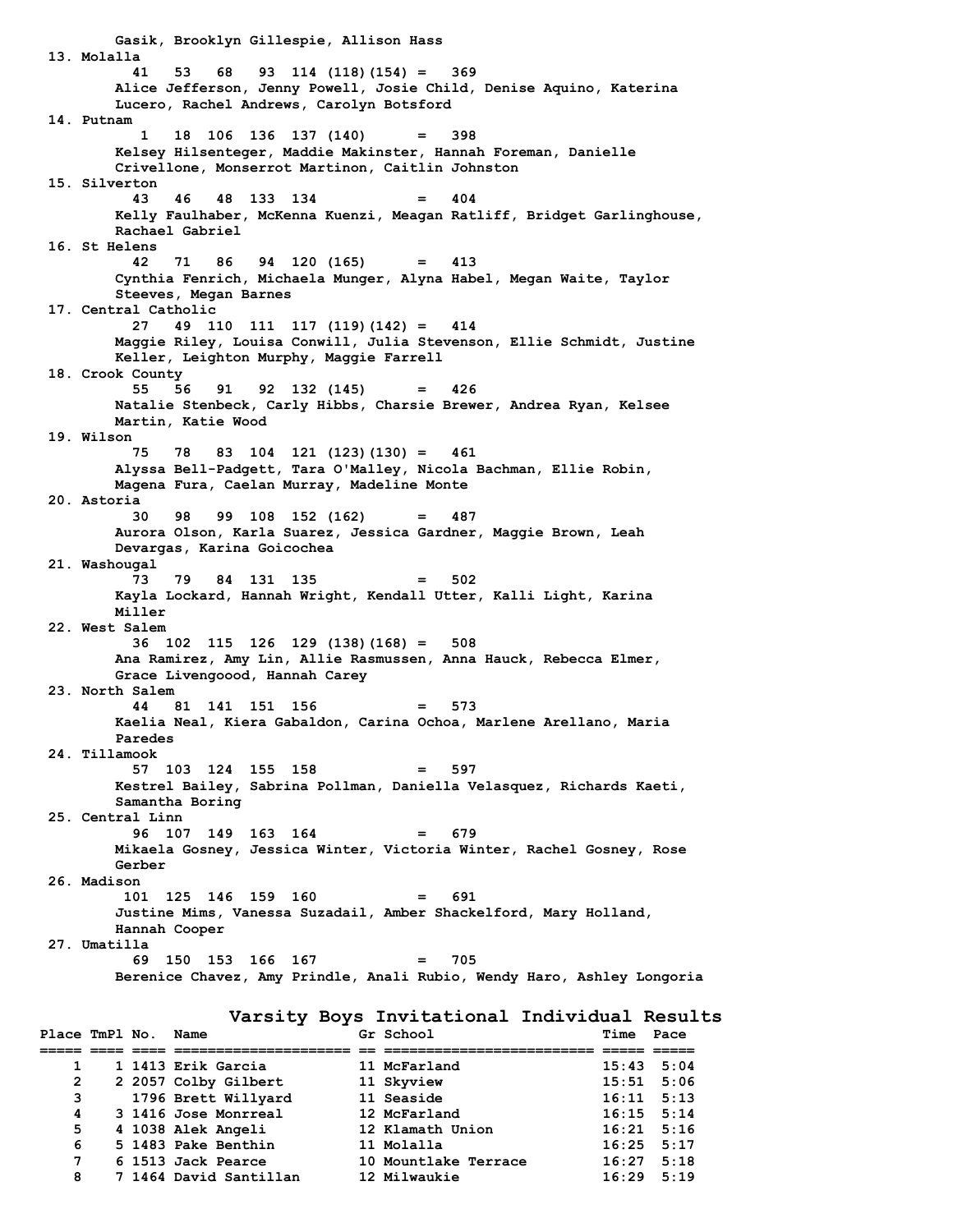Gasik, Brooklyn Gillespie, Allison Hass

13. Molalla
    41   53   68   93  114 (118)(154) =   369
    Alice Jefferson, Jenny Powell, Josie Child, Denise Aquino, Katerina Lucero, Rachel Andrews, Carolyn Botsford

14. Putnam
    1   18  106  136  137 (140)      =   398
    Kelsey Hilsenteger, Maddie Makinster, Hannah Foreman, Danielle Crivellone, Monserrot Martinon, Caitlin Johnston

15. Silverton
    43   46   48  133  134            =   404
    Kelly Faulhaber, McKenna Kuenzi, Meagan Ratliff, Bridget Garlinghouse, Rachael Gabriel

16. St Helens
    42   71   86   94  120 (165)      =   413
    Cynthia Fenrich, Michaela Munger, Alyna Habel, Megan Waite, Taylor Steeves, Megan Barnes

17. Central Catholic
    27   49  110  111  117 (119)(142) =   414
    Maggie Riley, Louisa Conwill, Julia Stevenson, Ellie Schmidt, Justine Keller, Leighton Murphy, Maggie Farrell

18. Crook County
    55   56   91   92  132 (145)      =   426
    Natalie Stenbeck, Carly Hibbs, Charsie Brewer, Andrea Ryan, Kelsee Martin, Katie Wood

19. Wilson
    75   78   83  104  121 (123)(130) =   461
    Alyssa Bell-Padgett, Tara O'Malley, Nicola Bachman, Ellie Robin, Magena Fura, Caelan Murray, Madeline Monte

20. Astoria
    30   98   99  108  152 (162)      =   487
    Aurora Olson, Karla Suarez, Jessica Gardner, Maggie Brown, Leah Devargas, Karina Goicochea

21. Washougal
    73   79   84  131  135            =   502
    Kayla Lockard, Hannah Wright, Kendall Utter, Kalli Light, Karina Miller

22. West Salem
    36  102  115  126  129 (138)(168) =   508
    Ana Ramirez, Amy Lin, Allie Rasmussen, Anna Hauck, Rebecca Elmer, Grace Livengoood, Hannah Carey

23. North Salem
    44   81  141  151  156            =   573
    Kaelia Neal, Kiera Gabaldon, Carina Ochoa, Marlene Arellano, Maria Paredes

24. Tillamook
    57  103  124  155  158            =   597
    Kestrel Bailey, Sabrina Pollman, Daniella Velasquez, Richards Kaeti, Samantha Boring

25. Central Linn
    96  107  149  163  164            =   679
    Mikaela Gosney, Jessica Winter, Victoria Winter, Rachel Gosney, Rose Gerber

26. Madison
    101  125  146  159  160           =   691
    Justine Mims, Vanessa Suzadail, Amber Shackelford, Mary Holland, Hannah Cooper

27. Umatilla
    69  150  153  166  167            =   705
    Berenice Chavez, Amy Prindle, Anali Rubio, Wendy Haro, Ashley Longoria

## Varsity Boys Invitational Individual Results

| Place | TmPl | No. | Name | Gr | School | Time | Pace |
|---|---|---|---|---|---|---|---|
| 1 | 1 | 1413 | Erik Garcia | 11 | McFarland | 15:43 | 5:04 |
| 2 | 2 | 2057 | Colby Gilbert | 11 | Skyview | 15:51 | 5:06 |
| 3 | | 1796 | Brett Willyard | 11 | Seaside | 16:11 | 5:13 |
| 4 | 3 | 1416 | Jose Monrreal | 12 | McFarland | 16:15 | 5:14 |
| 5 | 4 | 1038 | Alek Angeli | 12 | Klamath Union | 16:21 | 5:16 |
| 6 | 5 | 1483 | Pake Benthin | 11 | Molalla | 16:25 | 5:17 |
| 7 | 6 | 1513 | Jack Pearce | 10 | Mountlake Terrace | 16:27 | 5:18 |
| 8 | 7 | 1464 | David Santillan | 12 | Milwaukie | 16:29 | 5:19 |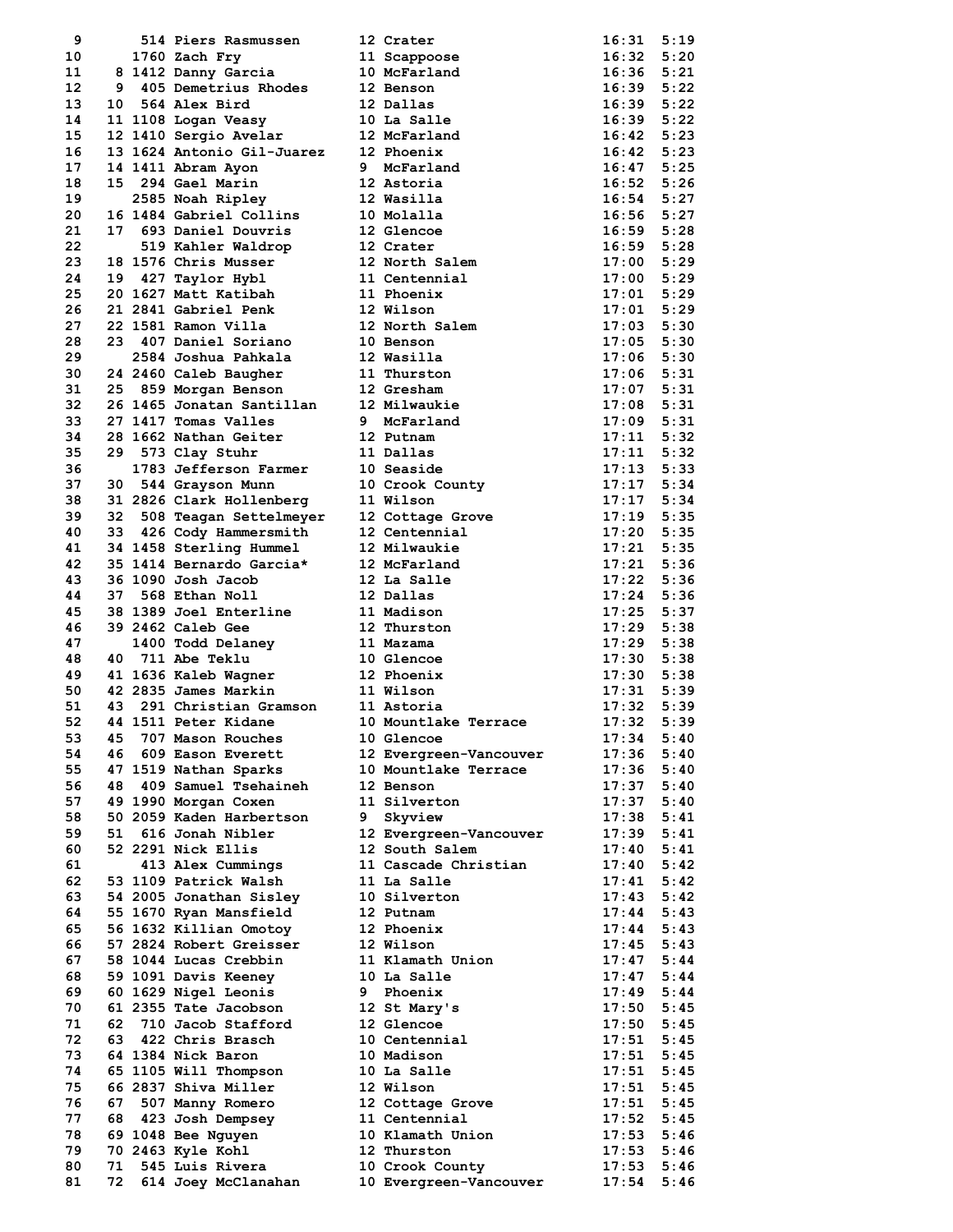| Place | Team Place | Bib | Name | Yr | School | Time | Pace |
|---|---|---|---|---|---|---|---|
| 9 | | 514 | Piers Rasmussen | 12 | Crater | 16:31 | 5:19 |
| 10 | | 1760 | Zach Fry | 11 | Scappoose | 16:32 | 5:20 |
| 11 | 8 | 1412 | Danny Garcia | 10 | McFarland | 16:36 | 5:21 |
| 12 | 9 | 405 | Demetrius Rhodes | 12 | Benson | 16:39 | 5:22 |
| 13 | 10 | 564 | Alex Bird | 12 | Dallas | 16:39 | 5:22 |
| 14 | 11 | 1108 | Logan Veasy | 10 | La Salle | 16:39 | 5:22 |
| 15 | 12 | 1410 | Sergio Avelar | 12 | McFarland | 16:42 | 5:23 |
| 16 | 13 | 1624 | Antonio Gil-Juarez | 12 | Phoenix | 16:42 | 5:23 |
| 17 | 14 | 1411 | Abram Ayon | 9 | McFarland | 16:47 | 5:25 |
| 18 | 15 | 294 | Gael Marin | 12 | Astoria | 16:52 | 5:26 |
| 19 | | 2585 | Noah Ripley | 12 | Wasilla | 16:54 | 5:27 |
| 20 | 16 | 1484 | Gabriel Collins | 10 | Molalla | 16:56 | 5:27 |
| 21 | 17 | 693 | Daniel Douvris | 12 | Glencoe | 16:59 | 5:28 |
| 22 | | 519 | Kahler Waldrop | 12 | Crater | 16:59 | 5:28 |
| 23 | 18 | 1576 | Chris Musser | 12 | North Salem | 17:00 | 5:29 |
| 24 | 19 | 427 | Taylor Hybl | 11 | Centennial | 17:00 | 5:29 |
| 25 | 20 | 1627 | Matt Katibah | 11 | Phoenix | 17:01 | 5:29 |
| 26 | 21 | 2841 | Gabriel Penk | 12 | Wilson | 17:01 | 5:29 |
| 27 | 22 | 1581 | Ramon Villa | 12 | North Salem | 17:03 | 5:30 |
| 28 | 23 | 407 | Daniel Soriano | 10 | Benson | 17:05 | 5:30 |
| 29 | | 2584 | Joshua Pahkala | 12 | Wasilla | 17:06 | 5:30 |
| 30 | 24 | 2460 | Caleb Baugher | 11 | Thurston | 17:06 | 5:31 |
| 31 | 25 | 859 | Morgan Benson | 12 | Gresham | 17:07 | 5:31 |
| 32 | 26 | 1465 | Jonatan Santillan | 12 | Milwaukie | 17:08 | 5:31 |
| 33 | 27 | 1417 | Tomas Valles | 9 | McFarland | 17:09 | 5:31 |
| 34 | 28 | 1662 | Nathan Geiter | 12 | Putnam | 17:11 | 5:32 |
| 35 | 29 | 573 | Clay Stuhr | 11 | Dallas | 17:11 | 5:32 |
| 36 | | 1783 | Jefferson Farmer | 10 | Seaside | 17:13 | 5:33 |
| 37 | 30 | 544 | Grayson Munn | 10 | Crook County | 17:17 | 5:34 |
| 38 | 31 | 2826 | Clark Hollenberg | 11 | Wilson | 17:17 | 5:34 |
| 39 | 32 | 508 | Teagan Settelmeyer | 12 | Cottage Grove | 17:19 | 5:35 |
| 40 | 33 | 426 | Cody Hammersmith | 12 | Centennial | 17:20 | 5:35 |
| 41 | 34 | 1458 | Sterling Hummel | 12 | Milwaukie | 17:21 | 5:35 |
| 42 | 35 | 1414 | Bernardo Garcia* | 12 | McFarland | 17:21 | 5:36 |
| 43 | 36 | 1090 | Josh Jacob | 12 | La Salle | 17:22 | 5:36 |
| 44 | 37 | 568 | Ethan Noll | 12 | Dallas | 17:24 | 5:36 |
| 45 | 38 | 1389 | Joel Enterline | 11 | Madison | 17:25 | 5:37 |
| 46 | 39 | 2462 | Caleb Gee | 12 | Thurston | 17:29 | 5:38 |
| 47 | | 1400 | Todd Delaney | 11 | Mazama | 17:29 | 5:38 |
| 48 | 40 | 711 | Abe Teklu | 10 | Glencoe | 17:30 | 5:38 |
| 49 | 41 | 1636 | Kaleb Wagner | 12 | Phoenix | 17:30 | 5:38 |
| 50 | 42 | 2835 | James Markin | 11 | Wilson | 17:31 | 5:39 |
| 51 | 43 | 291 | Christian Gramson | 11 | Astoria | 17:32 | 5:39 |
| 52 | 44 | 1511 | Peter Kidane | 10 | Mountlake Terrace | 17:32 | 5:39 |
| 53 | 45 | 707 | Mason Rouches | 10 | Glencoe | 17:34 | 5:40 |
| 54 | 46 | 609 | Eason Everett | 12 | Evergreen-Vancouver | 17:36 | 5:40 |
| 55 | 47 | 1519 | Nathan Sparks | 10 | Mountlake Terrace | 17:36 | 5:40 |
| 56 | 48 | 409 | Samuel Tsehaineh | 12 | Benson | 17:37 | 5:40 |
| 57 | 49 | 1990 | Morgan Coxen | 11 | Silverton | 17:37 | 5:40 |
| 58 | 50 | 2059 | Kaden Harbertson | 9 | Skyview | 17:38 | 5:41 |
| 59 | 51 | 616 | Jonah Nibler | 12 | Evergreen-Vancouver | 17:39 | 5:41 |
| 60 | 52 | 2291 | Nick Ellis | 12 | South Salem | 17:40 | 5:41 |
| 61 | | 413 | Alex Cummings | 11 | Cascade Christian | 17:40 | 5:42 |
| 62 | 53 | 1109 | Patrick Walsh | 11 | La Salle | 17:41 | 5:42 |
| 63 | 54 | 2005 | Jonathan Sisley | 10 | Silverton | 17:43 | 5:42 |
| 64 | 55 | 1670 | Ryan Mansfield | 12 | Putnam | 17:44 | 5:43 |
| 65 | 56 | 1632 | Killian Omotoy | 12 | Phoenix | 17:44 | 5:43 |
| 66 | 57 | 2824 | Robert Greisser | 12 | Wilson | 17:45 | 5:43 |
| 67 | 58 | 1044 | Lucas Crebbin | 11 | Klamath Union | 17:47 | 5:44 |
| 68 | 59 | 1091 | Davis Keeney | 10 | La Salle | 17:47 | 5:44 |
| 69 | 60 | 1629 | Nigel Leonis | 9 | Phoenix | 17:49 | 5:44 |
| 70 | 61 | 2355 | Tate Jacobson | 12 | St Mary's | 17:50 | 5:45 |
| 71 | 62 | 710 | Jacob Stafford | 12 | Glencoe | 17:50 | 5:45 |
| 72 | 63 | 422 | Chris Brasch | 10 | Centennial | 17:51 | 5:45 |
| 73 | 64 | 1384 | Nick Baron | 10 | Madison | 17:51 | 5:45 |
| 74 | 65 | 1105 | Will Thompson | 10 | La Salle | 17:51 | 5:45 |
| 75 | 66 | 2837 | Shiva Miller | 12 | Wilson | 17:51 | 5:45 |
| 76 | 67 | 507 | Manny Romero | 12 | Cottage Grove | 17:51 | 5:45 |
| 77 | 68 | 423 | Josh Dempsey | 11 | Centennial | 17:52 | 5:45 |
| 78 | 69 | 1048 | Bee Nguyen | 10 | Klamath Union | 17:53 | 5:46 |
| 79 | 70 | 2463 | Kyle Kohl | 12 | Thurston | 17:53 | 5:46 |
| 80 | 71 | 545 | Luis Rivera | 10 | Crook County | 17:53 | 5:46 |
| 81 | 72 | 614 | Joey McClanahan | 10 | Evergreen-Vancouver | 17:54 | 5:46 |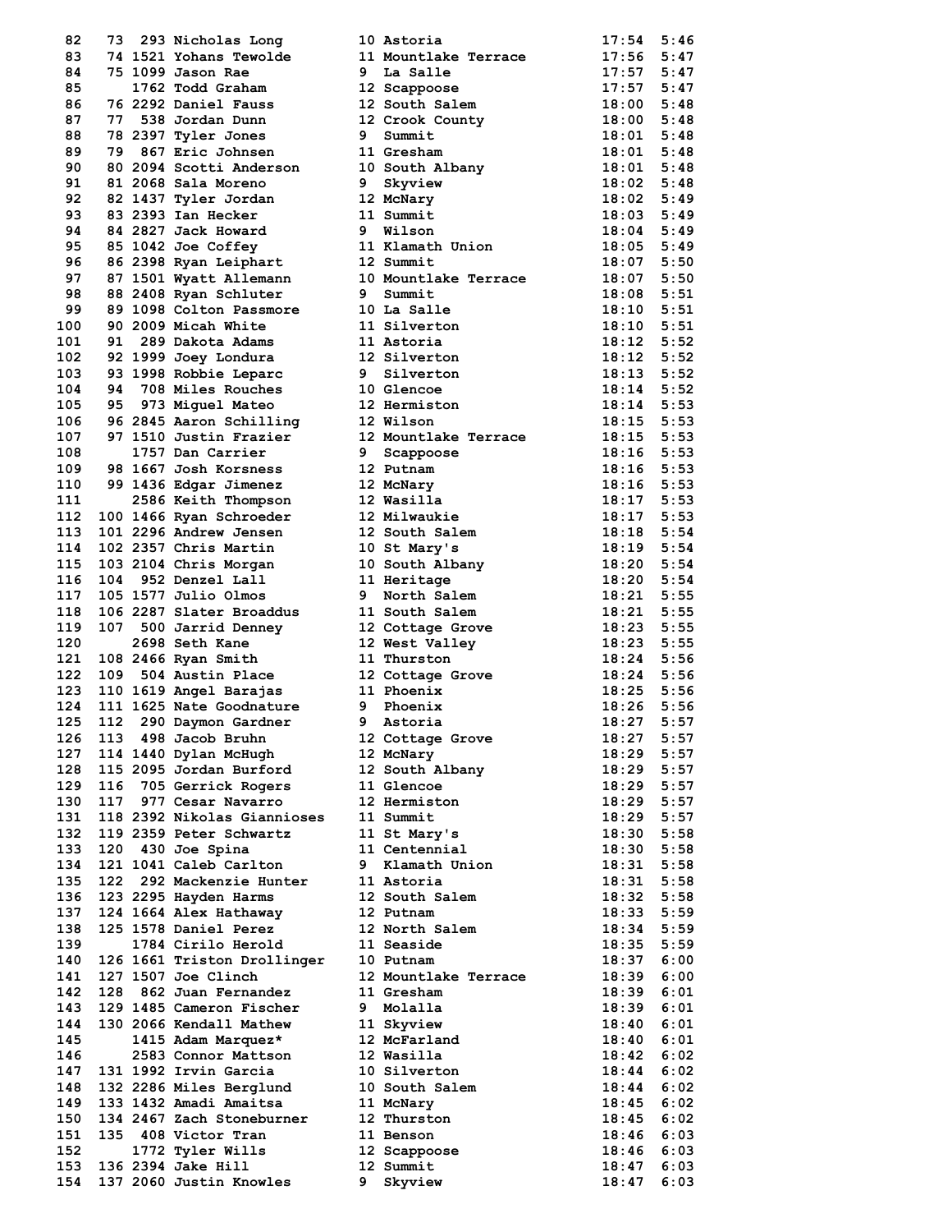| Place | Team Place | Bib | Name | Yr | School | Time | Pace |
|---|---|---|---|---|---|---|---|
| 82 | 73 | 293 | Nicholas Long | 10 | Astoria | 17:54 | 5:46 |
| 83 | 74 | 1521 | Yohans Tewolde | 11 | Mountlake Terrace | 17:56 | 5:47 |
| 84 | 75 | 1099 | Jason Rae | 9 | La Salle | 17:57 | 5:47 |
| 85 | | 1762 | Todd Graham | 12 | Scappoose | 17:57 | 5:47 |
| 86 | 76 | 2292 | Daniel Fauss | 12 | South Salem | 18:00 | 5:48 |
| 87 | 77 | 538 | Jordan Dunn | 12 | Crook County | 18:00 | 5:48 |
| 88 | 78 | 2397 | Tyler Jones | 9 | Summit | 18:01 | 5:48 |
| 89 | 79 | 867 | Eric Johnsen | 11 | Gresham | 18:01 | 5:48 |
| 90 | 80 | 2094 | Scotti Anderson | 10 | South Albany | 18:01 | 5:48 |
| 91 | 81 | 2068 | Sala Moreno | 9 | Skyview | 18:02 | 5:48 |
| 92 | 82 | 1437 | Tyler Jordan | 12 | McNary | 18:02 | 5:49 |
| 93 | 83 | 2393 | Ian Hecker | 11 | Summit | 18:03 | 5:49 |
| 94 | 84 | 2827 | Jack Howard | 9 | Wilson | 18:04 | 5:49 |
| 95 | 85 | 1042 | Joe Coffey | 11 | Klamath Union | 18:05 | 5:49 |
| 96 | 86 | 2398 | Ryan Leiphart | 12 | Summit | 18:07 | 5:50 |
| 97 | 87 | 1501 | Wyatt Allemann | 10 | Mountlake Terrace | 18:07 | 5:50 |
| 98 | 88 | 2408 | Ryan Schluter | 9 | Summit | 18:08 | 5:51 |
| 99 | 89 | 1098 | Colton Passmore | 10 | La Salle | 18:10 | 5:51 |
| 100 | 90 | 2009 | Micah White | 11 | Silverton | 18:10 | 5:51 |
| 101 | 91 | 289 | Dakota Adams | 11 | Astoria | 18:12 | 5:52 |
| 102 | 92 | 1999 | Joey Londura | 12 | Silverton | 18:12 | 5:52 |
| 103 | 93 | 1998 | Robbie Leparc | 9 | Silverton | 18:13 | 5:52 |
| 104 | 94 | 708 | Miles Rouches | 10 | Glencoe | 18:14 | 5:52 |
| 105 | 95 | 973 | Miguel Mateo | 12 | Hermiston | 18:14 | 5:53 |
| 106 | 96 | 2845 | Aaron Schilling | 12 | Wilson | 18:15 | 5:53 |
| 107 | 97 | 1510 | Justin Frazier | 12 | Mountlake Terrace | 18:15 | 5:53 |
| 108 | | 1757 | Dan Carrier | 9 | Scappoose | 18:16 | 5:53 |
| 109 | 98 | 1667 | Josh Korsness | 12 | Putnam | 18:16 | 5:53 |
| 110 | 99 | 1436 | Edgar Jimenez | 12 | McNary | 18:16 | 5:53 |
| 111 | | 2586 | Keith Thompson | 12 | Wasilla | 18:17 | 5:53 |
| 112 | 100 | 1466 | Ryan Schroeder | 12 | Milwaukie | 18:17 | 5:53 |
| 113 | 101 | 2296 | Andrew Jensen | 12 | South Salem | 18:18 | 5:54 |
| 114 | 102 | 2357 | Chris Martin | 10 | St Mary's | 18:19 | 5:54 |
| 115 | 103 | 2104 | Chris Morgan | 10 | South Albany | 18:20 | 5:54 |
| 116 | 104 | 952 | Denzel Lall | 11 | Heritage | 18:20 | 5:54 |
| 117 | 105 | 1577 | Julio Olmos | 9 | North Salem | 18:21 | 5:55 |
| 118 | 106 | 2287 | Slater Broaddus | 11 | South Salem | 18:21 | 5:55 |
| 119 | 107 | 500 | Jarrid Denney | 12 | Cottage Grove | 18:23 | 5:55 |
| 120 | | 2698 | Seth Kane | 12 | West Valley | 18:23 | 5:55 |
| 121 | 108 | 2466 | Ryan Smith | 11 | Thurston | 18:24 | 5:56 |
| 122 | 109 | 504 | Austin Place | 12 | Cottage Grove | 18:24 | 5:56 |
| 123 | 110 | 1619 | Angel Barajas | 11 | Phoenix | 18:25 | 5:56 |
| 124 | 111 | 1625 | Nate Goodnature | 9 | Phoenix | 18:26 | 5:56 |
| 125 | 112 | 290 | Daymon Gardner | 9 | Astoria | 18:27 | 5:57 |
| 126 | 113 | 498 | Jacob Bruhn | 12 | Cottage Grove | 18:27 | 5:57 |
| 127 | 114 | 1440 | Dylan McHugh | 12 | McNary | 18:29 | 5:57 |
| 128 | 115 | 2095 | Jordan Burford | 12 | South Albany | 18:29 | 5:57 |
| 129 | 116 | 705 | Gerrick Rogers | 11 | Glencoe | 18:29 | 5:57 |
| 130 | 117 | 977 | Cesar Navarro | 12 | Hermiston | 18:29 | 5:57 |
| 131 | 118 | 2392 | Nikolas Giannioses | 11 | Summit | 18:29 | 5:57 |
| 132 | 119 | 2359 | Peter Schwartz | 11 | St Mary's | 18:30 | 5:58 |
| 133 | 120 | 430 | Joe Spina | 11 | Centennial | 18:30 | 5:58 |
| 134 | 121 | 1041 | Caleb Carlton | 9 | Klamath Union | 18:31 | 5:58 |
| 135 | 122 | 292 | Mackenzie Hunter | 11 | Astoria | 18:31 | 5:58 |
| 136 | 123 | 2295 | Hayden Harms | 12 | South Salem | 18:32 | 5:58 |
| 137 | 124 | 1664 | Alex Hathaway | 12 | Putnam | 18:33 | 5:59 |
| 138 | 125 | 1578 | Daniel Perez | 12 | North Salem | 18:34 | 5:59 |
| 139 | | 1784 | Cirilo Herold | 11 | Seaside | 18:35 | 5:59 |
| 140 | 126 | 1661 | Triston Drollinger | 10 | Putnam | 18:37 | 6:00 |
| 141 | 127 | 1507 | Joe Clinch | 12 | Mountlake Terrace | 18:39 | 6:00 |
| 142 | 128 | 862 | Juan Fernandez | 11 | Gresham | 18:39 | 6:01 |
| 143 | 129 | 1485 | Cameron Fischer | 9 | Molalla | 18:39 | 6:01 |
| 144 | 130 | 2066 | Kendall Mathew | 11 | Skyview | 18:40 | 6:01 |
| 145 | | 1415 | Adam Marquez* | 12 | McFarland | 18:40 | 6:01 |
| 146 | | 2583 | Connor Mattson | 12 | Wasilla | 18:42 | 6:02 |
| 147 | 131 | 1992 | Irvin Garcia | 10 | Silverton | 18:44 | 6:02 |
| 148 | 132 | 2286 | Miles Berglund | 10 | South Salem | 18:44 | 6:02 |
| 149 | 133 | 1432 | Amadi Amaitsa | 11 | McNary | 18:45 | 6:02 |
| 150 | 134 | 2467 | Zach Stoneburner | 12 | Thurston | 18:45 | 6:02 |
| 151 | 135 | 408 | Victor Tran | 11 | Benson | 18:46 | 6:03 |
| 152 | | 1772 | Tyler Wills | 12 | Scappoose | 18:46 | 6:03 |
| 153 | 136 | 2394 | Jake Hill | 12 | Summit | 18:47 | 6:03 |
| 154 | 137 | 2060 | Justin Knowles | 9 | Skyview | 18:47 | 6:03 |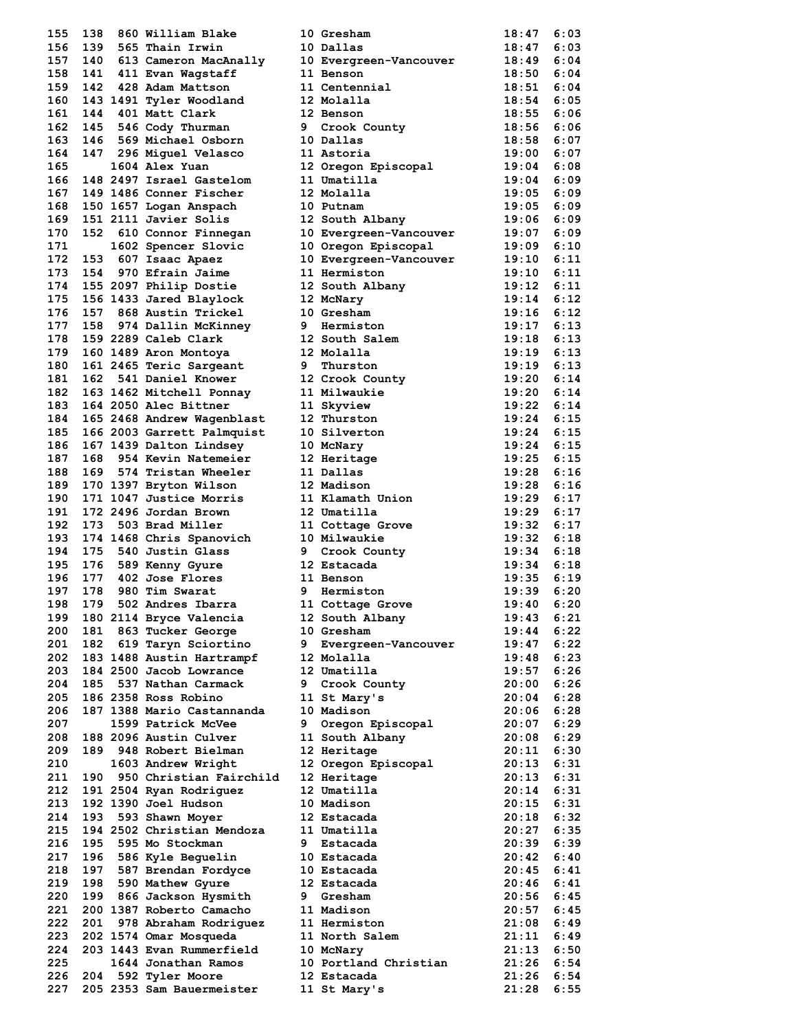```
155  138  860 William Blake        10 Gresham               18:47  6:03
156  139  565 Thain Irwin          10 Dallas                18:47  6:03
157  140  613 Cameron MacAnally    10 Evergreen-Vancouver   18:49  6:04
158  141  411 Evan Wagstaff        11 Benson                18:50  6:04
159  142  428 Adam Mattson         11 Centennial            18:51  6:04
160  143 1491 Tyler Woodland       12 Molalla               18:54  6:05
161  144  401 Matt Clark           12 Benson                18:55  6:06
162  145  546 Cody Thurman         9  Crook County          18:56  6:06
163  146  569 Michael Osborn       10 Dallas                18:58  6:07
164  147  296 Miguel Velasco       11 Astoria               19:00  6:07
165      1604 Alex Yuan            12 Oregon Episcopal      19:04  6:08
166  148 2497 Israel Gastelom      11 Umatilla              19:04  6:09
167  149 1486 Conner Fischer       12 Molalla               19:05  6:09
168  150 1657 Logan Anspach        10 Putnam                19:05  6:09
169  151 2111 Javier Solis         12 South Albany          19:06  6:09
170  152  610 Connor Finnegan      10 Evergreen-Vancouver   19:07  6:09
171      1602 Spencer Slovic       10 Oregon Episcopal      19:09  6:10
172  153  607 Isaac Apaez          10 Evergreen-Vancouver   19:10  6:11
173  154  970 Efrain Jaime         11 Hermiston             19:10  6:11
174  155 2097 Philip Dostie        12 South Albany          19:12  6:11
175  156 1433 Jared Blaylock       12 McNary                19:14  6:12
176  157  868 Austin Trickel       10 Gresham               19:16  6:12
177  158  974 Dallin McKinney      9  Hermiston             19:17  6:13
178  159 2289 Caleb Clark          12 South Salem           19:18  6:13
179  160 1489 Aron Montoya         12 Molalla               19:19  6:13
180  161 2465 Teric Sargeant       9  Thurston              19:19  6:13
181  162  541 Daniel Knower        12 Crook County          19:20  6:14
182  163 1462 Mitchell Ponnay      11 Milwaukie             19:20  6:14
183  164 2050 Alec Bittner         11 Skyview               19:22  6:14
184  165 2468 Andrew Wagenblast    12 Thurston              19:24  6:15
185  166 2003 Garrett Palmquist    10 Silverton             19:24  6:15
186  167 1439 Dalton Lindsey       10 McNary                19:24  6:15
187  168  954 Kevin Natemeier      12 Heritage              19:25  6:15
188  169  574 Tristan Wheeler      11 Dallas                19:28  6:16
189  170 1397 Bryton Wilson        12 Madison               19:28  6:16
190  171 1047 Justice Morris       11 Klamath Union         19:29  6:17
191  172 2496 Jordan Brown         12 Umatilla              19:29  6:17
192  173  503 Brad Miller          11 Cottage Grove         19:32  6:17
193  174 1468 Chris Spanovich      10 Milwaukie             19:32  6:18
194  175  540 Justin Glass         9  Crook County          19:34  6:18
195  176  589 Kenny Gyure          12 Estacada              19:34  6:18
196  177  402 Jose Flores          11 Benson                19:35  6:19
197  178  980 Tim Swarat           9  Hermiston             19:39  6:20
198  179  502 Andres Ibarra        11 Cottage Grove         19:40  6:20
199  180 2114 Bryce Valencia       12 South Albany          19:43  6:21
200  181  863 Tucker George        10 Gresham               19:44  6:22
201  182  619 Taryn Sciortino      9  Evergreen-Vancouver   19:47  6:22
202  183 1488 Austin Hartrampf     12 Molalla               19:48  6:23
203  184 2500 Jacob Lowrance       12 Umatilla              19:57  6:26
204  185  537 Nathan Carmack       9  Crook County          20:00  6:26
205  186 2358 Ross Robino          11 St Mary's             20:04  6:28
206  187 1388 Mario Castannanda    10 Madison               20:06  6:28
207      1599 Patrick McVee        9  Oregon Episcopal      20:07  6:29
208  188 2096 Austin Culver        11 South Albany          20:08  6:29
209  189  948 Robert Bielman       12 Heritage              20:11  6:30
210      1603 Andrew Wright        12 Oregon Episcopal      20:13  6:31
211  190  950 Christian Fairchild  12 Heritage              20:13  6:31
212  191 2504 Ryan Rodriguez       12 Umatilla              20:14  6:31
213  192 1390 Joel Hudson          10 Madison               20:15  6:31
214  193  593 Shawn Moyer          12 Estacada              20:18  6:32
215  194 2502 Christian Mendoza    11 Umatilla              20:27  6:35
216  195  595 Mo Stockman          9  Estacada              20:39  6:39
217  196  586 Kyle Beguelin        10 Estacada              20:42  6:40
218  197  587 Brendan Fordyce      10 Estacada              20:45  6:41
219  198  590 Mathew Gyure         12 Estacada              20:46  6:41
220  199  866 Jackson Hysmith      9  Gresham               20:56  6:45
221  200 1387 Roberto Camacho      11 Madison               20:57  6:45
222  201  978 Abraham Rodriguez    11 Hermiston             21:08  6:49
223  202 1574 Omar Mosqueda        11 North Salem           21:11  6:49
224  203 1443 Evan Rummerfield     10 McNary                21:13  6:50
225      1644 Jonathan Ramos       10 Portland Christian    21:26  6:54
226  204  592 Tyler Moore          12 Estacada              21:26  6:54
227  205 2353 Sam Bauermeister     11 St Mary's             21:28  6:55
```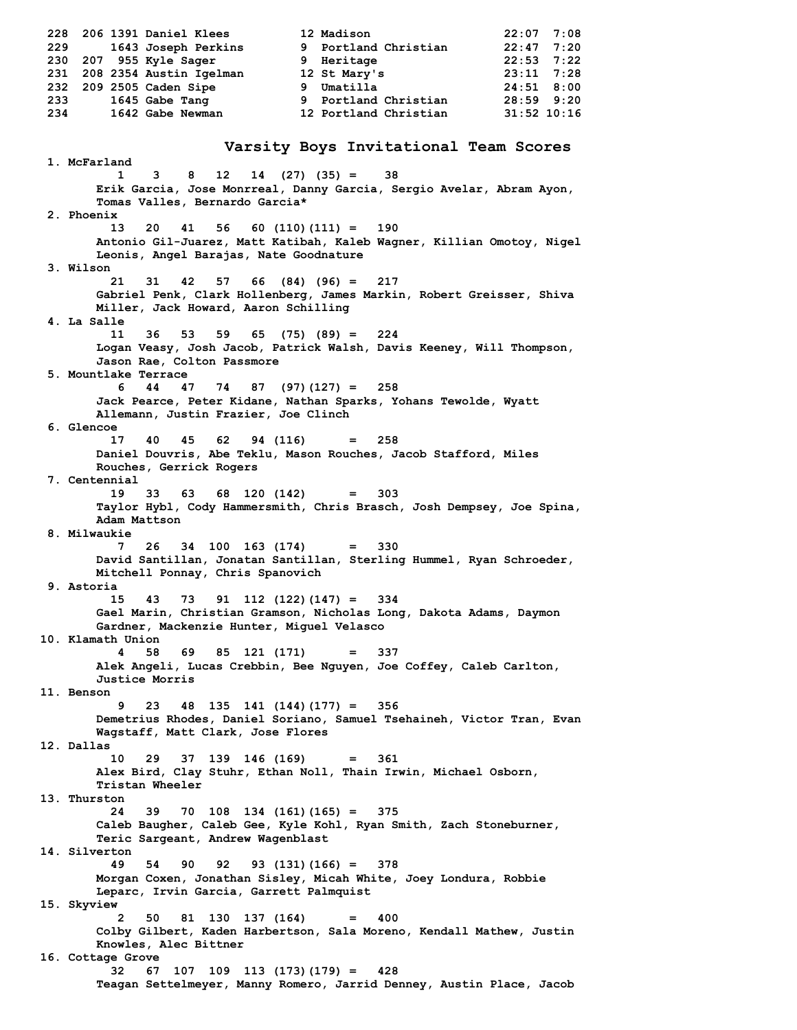```
228  206 1391 Daniel Klees          12 Madison                 22:07  7:08
229      1643 Joseph Perkins        9  Portland Christian      22:47  7:20
230  207  955 Kyle Sager            9  Heritage                22:53  7:22
231  208 2354 Austin Igelman        12 St Mary's               23:11  7:28
232  209 2505 Caden Sipe            9  Umatilla                24:51  8:00
233      1645 Gabe Tang             9  Portland Christian      28:59  9:20
234      1642 Gabe Newman           12 Portland Christian      31:52 10:16
```

## Varsity Boys Invitational Team Scores

```
 1. McFarland
          1    3    8   12   14  (27) (35) =    38
       Erik Garcia, Jose Monrreal, Danny Garcia, Sergio Avelar, Abram Ayon,
       Tomas Valles, Bernardo Garcia*
 2. Phoenix
         13   20   41   56   60 (110)(111) =   190
       Antonio Gil-Juarez, Matt Katibah, Kaleb Wagner, Killian Omotoy, Nigel
       Leonis, Angel Barajas, Nate Goodnature
 3. Wilson
         21   31   42   57   66  (84) (96) =   217
       Gabriel Penk, Clark Hollenberg, James Markin, Robert Greisser, Shiva
       Miller, Jack Howard, Aaron Schilling
 4. La Salle
         11   36   53   59   65  (75) (89) =   224
       Logan Veasy, Josh Jacob, Patrick Walsh, Davis Keeney, Will Thompson,
       Jason Rae, Colton Passmore
 5. Mountlake Terrace
          6   44   47   74   87  (97)(127) =   258
       Jack Pearce, Peter Kidane, Nathan Sparks, Yohans Tewolde, Wyatt
       Allemann, Justin Frazier, Joe Clinch
 6. Glencoe
         17   40   45   62   94 (116)      =   258
       Daniel Douvris, Abe Teklu, Mason Rouches, Jacob Stafford, Miles
       Rouches, Gerrick Rogers
 7. Centennial
         19   33   63   68  120 (142)      =   303
       Taylor Hybl, Cody Hammersmith, Chris Brasch, Josh Dempsey, Joe Spina,
       Adam Mattson
 8. Milwaukie
          7   26   34  100  163 (174)      =   330
       David Santillan, Jonatan Santillan, Sterling Hummel, Ryan Schroeder,
       Mitchell Ponnay, Chris Spanovich
 9. Astoria
         15   43   73   91  112 (122)(147) =   334
       Gael Marin, Christian Gramson, Nicholas Long, Dakota Adams, Daymon
       Gardner, Mackenzie Hunter, Miguel Velasco
10. Klamath Union
          4   58   69   85  121 (171)      =   337
       Alek Angeli, Lucas Crebbin, Bee Nguyen, Joe Coffey, Caleb Carlton,
       Justice Morris
11. Benson
          9   23   48  135  141 (144)(177) =   356
       Demetrius Rhodes, Daniel Soriano, Samuel Tsehaineh, Victor Tran, Evan
       Wagstaff, Matt Clark, Jose Flores
12. Dallas
         10   29   37  139  146 (169)      =   361
       Alex Bird, Clay Stuhr, Ethan Noll, Thain Irwin, Michael Osborn,
       Tristan Wheeler
13. Thurston
         24   39   70  108  134 (161)(165) =   375
       Caleb Baugher, Caleb Gee, Kyle Kohl, Ryan Smith, Zach Stoneburner,
       Teric Sargeant, Andrew Wagenblast
14. Silverton
         49   54   90   92   93 (131)(166) =   378
       Morgan Coxen, Jonathan Sisley, Micah White, Joey Londura, Robbie
       Leparc, Irvin Garcia, Garrett Palmquist
15. Skyview
          2   50   81  130  137 (164)      =   400
       Colby Gilbert, Kaden Harbertson, Sala Moreno, Kendall Mathew, Justin
       Knowles, Alec Bittner
16. Cottage Grove
         32   67  107  109  113 (173)(179) =   428
       Teagan Settelmeyer, Manny Romero, Jarrid Denney, Austin Place, Jacob
```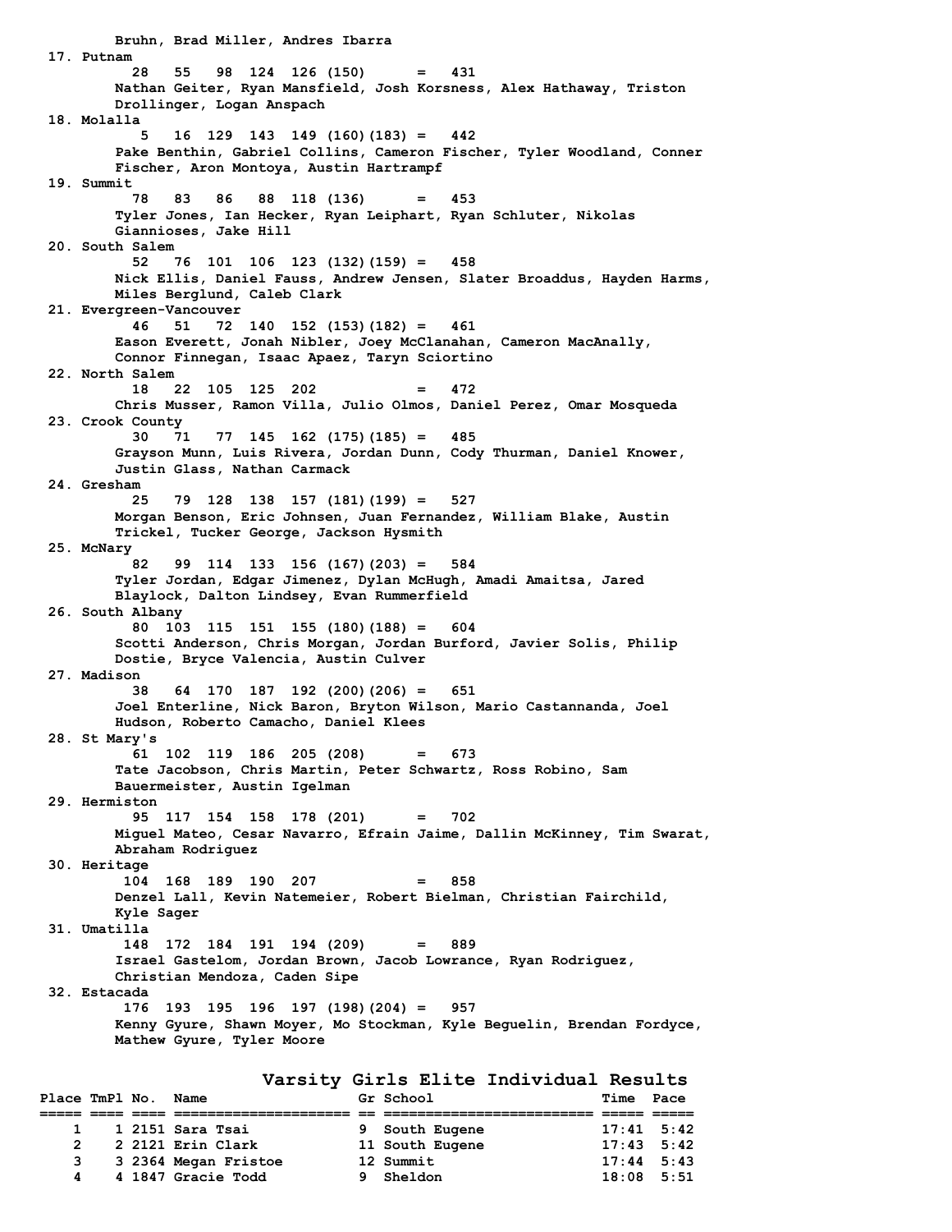```
        Bruhn, Brad Miller, Andres Ibarra
 17. Putnam
           28   55   98  124  126 (150)      =   431
        Nathan Geiter, Ryan Mansfield, Josh Korsness, Alex Hathaway, Triston
        Drollinger, Logan Anspach
 18. Molalla
            5   16  129  143  149 (160)(183) =   442
        Pake Benthin, Gabriel Collins, Cameron Fischer, Tyler Woodland, Conner
        Fischer, Aron Montoya, Austin Hartrampf
 19. Summit
           78   83   86   88  118 (136)      =   453
        Tyler Jones, Ian Hecker, Ryan Leiphart, Ryan Schluter, Nikolas
        Giannioses, Jake Hill
 20. South Salem
           52   76  101  106  123 (132)(159) =   458
        Nick Ellis, Daniel Fauss, Andrew Jensen, Slater Broaddus, Hayden Harms,
        Miles Berglund, Caleb Clark
 21. Evergreen-Vancouver
           46   51   72  140  152 (153)(182) =   461
        Eason Everett, Jonah Nibler, Joey McClanahan, Cameron MacAnally,
        Connor Finnegan, Isaac Apaez, Taryn Sciortino
 22. North Salem
           18   22  105  125  202            =   472
        Chris Musser, Ramon Villa, Julio Olmos, Daniel Perez, Omar Mosqueda
 23. Crook County
           30   71   77  145  162 (175)(185) =   485
        Grayson Munn, Luis Rivera, Jordan Dunn, Cody Thurman, Daniel Knower,
        Justin Glass, Nathan Carmack
 24. Gresham
           25   79  128  138  157 (181)(199) =   527
        Morgan Benson, Eric Johnsen, Juan Fernandez, William Blake, Austin
        Trickel, Tucker George, Jackson Hysmith
 25. McNary
           82   99  114  133  156 (167)(203) =   584
        Tyler Jordan, Edgar Jimenez, Dylan McHugh, Amadi Amaitsa, Jared
        Blaylock, Dalton Lindsey, Evan Rummerfield
 26. South Albany
           80  103  115  151  155 (180)(188) =   604
        Scotti Anderson, Chris Morgan, Jordan Burford, Javier Solis, Philip
        Dostie, Bryce Valencia, Austin Culver
 27. Madison
           38   64  170  187  192 (200)(206) =   651
        Joel Enterline, Nick Baron, Bryton Wilson, Mario Castannanda, Joel
        Hudson, Roberto Camacho, Daniel Klees
 28. St Mary's
           61  102  119  186  205 (208)      =   673
        Tate Jacobson, Chris Martin, Peter Schwartz, Ross Robino, Sam
        Bauermeister, Austin Igelman
 29. Hermiston
           95  117  154  158  178 (201)      =   702
        Miguel Mateo, Cesar Navarro, Efrain Jaime, Dallin McKinney, Tim Swarat,
        Abraham Rodriguez
 30. Heritage
          104  168  189  190  207            =   858
        Denzel Lall, Kevin Natemeier, Robert Bielman, Christian Fairchild,
        Kyle Sager
 31. Umatilla
          148  172  184  191  194 (209)      =   889
        Israel Gastelom, Jordan Brown, Jacob Lowrance, Ryan Rodriguez,
        Christian Mendoza, Caden Sipe
 32. Estacada
          176  193  195  196  197 (198)(204) =   957
        Kenny Gyure, Shawn Moyer, Mo Stockman, Kyle Beguelin, Brendan Fordyce,
        Mathew Gyure, Tyler Moore
```

## Varsity Girls Elite Individual Results

| Place | TmPl | No. | Name | Gr | School | Time | Pace |
|---|---|---|---|---|---|---|---|
| 1 | 1 | 2151 | Sara Tsai | 9 | South Eugene | 17:41 | 5:42 |
| 2 | 2 | 2121 | Erin Clark | 11 | South Eugene | 17:43 | 5:42 |
| 3 | 3 | 2364 | Megan Fristoe | 12 | Summit | 17:44 | 5:43 |
| 4 | 4 | 1847 | Gracie Todd | 9 | Sheldon | 18:08 | 5:51 |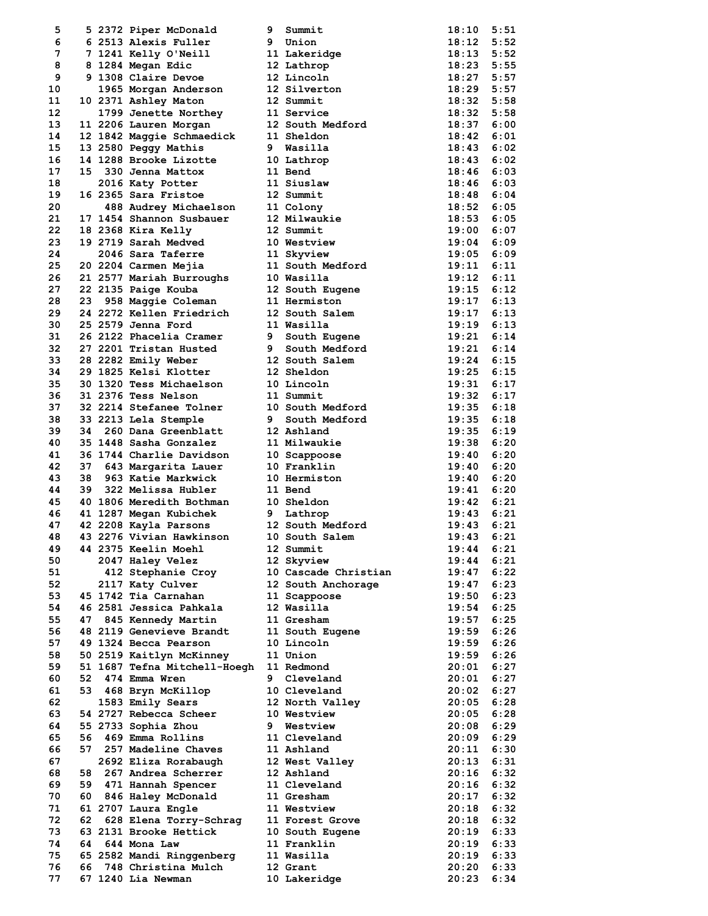| Place | Team Place | Bib | Name | Grade | School | Time | Pace |
|---|---|---|---|---|---|---|---|
| 5 | 5 | 2372 | Piper McDonald | 9 | Summit | 18:10 | 5:51 |
| 6 | 6 | 2513 | Alexis Fuller | 9 | Union | 18:12 | 5:52 |
| 7 | 7 | 1241 | Kelly O'Neill | 11 | Lakeridge | 18:13 | 5:52 |
| 8 | 8 | 1284 | Megan Edic | 12 | Lathrop | 18:23 | 5:55 |
| 9 | 9 | 1308 | Claire Devoe | 12 | Lincoln | 18:27 | 5:57 |
| 10 | | 1965 | Morgan Anderson | 12 | Silverton | 18:29 | 5:57 |
| 11 | 10 | 2371 | Ashley Maton | 12 | Summit | 18:32 | 5:58 |
| 12 | | 1799 | Jenette Northey | 11 | Service | 18:32 | 5:58 |
| 13 | 11 | 2206 | Lauren Morgan | 12 | South Medford | 18:37 | 6:00 |
| 14 | 12 | 1842 | Maggie Schmaedick | 11 | Sheldon | 18:42 | 6:01 |
| 15 | 13 | 2580 | Peggy Mathis | 9 | Wasilla | 18:43 | 6:02 |
| 16 | 14 | 1288 | Brooke Lizotte | 10 | Lathrop | 18:43 | 6:02 |
| 17 | 15 | 330 | Jenna Mattox | 11 | Bend | 18:46 | 6:03 |
| 18 | | 2016 | Katy Potter | 11 | Siuslaw | 18:46 | 6:03 |
| 19 | 16 | 2365 | Sara Fristoe | 12 | Summit | 18:48 | 6:04 |
| 20 | | 488 | Audrey Michaelson | 11 | Colony | 18:52 | 6:05 |
| 21 | 17 | 1454 | Shannon Susbauer | 12 | Milwaukie | 18:53 | 6:05 |
| 22 | 18 | 2368 | Kira Kelly | 12 | Summit | 19:00 | 6:07 |
| 23 | 19 | 2719 | Sarah Medved | 10 | Westview | 19:04 | 6:09 |
| 24 | | 2046 | Sara Taferre | 11 | Skyview | 19:05 | 6:09 |
| 25 | 20 | 2204 | Carmen Mejia | 11 | South Medford | 19:11 | 6:11 |
| 26 | 21 | 2577 | Mariah Burroughs | 10 | Wasilla | 19:12 | 6:11 |
| 27 | 22 | 2135 | Paige Kouba | 12 | South Eugene | 19:15 | 6:12 |
| 28 | 23 | 958 | Maggie Coleman | 11 | Hermiston | 19:17 | 6:13 |
| 29 | 24 | 2272 | Kellen Friedrich | 12 | South Salem | 19:17 | 6:13 |
| 30 | 25 | 2579 | Jenna Ford | 11 | Wasilla | 19:19 | 6:13 |
| 31 | 26 | 2122 | Phacelia Cramer | 9 | South Eugene | 19:21 | 6:14 |
| 32 | 27 | 2201 | Tristan Husted | 9 | South Medford | 19:21 | 6:14 |
| 33 | 28 | 2282 | Emily Weber | 12 | South Salem | 19:24 | 6:15 |
| 34 | 29 | 1825 | Kelsi Klotter | 12 | Sheldon | 19:25 | 6:15 |
| 35 | 30 | 1320 | Tess Michaelson | 10 | Lincoln | 19:31 | 6:17 |
| 36 | 31 | 2376 | Tess Nelson | 11 | Summit | 19:32 | 6:17 |
| 37 | 32 | 2214 | Stefanee Tolner | 10 | South Medford | 19:35 | 6:18 |
| 38 | 33 | 2213 | Lela Stemple | 9 | South Medford | 19:35 | 6:18 |
| 39 | 34 | 260 | Dana Greenblatt | 12 | Ashland | 19:35 | 6:19 |
| 40 | 35 | 1448 | Sasha Gonzalez | 11 | Milwaukie | 19:38 | 6:20 |
| 41 | 36 | 1744 | Charlie Davidson | 10 | Scappoose | 19:40 | 6:20 |
| 42 | 37 | 643 | Margarita Lauer | 10 | Franklin | 19:40 | 6:20 |
| 43 | 38 | 963 | Katie Markwick | 10 | Hermiston | 19:40 | 6:20 |
| 44 | 39 | 322 | Melissa Hubler | 11 | Bend | 19:41 | 6:20 |
| 45 | 40 | 1806 | Meredith Bothman | 10 | Sheldon | 19:42 | 6:21 |
| 46 | 41 | 1287 | Megan Kubichek | 9 | Lathrop | 19:43 | 6:21 |
| 47 | 42 | 2208 | Kayla Parsons | 12 | South Medford | 19:43 | 6:21 |
| 48 | 43 | 2276 | Vivian Hawkinson | 10 | South Salem | 19:43 | 6:21 |
| 49 | 44 | 2375 | Keelin Moehl | 12 | Summit | 19:44 | 6:21 |
| 50 | | 2047 | Haley Velez | 12 | Skyview | 19:44 | 6:21 |
| 51 | | 412 | Stephanie Croy | 10 | Cascade Christian | 19:47 | 6:22 |
| 52 | | 2117 | Katy Culver | 12 | South Anchorage | 19:47 | 6:23 |
| 53 | 45 | 1742 | Tia Carnahan | 11 | Scappoose | 19:50 | 6:23 |
| 54 | 46 | 2581 | Jessica Pahkala | 12 | Wasilla | 19:54 | 6:25 |
| 55 | 47 | 845 | Kennedy Martin | 11 | Gresham | 19:57 | 6:25 |
| 56 | 48 | 2119 | Genevieve Brandt | 11 | South Eugene | 19:59 | 6:26 |
| 57 | 49 | 1324 | Becca Pearson | 10 | Lincoln | 19:59 | 6:26 |
| 58 | 50 | 2519 | Kaitlyn McKinney | 11 | Union | 19:59 | 6:26 |
| 59 | 51 | 1687 | Tefna Mitchell-Hoegh | 11 | Redmond | 20:01 | 6:27 |
| 60 | 52 | 474 | Emma Wren | 9 | Cleveland | 20:01 | 6:27 |
| 61 | 53 | 468 | Bryn McKillop | 10 | Cleveland | 20:02 | 6:27 |
| 62 | | 1583 | Emily Sears | 12 | North Valley | 20:05 | 6:28 |
| 63 | 54 | 2727 | Rebecca Scheer | 10 | Westview | 20:05 | 6:28 |
| 64 | 55 | 2733 | Sophia Zhou | 9 | Westview | 20:08 | 6:29 |
| 65 | 56 | 469 | Emma Rollins | 11 | Cleveland | 20:09 | 6:29 |
| 66 | 57 | 257 | Madeline Chaves | 11 | Ashland | 20:11 | 6:30 |
| 67 | | 2692 | Eliza Rorabaugh | 12 | West Valley | 20:13 | 6:31 |
| 68 | 58 | 267 | Andrea Scherrer | 12 | Ashland | 20:16 | 6:32 |
| 69 | 59 | 471 | Hannah Spencer | 11 | Cleveland | 20:16 | 6:32 |
| 70 | 60 | 846 | Haley McDonald | 11 | Gresham | 20:17 | 6:32 |
| 71 | 61 | 2707 | Laura Engle | 11 | Westview | 20:18 | 6:32 |
| 72 | 62 | 628 | Elena Torry-Schrag | 11 | Forest Grove | 20:18 | 6:32 |
| 73 | 63 | 2131 | Brooke Hettick | 10 | South Eugene | 20:19 | 6:33 |
| 74 | 64 | 644 | Mona Law | 11 | Franklin | 20:19 | 6:33 |
| 75 | 65 | 2582 | Mandi Ringgenberg | 11 | Wasilla | 20:19 | 6:33 |
| 76 | 66 | 748 | Christina Mulch | 12 | Grant | 20:20 | 6:33 |
| 77 | 67 | 1240 | Lia Newman | 10 | Lakeridge | 20:23 | 6:34 |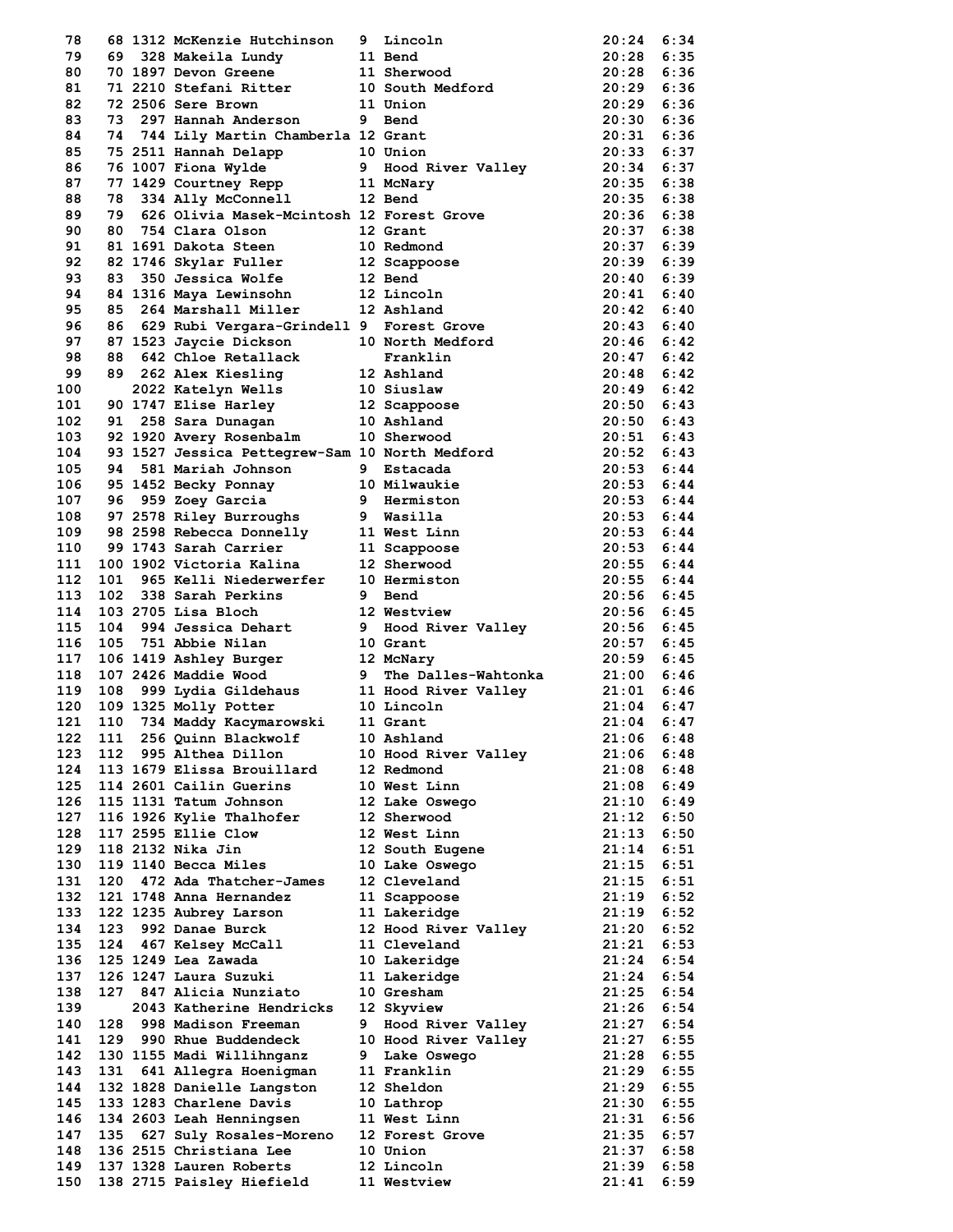| Place | Team Place | Bib | Name | Grade | School | Time | Pace |
|---|---|---|---|---|---|---|---|
| 78 | 68 | 1312 | McKenzie Hutchinson | 9 | Lincoln | 20:24 | 6:34 |
| 79 | 69 | 328 | Makeila Lundy | 11 | Bend | 20:28 | 6:35 |
| 80 | 70 | 1897 | Devon Greene | 11 | Sherwood | 20:28 | 6:36 |
| 81 | 71 | 2210 | Stefani Ritter | 10 | South Medford | 20:29 | 6:36 |
| 82 | 72 | 2506 | Sere Brown | 11 | Union | 20:29 | 6:36 |
| 83 | 73 | 297 | Hannah Anderson | 9 | Bend | 20:30 | 6:36 |
| 84 | 74 | 744 | Lily Martin Chamberla | 12 | Grant | 20:31 | 6:36 |
| 85 | 75 | 2511 | Hannah Delapp | 10 | Union | 20:33 | 6:37 |
| 86 | 76 | 1007 | Fiona Wylde | 9 | Hood River Valley | 20:34 | 6:37 |
| 87 | 77 | 1429 | Courtney Repp | 11 | McNary | 20:35 | 6:38 |
| 88 | 78 | 334 | Ally McConnell | 12 | Bend | 20:35 | 6:38 |
| 89 | 79 | 626 | Olivia Masek-Mcintosh | 12 | Forest Grove | 20:36 | 6:38 |
| 90 | 80 | 754 | Clara Olson | 12 | Grant | 20:37 | 6:38 |
| 91 | 81 | 1691 | Dakota Steen | 10 | Redmond | 20:37 | 6:39 |
| 92 | 82 | 1746 | Skylar Fuller | 12 | Scappoose | 20:39 | 6:39 |
| 93 | 83 | 350 | Jessica Wolfe | 12 | Bend | 20:40 | 6:39 |
| 94 | 84 | 1316 | Maya Lewinsohn | 12 | Lincoln | 20:41 | 6:40 |
| 95 | 85 | 264 | Marshall Miller | 12 | Ashland | 20:42 | 6:40 |
| 96 | 86 | 629 | Rubi Vergara-Grindell | 9 | Forest Grove | 20:43 | 6:40 |
| 97 | 87 | 1523 | Jaycie Dickson | 10 | North Medford | 20:46 | 6:42 |
| 98 | 88 | 642 | Chloe Retallack | | Franklin | 20:47 | 6:42 |
| 99 | 89 | 262 | Alex Kiesling | 12 | Ashland | 20:48 | 6:42 |
| 100 | | 2022 | Katelyn Wells | 10 | Siuslaw | 20:49 | 6:42 |
| 101 | 90 | 1747 | Elise Harley | 12 | Scappoose | 20:50 | 6:43 |
| 102 | 91 | 258 | Sara Dunagan | 10 | Ashland | 20:50 | 6:43 |
| 103 | 92 | 1920 | Avery Rosenbalm | 10 | Sherwood | 20:51 | 6:43 |
| 104 | 93 | 1527 | Jessica Pettegrew-Sam | 10 | North Medford | 20:52 | 6:43 |
| 105 | 94 | 581 | Mariah Johnson | 9 | Estacada | 20:53 | 6:44 |
| 106 | 95 | 1452 | Becky Ponnay | 10 | Milwaukie | 20:53 | 6:44 |
| 107 | 96 | 959 | Zoey Garcia | 9 | Hermiston | 20:53 | 6:44 |
| 108 | 97 | 2578 | Riley Burroughs | 9 | Wasilla | 20:53 | 6:44 |
| 109 | 98 | 2598 | Rebecca Donnelly | 11 | West Linn | 20:53 | 6:44 |
| 110 | 99 | 1743 | Sarah Carrier | 11 | Scappoose | 20:53 | 6:44 |
| 111 | 100 | 1902 | Victoria Kalina | 12 | Sherwood | 20:55 | 6:44 |
| 112 | 101 | 965 | Kelli Niederwerfer | 10 | Hermiston | 20:55 | 6:44 |
| 113 | 102 | 338 | Sarah Perkins | 9 | Bend | 20:56 | 6:45 |
| 114 | 103 | 2705 | Lisa Bloch | 12 | Westview | 20:56 | 6:45 |
| 115 | 104 | 994 | Jessica Dehart | 9 | Hood River Valley | 20:56 | 6:45 |
| 116 | 105 | 751 | Abbie Nilan | 10 | Grant | 20:57 | 6:45 |
| 117 | 106 | 1419 | Ashley Burger | 12 | McNary | 20:59 | 6:45 |
| 118 | 107 | 2426 | Maddie Wood | 9 | The Dalles-Wahtonka | 21:00 | 6:46 |
| 119 | 108 | 999 | Lydia Gildehaus | 11 | Hood River Valley | 21:01 | 6:46 |
| 120 | 109 | 1325 | Molly Potter | 10 | Lincoln | 21:04 | 6:47 |
| 121 | 110 | 734 | Maddy Kacymarowski | 11 | Grant | 21:04 | 6:47 |
| 122 | 111 | 256 | Quinn Blackwolf | 10 | Ashland | 21:06 | 6:48 |
| 123 | 112 | 995 | Althea Dillon | 10 | Hood River Valley | 21:06 | 6:48 |
| 124 | 113 | 1679 | Elissa Brouillard | 12 | Redmond | 21:08 | 6:48 |
| 125 | 114 | 2601 | Cailin Guerins | 10 | West Linn | 21:08 | 6:49 |
| 126 | 115 | 1131 | Tatum Johnson | 12 | Lake Oswego | 21:10 | 6:49 |
| 127 | 116 | 1926 | Kylie Thalhofer | 12 | Sherwood | 21:12 | 6:50 |
| 128 | 117 | 2595 | Ellie Clow | 12 | West Linn | 21:13 | 6:50 |
| 129 | 118 | 2132 | Nika Jin | 12 | South Eugene | 21:14 | 6:51 |
| 130 | 119 | 1140 | Becca Miles | 10 | Lake Oswego | 21:15 | 6:51 |
| 131 | 120 | 472 | Ada Thatcher-James | 12 | Cleveland | 21:15 | 6:51 |
| 132 | 121 | 1748 | Anna Hernandez | 11 | Scappoose | 21:19 | 6:52 |
| 133 | 122 | 1235 | Aubrey Larson | 11 | Lakeridge | 21:19 | 6:52 |
| 134 | 123 | 992 | Danae Burck | 12 | Hood River Valley | 21:20 | 6:52 |
| 135 | 124 | 467 | Kelsey McCall | 11 | Cleveland | 21:21 | 6:53 |
| 136 | 125 | 1249 | Lea Zawada | 10 | Lakeridge | 21:24 | 6:54 |
| 137 | 126 | 1247 | Laura Suzuki | 11 | Lakeridge | 21:24 | 6:54 |
| 138 | 127 | 847 | Alicia Nunziato | 10 | Gresham | 21:25 | 6:54 |
| 139 | | 2043 | Katherine Hendricks | 12 | Skyview | 21:26 | 6:54 |
| 140 | 128 | 998 | Madison Freeman | 9 | Hood River Valley | 21:27 | 6:54 |
| 141 | 129 | 990 | Rhue Buddendeck | 10 | Hood River Valley | 21:27 | 6:55 |
| 142 | 130 | 1155 | Madi Willihnganz | 9 | Lake Oswego | 21:28 | 6:55 |
| 143 | 131 | 641 | Allegra Hoenigman | 11 | Franklin | 21:29 | 6:55 |
| 144 | 132 | 1828 | Danielle Langston | 12 | Sheldon | 21:29 | 6:55 |
| 145 | 133 | 1283 | Charlene Davis | 10 | Lathrop | 21:30 | 6:55 |
| 146 | 134 | 2603 | Leah Henningsen | 11 | West Linn | 21:31 | 6:56 |
| 147 | 135 | 627 | Suly Rosales-Moreno | 12 | Forest Grove | 21:35 | 6:57 |
| 148 | 136 | 2515 | Christiana Lee | 10 | Union | 21:37 | 6:58 |
| 149 | 137 | 1328 | Lauren Roberts | 12 | Lincoln | 21:39 | 6:58 |
| 150 | 138 | 2715 | Paisley Hiefield | 11 | Westview | 21:41 | 6:59 |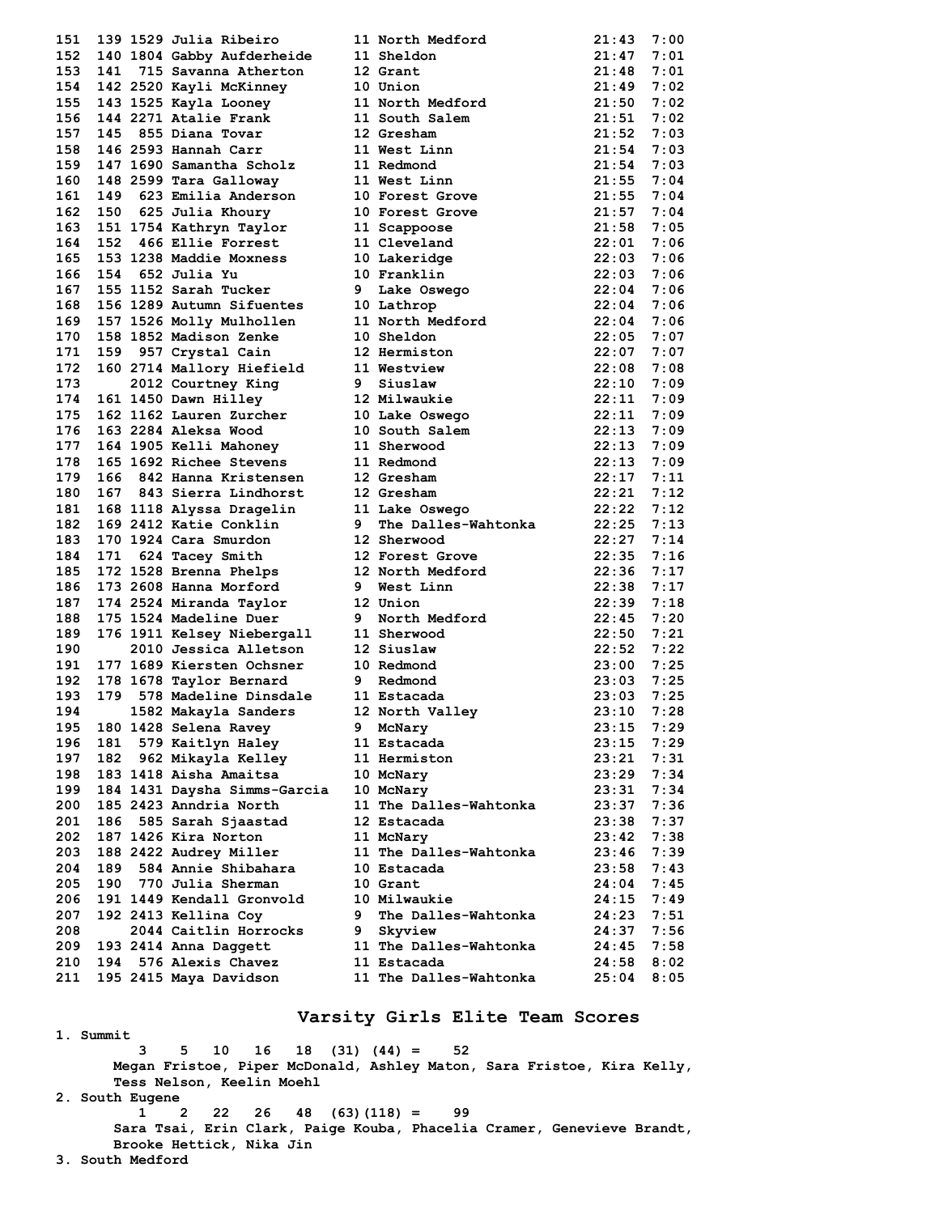| Place | Team Place | Bib | Name | Yr | School | Time | Pace |
|---|---|---|---|---|---|---|---|
| 151 | 139 | 1529 | Julia Ribeiro | 11 | North Medford | 21:43 | 7:00 |
| 152 | 140 | 1804 | Gabby Aufderheide | 11 | Sheldon | 21:47 | 7:01 |
| 153 | 141 | 715 | Savanna Atherton | 12 | Grant | 21:48 | 7:01 |
| 154 | 142 | 2520 | Kayli McKinney | 10 | Union | 21:49 | 7:02 |
| 155 | 143 | 1525 | Kayla Looney | 11 | North Medford | 21:50 | 7:02 |
| 156 | 144 | 2271 | Atalie Frank | 11 | South Salem | 21:51 | 7:02 |
| 157 | 145 | 855 | Diana Tovar | 12 | Gresham | 21:52 | 7:03 |
| 158 | 146 | 2593 | Hannah Carr | 11 | West Linn | 21:54 | 7:03 |
| 159 | 147 | 1690 | Samantha Scholz | 11 | Redmond | 21:54 | 7:03 |
| 160 | 148 | 2599 | Tara Galloway | 11 | West Linn | 21:55 | 7:04 |
| 161 | 149 | 623 | Emilia Anderson | 10 | Forest Grove | 21:55 | 7:04 |
| 162 | 150 | 625 | Julia Khoury | 10 | Forest Grove | 21:57 | 7:04 |
| 163 | 151 | 1754 | Kathryn Taylor | 11 | Scappoose | 21:58 | 7:05 |
| 164 | 152 | 466 | Ellie Forrest | 11 | Cleveland | 22:01 | 7:06 |
| 165 | 153 | 1238 | Maddie Moxness | 10 | Lakeridge | 22:03 | 7:06 |
| 166 | 154 | 652 | Julia Yu | 10 | Franklin | 22:03 | 7:06 |
| 167 | 155 | 1152 | Sarah Tucker | 9 | Lake Oswego | 22:04 | 7:06 |
| 168 | 156 | 1289 | Autumn Sifuentes | 10 | Lathrop | 22:04 | 7:06 |
| 169 | 157 | 1526 | Molly Mulhollen | 11 | North Medford | 22:04 | 7:06 |
| 170 | 158 | 1852 | Madison Zenke | 10 | Sheldon | 22:05 | 7:07 |
| 171 | 159 | 957 | Crystal Cain | 12 | Hermiston | 22:07 | 7:07 |
| 172 | 160 | 2714 | Mallory Hiefield | 11 | Westview | 22:08 | 7:08 |
| 173 | | 2012 | Courtney King | 9 | Siuslaw | 22:10 | 7:09 |
| 174 | 161 | 1450 | Dawn Hilley | 12 | Milwaukie | 22:11 | 7:09 |
| 175 | 162 | 1162 | Lauren Zurcher | 10 | Lake Oswego | 22:11 | 7:09 |
| 176 | 163 | 2284 | Aleksa Wood | 10 | South Salem | 22:13 | 7:09 |
| 177 | 164 | 1905 | Kelli Mahoney | 11 | Sherwood | 22:13 | 7:09 |
| 178 | 165 | 1692 | Richee Stevens | 11 | Redmond | 22:13 | 7:09 |
| 179 | 166 | 842 | Hanna Kristensen | 12 | Gresham | 22:17 | 7:11 |
| 180 | 167 | 843 | Sierra Lindhorst | 12 | Gresham | 22:21 | 7:12 |
| 181 | 168 | 1118 | Alyssa Dragelin | 11 | Lake Oswego | 22:22 | 7:12 |
| 182 | 169 | 2412 | Katie Conklin | 9 | The Dalles-Wahtonka | 22:25 | 7:13 |
| 183 | 170 | 1924 | Cara Smurdon | 12 | Sherwood | 22:27 | 7:14 |
| 184 | 171 | 624 | Tacey Smith | 12 | Forest Grove | 22:35 | 7:16 |
| 185 | 172 | 1528 | Brenna Phelps | 12 | North Medford | 22:36 | 7:17 |
| 186 | 173 | 2608 | Hanna Morford | 9 | West Linn | 22:38 | 7:17 |
| 187 | 174 | 2524 | Miranda Taylor | 12 | Union | 22:39 | 7:18 |
| 188 | 175 | 1524 | Madeline Duer | 9 | North Medford | 22:45 | 7:20 |
| 189 | 176 | 1911 | Kelsey Niebergall | 11 | Sherwood | 22:50 | 7:21 |
| 190 | | 2010 | Jessica Alletson | 12 | Siuslaw | 22:52 | 7:22 |
| 191 | 177 | 1689 | Kiersten Ochsner | 10 | Redmond | 23:00 | 7:25 |
| 192 | 178 | 1678 | Taylor Bernard | 9 | Redmond | 23:03 | 7:25 |
| 193 | 179 | 578 | Madeline Dinsdale | 11 | Estacada | 23:03 | 7:25 |
| 194 | | 1582 | Makayla Sanders | 12 | North Valley | 23:10 | 7:28 |
| 195 | 180 | 1428 | Selena Ravey | 9 | McNary | 23:15 | 7:29 |
| 196 | 181 | 579 | Kaitlyn Haley | 11 | Estacada | 23:15 | 7:29 |
| 197 | 182 | 962 | Mikayla Kelley | 11 | Hermiston | 23:21 | 7:31 |
| 198 | 183 | 1418 | Aisha Amaitsa | 10 | McNary | 23:29 | 7:34 |
| 199 | 184 | 1431 | Daysha Simms-Garcia | 10 | McNary | 23:31 | 7:34 |
| 200 | 185 | 2423 | Anndria North | 11 | The Dalles-Wahtonka | 23:37 | 7:36 |
| 201 | 186 | 585 | Sarah Sjaastad | 12 | Estacada | 23:38 | 7:37 |
| 202 | 187 | 1426 | Kira Norton | 11 | McNary | 23:42 | 7:38 |
| 203 | 188 | 2422 | Audrey Miller | 11 | The Dalles-Wahtonka | 23:46 | 7:39 |
| 204 | 189 | 584 | Annie Shibahara | 10 | Estacada | 23:58 | 7:43 |
| 205 | 190 | 770 | Julia Sherman | 10 | Grant | 24:04 | 7:45 |
| 206 | 191 | 1449 | Kendall Gronvold | 10 | Milwaukie | 24:15 | 7:49 |
| 207 | 192 | 2413 | Kellina Coy | 9 | The Dalles-Wahtonka | 24:23 | 7:51 |
| 208 | | 2044 | Caitlin Horrocks | 9 | Skyview | 24:37 | 7:56 |
| 209 | 193 | 2414 | Anna Daggett | 11 | The Dalles-Wahtonka | 24:45 | 7:58 |
| 210 | 194 | 576 | Alexis Chavez | 11 | Estacada | 24:58 | 8:02 |
| 211 | 195 | 2415 | Maya Davidson | 11 | The Dalles-Wahtonka | 25:04 | 8:05 |

## Varsity Girls Elite Team Scores

1. Summit
   3 5 10 16 18 (31) (44) = 52
   Megan Fristoe, Piper McDonald, Ashley Maton, Sara Fristoe, Kira Kelly, Tess Nelson, Keelin Moehl
2. South Eugene
   1 2 22 26 48 (63)(118) = 99
   Sara Tsai, Erin Clark, Paige Kouba, Phacelia Cramer, Genevieve Brandt, Brooke Hettick, Nika Jin
3. South Medford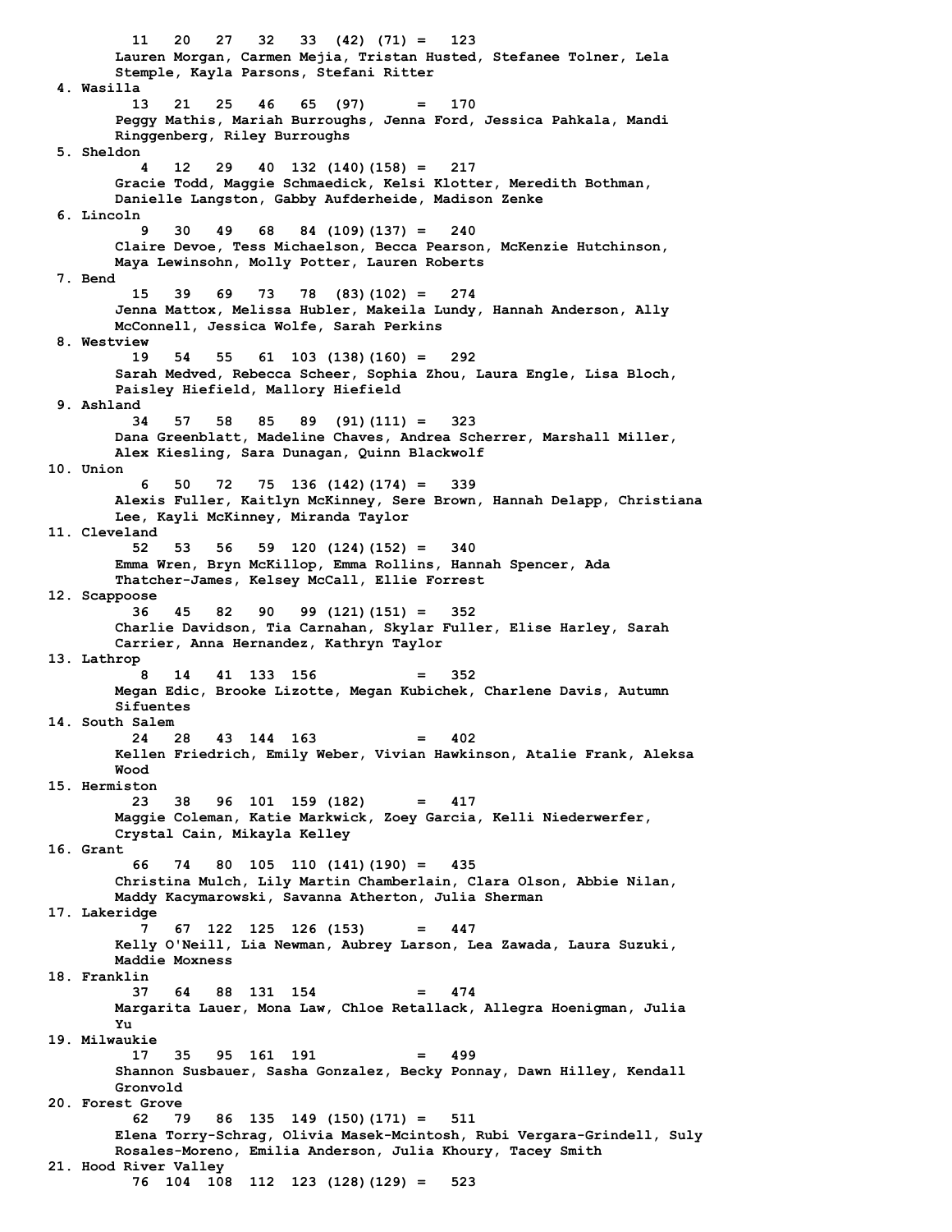```
          11   20   27   32   33  (42) (71) =   123
        Lauren Morgan, Carmen Mejia, Tristan Husted, Stefanee Tolner, Lela
        Stemple, Kayla Parsons, Stefani Ritter
 4. Wasilla
          13   21   25   46   65  (97)      =   170
        Peggy Mathis, Mariah Burroughs, Jenna Ford, Jessica Pahkala, Mandi
        Ringgenberg, Riley Burroughs
 5. Sheldon
           4   12   29   40  132 (140)(158) =   217
        Gracie Todd, Maggie Schmaedick, Kelsi Klotter, Meredith Bothman,
        Danielle Langston, Gabby Aufderheide, Madison Zenke
 6. Lincoln
           9   30   49   68   84 (109)(137) =   240
        Claire Devoe, Tess Michaelson, Becca Pearson, McKenzie Hutchinson,
        Maya Lewinsohn, Molly Potter, Lauren Roberts
 7. Bend
          15   39   69   73   78  (83)(102) =   274
        Jenna Mattox, Melissa Hubler, Makeila Lundy, Hannah Anderson, Ally
        McConnell, Jessica Wolfe, Sarah Perkins
 8. Westview
          19   54   55   61  103 (138)(160) =   292
        Sarah Medved, Rebecca Scheer, Sophia Zhou, Laura Engle, Lisa Bloch,
        Paisley Hiefield, Mallory Hiefield
 9. Ashland
          34   57   58   85   89  (91)(111) =   323
        Dana Greenblatt, Madeline Chaves, Andrea Scherrer, Marshall Miller,
        Alex Kiesling, Sara Dunagan, Quinn Blackwolf
10. Union
           6   50   72   75  136 (142)(174) =   339
        Alexis Fuller, Kaitlyn McKinney, Sere Brown, Hannah Delapp, Christiana
        Lee, Kayli McKinney, Miranda Taylor
11. Cleveland
          52   53   56   59  120 (124)(152) =   340
        Emma Wren, Bryn McKillop, Emma Rollins, Hannah Spencer, Ada
        Thatcher-James, Kelsey McCall, Ellie Forrest
12. Scappoose
          36   45   82   90   99 (121)(151) =   352
        Charlie Davidson, Tia Carnahan, Skylar Fuller, Elise Harley, Sarah
        Carrier, Anna Hernandez, Kathryn Taylor
13. Lathrop
           8   14   41  133  156            =   352
        Megan Edic, Brooke Lizotte, Megan Kubichek, Charlene Davis, Autumn
        Sifuentes
14. South Salem
          24   28   43  144  163            =   402
        Kellen Friedrich, Emily Weber, Vivian Hawkinson, Atalie Frank, Aleksa
        Wood
15. Hermiston
          23   38   96  101  159 (182)      =   417
        Maggie Coleman, Katie Markwick, Zoey Garcia, Kelli Niederwerfer,
        Crystal Cain, Mikayla Kelley
16. Grant
          66   74   80  105  110 (141)(190) =   435
        Christina Mulch, Lily Martin Chamberlain, Clara Olson, Abbie Nilan,
        Maddy Kacymarowski, Savanna Atherton, Julia Sherman
17. Lakeridge
           7   67  122  125  126 (153)      =   447
        Kelly O'Neill, Lia Newman, Aubrey Larson, Lea Zawada, Laura Suzuki,
        Maddie Moxness
18. Franklin
          37   64   88  131  154            =   474
        Margarita Lauer, Mona Law, Chloe Retallack, Allegra Hoenigman, Julia
        Yu
19. Milwaukie
          17   35   95  161  191            =   499
        Shannon Susbauer, Sasha Gonzalez, Becky Ponnay, Dawn Hilley, Kendall
        Gronvold
20. Forest Grove
          62   79   86  135  149 (150)(171) =   511
        Elena Torry-Schrag, Olivia Masek-Mcintosh, Rubi Vergara-Grindell, Suly
        Rosales-Moreno, Emilia Anderson, Julia Khoury, Tacey Smith
21. Hood River Valley
          76  104  108  112  123 (128)(129) =   523
```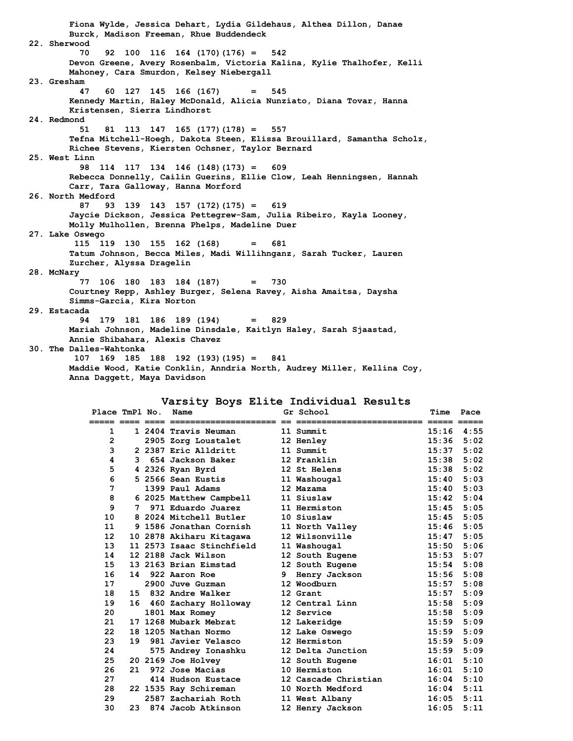Fiona Wylde, Jessica Dehart, Lydia Gildehaus, Althea Dillon, Danae Burck, Madison Freeman, Rhue Buddendeck

22. Sherwood
    70 92 100 116 164 (170)(176) = 542
    Devon Greene, Avery Rosenbalm, Victoria Kalina, Kylie Thalhofer, Kelli Mahoney, Cara Smurdon, Kelsey Niebergall

23. Gresham
    47 60 127 145 166 (167) = 545
    Kennedy Martin, Haley McDonald, Alicia Nunziato, Diana Tovar, Hanna Kristensen, Sierra Lindhorst

24. Redmond
    51 81 113 147 165 (177)(178) = 557
    Tefna Mitchell-Hoegh, Dakota Steen, Elissa Brouillard, Samantha Scholz, Richee Stevens, Kiersten Ochsner, Taylor Bernard

25. West Linn
    98 114 117 134 146 (148)(173) = 609
    Rebecca Donnelly, Cailin Guerins, Ellie Clow, Leah Henningsen, Hannah Carr, Tara Galloway, Hanna Morford

26. North Medford
    87 93 139 143 157 (172)(175) = 619
    Jaycie Dickson, Jessica Pettegrew-Sam, Julia Ribeiro, Kayla Looney, Molly Mulhollen, Brenna Phelps, Madeline Duer

27. Lake Oswego
    115 119 130 155 162 (168) = 681
    Tatum Johnson, Becca Miles, Madi Willihnganz, Sarah Tucker, Lauren Zurcher, Alyssa Dragelin

28. McNary
    77 106 180 183 184 (187) = 730
    Courtney Repp, Ashley Burger, Selena Ravey, Aisha Amaitsa, Daysha Simms-Garcia, Kira Norton

29. Estacada
    94 179 181 186 189 (194) = 829
    Mariah Johnson, Madeline Dinsdale, Kaitlyn Haley, Sarah Sjaastad, Annie Shibahara, Alexis Chavez

30. The Dalles-Wahtonka
    107 169 185 188 192 (193)(195) = 841
    Maddie Wood, Katie Conklin, Anndria North, Audrey Miller, Kellina Coy, Anna Daggett, Maya Davidson

## Varsity Boys Elite Individual Results

| Place | TmPl | No. | Name | Gr | School | Time | Pace |
|---|---|---|---|---|---|---|---|
| 1 | 1 | 2404 | Travis Neuman | 11 | Summit | 15:16 | 4:55 |
| 2 | | 2905 | Zorg Loustalet | 12 | Henley | 15:36 | 5:02 |
| 3 | 2 | 2387 | Eric Alldritt | 11 | Summit | 15:37 | 5:02 |
| 4 | 3 | 654 | Jackson Baker | 12 | Franklin | 15:38 | 5:02 |
| 5 | 4 | 2326 | Ryan Byrd | 12 | St Helens | 15:38 | 5:02 |
| 6 | 5 | 2566 | Sean Eustis | 11 | Washougal | 15:40 | 5:03 |
| 7 | | 1399 | Paul Adams | 12 | Mazama | 15:40 | 5:03 |
| 8 | 6 | 2025 | Matthew Campbell | 11 | Siuslaw | 15:42 | 5:04 |
| 9 | 7 | 971 | Eduardo Juarez | 11 | Hermiston | 15:45 | 5:05 |
| 10 | 8 | 2024 | Mitchell Butler | 10 | Siuslaw | 15:45 | 5:05 |
| 11 | 9 | 1586 | Jonathan Cornish | 11 | North Valley | 15:46 | 5:05 |
| 12 | 10 | 2878 | Akiharu Kitagawa | 12 | Wilsonville | 15:47 | 5:05 |
| 13 | 11 | 2573 | Isaac Stinchfield | 11 | Washougal | 15:50 | 5:06 |
| 14 | 12 | 2188 | Jack Wilson | 12 | South Eugene | 15:53 | 5:07 |
| 15 | 13 | 2163 | Brian Eimstad | 12 | South Eugene | 15:54 | 5:08 |
| 16 | 14 | 922 | Aaron Roe | 9 | Henry Jackson | 15:56 | 5:08 |
| 17 | | 2900 | Juve Guzman | 12 | Woodburn | 15:57 | 5:08 |
| 18 | 15 | 832 | Andre Walker | 12 | Grant | 15:57 | 5:09 |
| 19 | 16 | 460 | Zachary Holloway | 12 | Central Linn | 15:58 | 5:09 |
| 20 | | 1801 | Max Romey | 12 | Service | 15:58 | 5:09 |
| 21 | 17 | 1268 | Mubark Mebrat | 12 | Lakeridge | 15:59 | 5:09 |
| 22 | 18 | 1205 | Nathan Normo | 12 | Lake Oswego | 15:59 | 5:09 |
| 23 | 19 | 981 | Javier Velasco | 12 | Hermiston | 15:59 | 5:09 |
| 24 | | 575 | Andrey Ionashku | 12 | Delta Junction | 15:59 | 5:09 |
| 25 | 20 | 2169 | Joe Holvey | 12 | South Eugene | 16:01 | 5:10 |
| 26 | 21 | 972 | Jose Macias | 10 | Hermiston | 16:01 | 5:10 |
| 27 | | 414 | Hudson Eustace | 12 | Cascade Christian | 16:04 | 5:10 |
| 28 | 22 | 1535 | Ray Schireman | 10 | North Medford | 16:04 | 5:11 |
| 29 | | 2587 | Zachariah Roth | 11 | West Albany | 16:05 | 5:11 |
| 30 | 23 | 874 | Jacob Atkinson | 12 | Henry Jackson | 16:05 | 5:11 |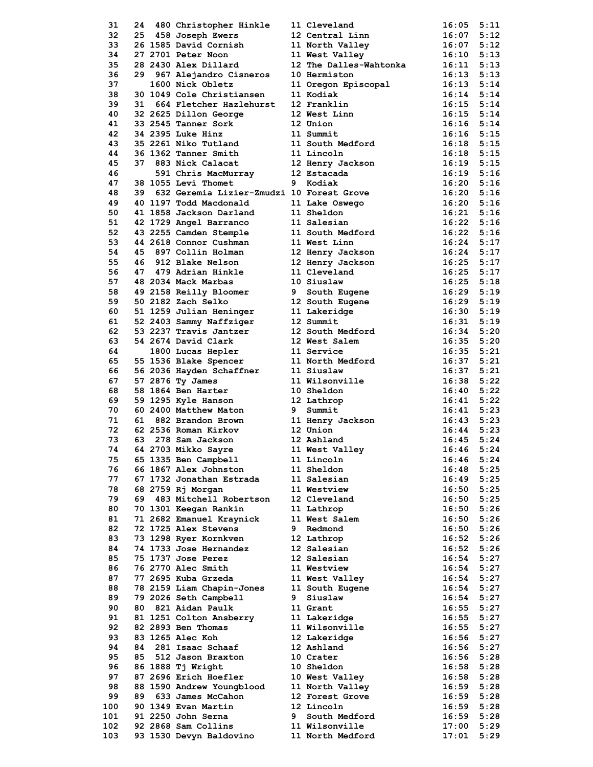| Place | Team Place | Bib | Name | Yr | School | Time | Pace |
|---|---|---|---|---|---|---|---|
| 31 | 24 | 480 | Christopher Hinkle | 11 | Cleveland | 16:05 | 5:11 |
| 32 | 25 | 458 | Joseph Ewers | 12 | Central Linn | 16:07 | 5:12 |
| 33 | 26 | 1585 | David Cornish | 11 | North Valley | 16:07 | 5:12 |
| 34 | 27 | 2701 | Peter Noon | 11 | West Valley | 16:10 | 5:13 |
| 35 | 28 | 2430 | Alex Dillard | 12 | The Dalles-Wahtonka | 16:11 | 5:13 |
| 36 | 29 | 967 | Alejandro Cisneros | 10 | Hermiston | 16:13 | 5:13 |
| 37 | | 1600 | Nick Obletz | 11 | Oregon Episcopal | 16:13 | 5:14 |
| 38 | 30 | 1049 | Cole Christiansen | 11 | Kodiak | 16:14 | 5:14 |
| 39 | 31 | 664 | Fletcher Hazlehurst | 12 | Franklin | 16:15 | 5:14 |
| 40 | 32 | 2625 | Dillon George | 12 | West Linn | 16:15 | 5:14 |
| 41 | 33 | 2545 | Tanner Sork | 12 | Union | 16:16 | 5:14 |
| 42 | 34 | 2395 | Luke Hinz | 11 | Summit | 16:16 | 5:15 |
| 43 | 35 | 2261 | Niko Tutland | 11 | South Medford | 16:18 | 5:15 |
| 44 | 36 | 1362 | Tanner Smith | 11 | Lincoln | 16:18 | 5:15 |
| 45 | 37 | 883 | Nick Calacat | 12 | Henry Jackson | 16:19 | 5:15 |
| 46 | | 591 | Chris MacMurray | 12 | Estacada | 16:19 | 5:16 |
| 47 | 38 | 1055 | Levi Thomet | 9 | Kodiak | 16:20 | 5:16 |
| 48 | 39 | 632 | Geremia Lizier-Zmudzi | 10 | Forest Grove | 16:20 | 5:16 |
| 49 | 40 | 1197 | Todd Macdonald | 11 | Lake Oswego | 16:20 | 5:16 |
| 50 | 41 | 1858 | Jackson Darland | 11 | Sheldon | 16:21 | 5:16 |
| 51 | 42 | 1729 | Angel Barranco | 11 | Salesian | 16:22 | 5:16 |
| 52 | 43 | 2255 | Camden Stemple | 11 | South Medford | 16:22 | 5:16 |
| 53 | 44 | 2618 | Connor Cushman | 11 | West Linn | 16:24 | 5:17 |
| 54 | 45 | 897 | Collin Holman | 12 | Henry Jackson | 16:24 | 5:17 |
| 55 | 46 | 912 | Blake Nelson | 12 | Henry Jackson | 16:25 | 5:17 |
| 56 | 47 | 479 | Adrian Hinkle | 11 | Cleveland | 16:25 | 5:17 |
| 57 | 48 | 2034 | Mack Marbas | 10 | Siuslaw | 16:25 | 5:18 |
| 58 | 49 | 2158 | Reilly Bloomer | 9 | South Eugene | 16:29 | 5:19 |
| 59 | 50 | 2182 | Zach Selko | 12 | South Eugene | 16:29 | 5:19 |
| 60 | 51 | 1259 | Julian Heninger | 11 | Lakeridge | 16:30 | 5:19 |
| 61 | 52 | 2403 | Sammy Naffziger | 12 | Summit | 16:31 | 5:19 |
| 62 | 53 | 2237 | Travis Jantzer | 12 | South Medford | 16:34 | 5:20 |
| 63 | 54 | 2674 | David Clark | 12 | West Salem | 16:35 | 5:20 |
| 64 | | 1800 | Lucas Hepler | 11 | Service | 16:35 | 5:21 |
| 65 | 55 | 1536 | Blake Spencer | 11 | North Medford | 16:37 | 5:21 |
| 66 | 56 | 2036 | Hayden Schaffner | 11 | Siuslaw | 16:37 | 5:21 |
| 67 | 57 | 2876 | Ty James | 11 | Wilsonville | 16:38 | 5:22 |
| 68 | 58 | 1864 | Ben Harter | 10 | Sheldon | 16:40 | 5:22 |
| 69 | 59 | 1295 | Kyle Hanson | 12 | Lathrop | 16:41 | 5:22 |
| 70 | 60 | 2400 | Matthew Maton | 9 | Summit | 16:41 | 5:23 |
| 71 | 61 | 882 | Brandon Brown | 11 | Henry Jackson | 16:43 | 5:23 |
| 72 | 62 | 2536 | Roman Kirkov | 12 | Union | 16:44 | 5:23 |
| 73 | 63 | 278 | Sam Jackson | 12 | Ashland | 16:45 | 5:24 |
| 74 | 64 | 2703 | Mikko Sayre | 11 | West Valley | 16:46 | 5:24 |
| 75 | 65 | 1335 | Ben Campbell | 11 | Lincoln | 16:46 | 5:24 |
| 76 | 66 | 1867 | Alex Johnston | 11 | Sheldon | 16:48 | 5:25 |
| 77 | 67 | 1732 | Jonathan Estrada | 11 | Salesian | 16:49 | 5:25 |
| 78 | 68 | 2759 | Rj Morgan | 11 | Westview | 16:50 | 5:25 |
| 79 | 69 | 483 | Mitchell Robertson | 12 | Cleveland | 16:50 | 5:25 |
| 80 | 70 | 1301 | Keegan Rankin | 11 | Lathrop | 16:50 | 5:26 |
| 81 | 71 | 2682 | Emanuel Kraynick | 11 | West Salem | 16:50 | 5:26 |
| 82 | 72 | 1725 | Alex Stevens | 9 | Redmond | 16:50 | 5:26 |
| 83 | 73 | 1298 | Ryer Kornkven | 12 | Lathrop | 16:52 | 5:26 |
| 84 | 74 | 1733 | Jose Hernandez | 12 | Salesian | 16:52 | 5:26 |
| 85 | 75 | 1737 | Jose Perez | 12 | Salesian | 16:54 | 5:27 |
| 86 | 76 | 2770 | Alec Smith | 11 | Westview | 16:54 | 5:27 |
| 87 | 77 | 2695 | Kuba Grzeda | 11 | West Valley | 16:54 | 5:27 |
| 88 | 78 | 2159 | Liam Chapin-Jones | 11 | South Eugene | 16:54 | 5:27 |
| 89 | 79 | 2026 | Seth Campbell | 9 | Siuslaw | 16:54 | 5:27 |
| 90 | 80 | 821 | Aidan Paulk | 11 | Grant | 16:55 | 5:27 |
| 91 | 81 | 1251 | Colton Ansberry | 11 | Lakeridge | 16:55 | 5:27 |
| 92 | 82 | 2893 | Ben Thomas | 11 | Wilsonville | 16:55 | 5:27 |
| 93 | 83 | 1265 | Alec Koh | 12 | Lakeridge | 16:56 | 5:27 |
| 94 | 84 | 281 | Isaac Schaaf | 12 | Ashland | 16:56 | 5:27 |
| 95 | 85 | 512 | Jason Braxton | 10 | Crater | 16:56 | 5:28 |
| 96 | 86 | 1888 | Tj Wright | 10 | Sheldon | 16:58 | 5:28 |
| 97 | 87 | 2696 | Erich Hoefler | 10 | West Valley | 16:58 | 5:28 |
| 98 | 88 | 1590 | Andrew Youngblood | 11 | North Valley | 16:59 | 5:28 |
| 99 | 89 | 633 | James McCahon | 12 | Forest Grove | 16:59 | 5:28 |
| 100 | 90 | 1349 | Evan Martin | 12 | Lincoln | 16:59 | 5:28 |
| 101 | 91 | 2250 | John Serna | 9 | South Medford | 16:59 | 5:28 |
| 102 | 92 | 2868 | Sam Collins | 11 | Wilsonville | 17:00 | 5:29 |
| 103 | 93 | 1530 | Devyn Baldovino | 11 | North Medford | 17:01 | 5:29 |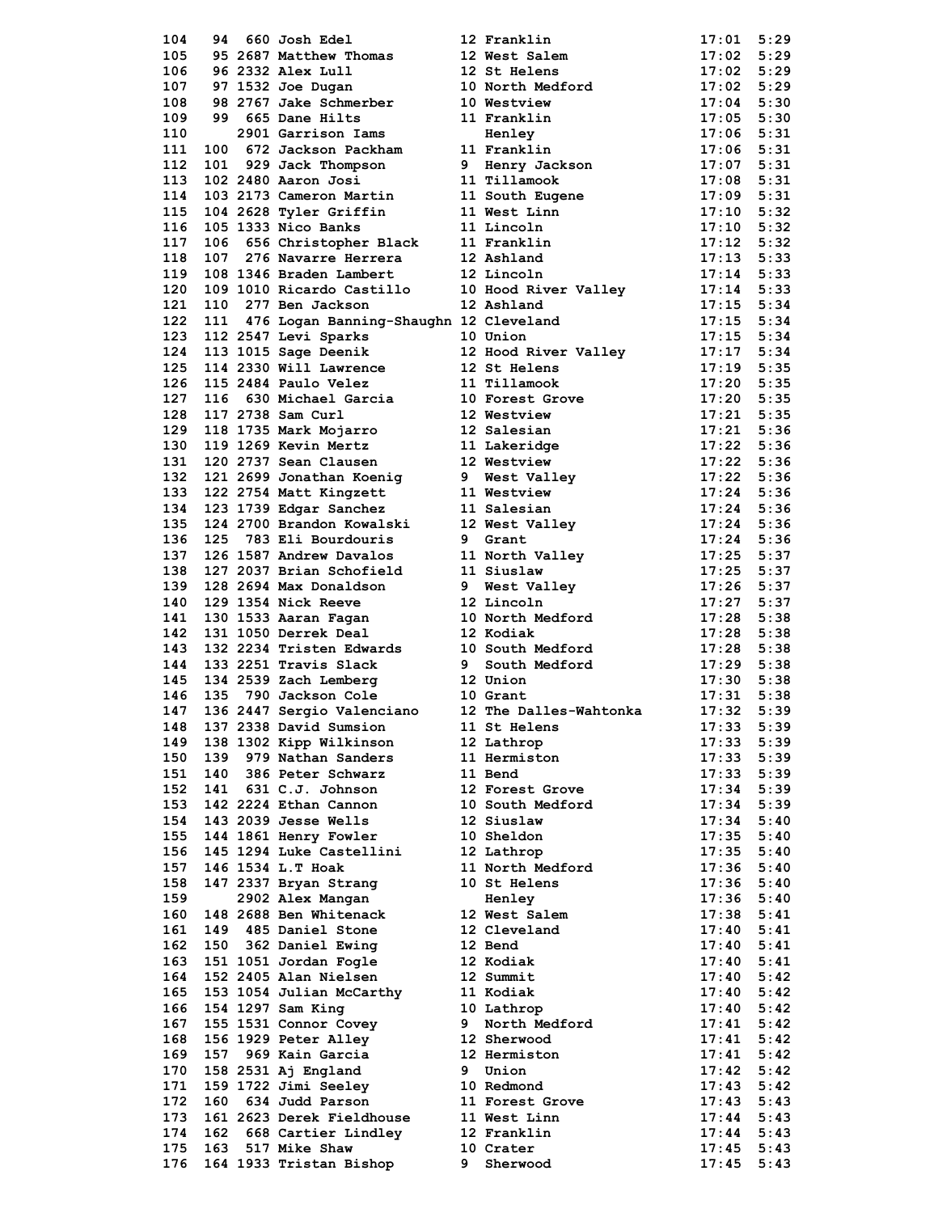| Place | Team Place | Bib | Name | Yr | School | Time | Pace |
|---|---|---|---|---|---|---|---|
| 104 | 94 | 660 | Josh Edel | 12 | Franklin | 17:01 | 5:29 |
| 105 | 95 | 2687 | Matthew Thomas | 12 | West Salem | 17:02 | 5:29 |
| 106 | 96 | 2332 | Alex Lull | 12 | St Helens | 17:02 | 5:29 |
| 107 | 97 | 1532 | Joe Dugan | 10 | North Medford | 17:02 | 5:29 |
| 108 | 98 | 2767 | Jake Schmerber | 10 | Westview | 17:04 | 5:30 |
| 109 | 99 | 665 | Dane Hilts | 11 | Franklin | 17:05 | 5:30 |
| 110 | | 2901 | Garrison Iams | | Henley | 17:06 | 5:31 |
| 111 | 100 | 672 | Jackson Packham | 11 | Franklin | 17:06 | 5:31 |
| 112 | 101 | 929 | Jack Thompson | 9 | Henry Jackson | 17:07 | 5:31 |
| 113 | 102 | 2480 | Aaron Josi | 11 | Tillamook | 17:08 | 5:31 |
| 114 | 103 | 2173 | Cameron Martin | 11 | South Eugene | 17:09 | 5:31 |
| 115 | 104 | 2628 | Tyler Griffin | 11 | West Linn | 17:10 | 5:32 |
| 116 | 105 | 1333 | Nico Banks | 11 | Lincoln | 17:10 | 5:32 |
| 117 | 106 | 656 | Christopher Black | 11 | Franklin | 17:12 | 5:32 |
| 118 | 107 | 276 | Navarre Herrera | 12 | Ashland | 17:13 | 5:33 |
| 119 | 108 | 1346 | Braden Lambert | 12 | Lincoln | 17:14 | 5:33 |
| 120 | 109 | 1010 | Ricardo Castillo | 10 | Hood River Valley | 17:14 | 5:33 |
| 121 | 110 | 277 | Ben Jackson | 12 | Ashland | 17:15 | 5:34 |
| 122 | 111 | 476 | Logan Banning-Shaughn | 12 | Cleveland | 17:15 | 5:34 |
| 123 | 112 | 2547 | Levi Sparks | 10 | Union | 17:15 | 5:34 |
| 124 | 113 | 1015 | Sage Deenik | 12 | Hood River Valley | 17:17 | 5:34 |
| 125 | 114 | 2330 | Will Lawrence | 12 | St Helens | 17:19 | 5:35 |
| 126 | 115 | 2484 | Paulo Velez | 11 | Tillamook | 17:20 | 5:35 |
| 127 | 116 | 630 | Michael Garcia | 10 | Forest Grove | 17:20 | 5:35 |
| 128 | 117 | 2738 | Sam Curl | 12 | Westview | 17:21 | 5:35 |
| 129 | 118 | 1735 | Mark Mojarro | 12 | Salesian | 17:21 | 5:36 |
| 130 | 119 | 1269 | Kevin Mertz | 11 | Lakeridge | 17:22 | 5:36 |
| 131 | 120 | 2737 | Sean Clausen | 12 | Westview | 17:22 | 5:36 |
| 132 | 121 | 2699 | Jonathan Koenig | 9 | West Valley | 17:22 | 5:36 |
| 133 | 122 | 2754 | Matt Kingzett | 11 | Westview | 17:24 | 5:36 |
| 134 | 123 | 1739 | Edgar Sanchez | 11 | Salesian | 17:24 | 5:36 |
| 135 | 124 | 2700 | Brandon Kowalski | 12 | West Valley | 17:24 | 5:36 |
| 136 | 125 | 783 | Eli Bourdouris | 9 | Grant | 17:24 | 5:36 |
| 137 | 126 | 1587 | Andrew Davalos | 11 | North Valley | 17:25 | 5:37 |
| 138 | 127 | 2037 | Brian Schofield | 11 | Siuslaw | 17:25 | 5:37 |
| 139 | 128 | 2694 | Max Donaldson | 9 | West Valley | 17:26 | 5:37 |
| 140 | 129 | 1354 | Nick Reeve | 12 | Lincoln | 17:27 | 5:37 |
| 141 | 130 | 1533 | Aaran Fagan | 10 | North Medford | 17:28 | 5:38 |
| 142 | 131 | 1050 | Derrek Deal | 12 | Kodiak | 17:28 | 5:38 |
| 143 | 132 | 2234 | Tristen Edwards | 10 | South Medford | 17:28 | 5:38 |
| 144 | 133 | 2251 | Travis Slack | 9 | South Medford | 17:29 | 5:38 |
| 145 | 134 | 2539 | Zach Lemberg | 12 | Union | 17:30 | 5:38 |
| 146 | 135 | 790 | Jackson Cole | 10 | Grant | 17:31 | 5:38 |
| 147 | 136 | 2447 | Sergio Valenciano | 12 | The Dalles-Wahtonka | 17:32 | 5:39 |
| 148 | 137 | 2338 | David Sumsion | 11 | St Helens | 17:33 | 5:39 |
| 149 | 138 | 1302 | Kipp Wilkinson | 12 | Lathrop | 17:33 | 5:39 |
| 150 | 139 | 979 | Nathan Sanders | 11 | Hermiston | 17:33 | 5:39 |
| 151 | 140 | 386 | Peter Schwarz | 11 | Bend | 17:33 | 5:39 |
| 152 | 141 | 631 | C.J. Johnson | 12 | Forest Grove | 17:34 | 5:39 |
| 153 | 142 | 2224 | Ethan Cannon | 10 | South Medford | 17:34 | 5:39 |
| 154 | 143 | 2039 | Jesse Wells | 12 | Siuslaw | 17:34 | 5:40 |
| 155 | 144 | 1861 | Henry Fowler | 10 | Sheldon | 17:35 | 5:40 |
| 156 | 145 | 1294 | Luke Castellini | 12 | Lathrop | 17:35 | 5:40 |
| 157 | 146 | 1534 | L.T Hoak | 11 | North Medford | 17:36 | 5:40 |
| 158 | 147 | 2337 | Bryan Strang | 10 | St Helens | 17:36 | 5:40 |
| 159 | | 2902 | Alex Mangan | | Henley | 17:36 | 5:40 |
| 160 | 148 | 2688 | Ben Whitenack | 12 | West Salem | 17:38 | 5:41 |
| 161 | 149 | 485 | Daniel Stone | 12 | Cleveland | 17:40 | 5:41 |
| 162 | 150 | 362 | Daniel Ewing | 12 | Bend | 17:40 | 5:41 |
| 163 | 151 | 1051 | Jordan Fogle | 12 | Kodiak | 17:40 | 5:41 |
| 164 | 152 | 2405 | Alan Nielsen | 12 | Summit | 17:40 | 5:42 |
| 165 | 153 | 1054 | Julian McCarthy | 11 | Kodiak | 17:40 | 5:42 |
| 166 | 154 | 1297 | Sam King | 10 | Lathrop | 17:40 | 5:42 |
| 167 | 155 | 1531 | Connor Covey | 9 | North Medford | 17:41 | 5:42 |
| 168 | 156 | 1929 | Peter Alley | 12 | Sherwood | 17:41 | 5:42 |
| 169 | 157 | 969 | Kain Garcia | 12 | Hermiston | 17:41 | 5:42 |
| 170 | 158 | 2531 | Aj England | 9 | Union | 17:42 | 5:42 |
| 171 | 159 | 1722 | Jimi Seeley | 10 | Redmond | 17:43 | 5:42 |
| 172 | 160 | 634 | Judd Parson | 11 | Forest Grove | 17:43 | 5:43 |
| 173 | 161 | 2623 | Derek Fieldhouse | 11 | West Linn | 17:44 | 5:43 |
| 174 | 162 | 668 | Cartier Lindley | 12 | Franklin | 17:44 | 5:43 |
| 175 | 163 | 517 | Mike Shaw | 10 | Crater | 17:45 | 5:43 |
| 176 | 164 | 1933 | Tristan Bishop | 9 | Sherwood | 17:45 | 5:43 |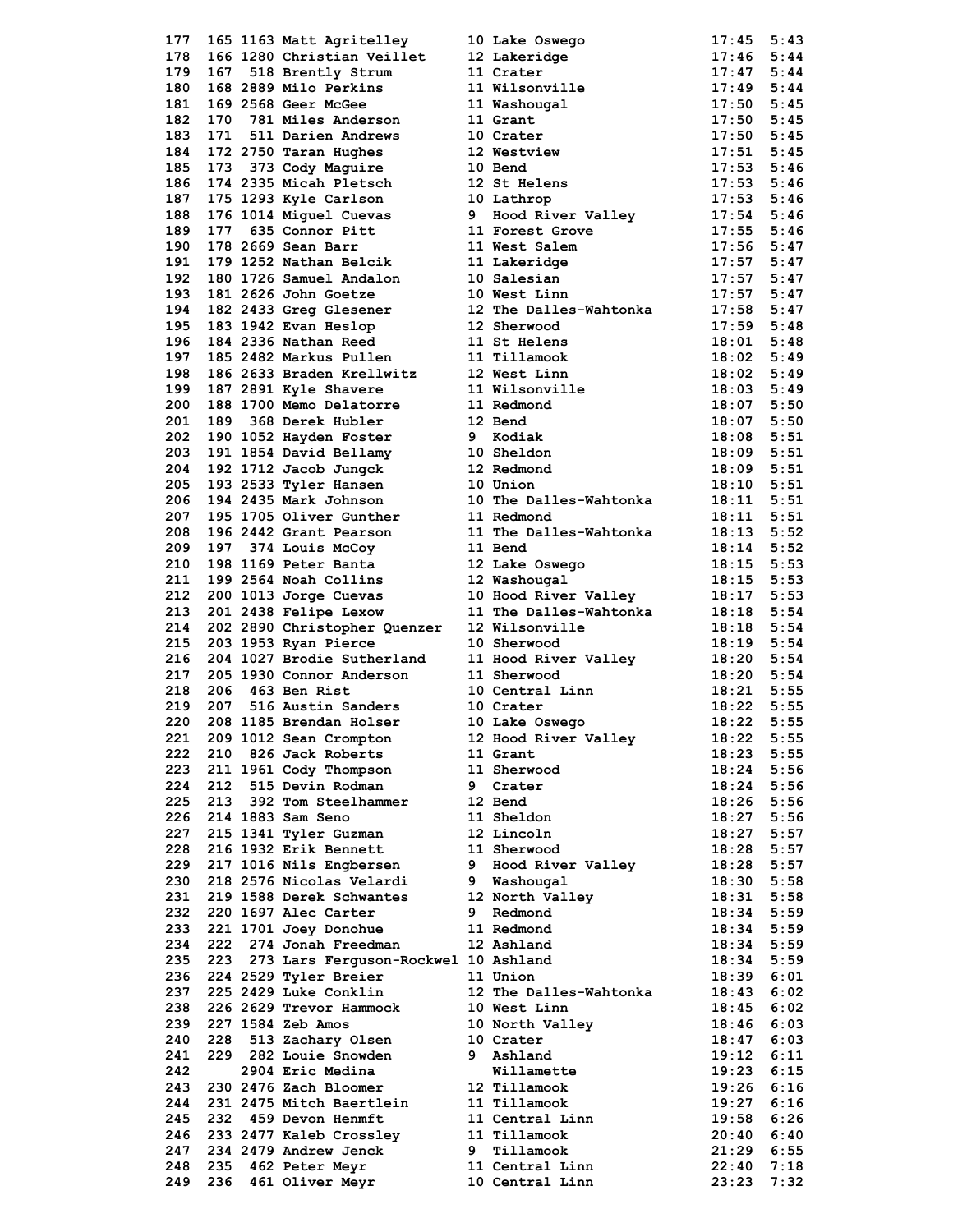| | | | | | | | |
|---|---|---|---|---|---|---|---|
| 177 | 165 | 1163 | Matt Agritelley | 10 | Lake Oswego | 17:45 | 5:43 |
| 178 | 166 | 1280 | Christian Veillet | 12 | Lakeridge | 17:46 | 5:44 |
| 179 | 167 | 518 | Brently Strum | 11 | Crater | 17:47 | 5:44 |
| 180 | 168 | 2889 | Milo Perkins | 11 | Wilsonville | 17:49 | 5:44 |
| 181 | 169 | 2568 | Geer McGee | 11 | Washougal | 17:50 | 5:45 |
| 182 | 170 | 781 | Miles Anderson | 11 | Grant | 17:50 | 5:45 |
| 183 | 171 | 511 | Darien Andrews | 10 | Crater | 17:50 | 5:45 |
| 184 | 172 | 2750 | Taran Hughes | 12 | Westview | 17:51 | 5:45 |
| 185 | 173 | 373 | Cody Maguire | 10 | Bend | 17:53 | 5:46 |
| 186 | 174 | 2335 | Micah Pletsch | 12 | St Helens | 17:53 | 5:46 |
| 187 | 175 | 1293 | Kyle Carlson | 10 | Lathrop | 17:53 | 5:46 |
| 188 | 176 | 1014 | Miguel Cuevas | 9 | Hood River Valley | 17:54 | 5:46 |
| 189 | 177 | 635 | Connor Pitt | 11 | Forest Grove | 17:55 | 5:46 |
| 190 | 178 | 2669 | Sean Barr | 11 | West Salem | 17:56 | 5:47 |
| 191 | 179 | 1252 | Nathan Belcik | 11 | Lakeridge | 17:57 | 5:47 |
| 192 | 180 | 1726 | Samuel Andalon | 10 | Salesian | 17:57 | 5:47 |
| 193 | 181 | 2626 | John Goetze | 10 | West Linn | 17:57 | 5:47 |
| 194 | 182 | 2433 | Greg Glesener | 12 | The Dalles-Wahtonka | 17:58 | 5:47 |
| 195 | 183 | 1942 | Evan Heslop | 12 | Sherwood | 17:59 | 5:48 |
| 196 | 184 | 2336 | Nathan Reed | 11 | St Helens | 18:01 | 5:48 |
| 197 | 185 | 2482 | Markus Pullen | 11 | Tillamook | 18:02 | 5:49 |
| 198 | 186 | 2633 | Braden Krellwitz | 12 | West Linn | 18:02 | 5:49 |
| 199 | 187 | 2891 | Kyle Shavere | 11 | Wilsonville | 18:03 | 5:49 |
| 200 | 188 | 1700 | Memo Delatorre | 11 | Redmond | 18:07 | 5:50 |
| 201 | 189 | 368 | Derek Hubler | 12 | Bend | 18:07 | 5:50 |
| 202 | 190 | 1052 | Hayden Foster | 9 | Kodiak | 18:08 | 5:51 |
| 203 | 191 | 1854 | David Bellamy | 10 | Sheldon | 18:09 | 5:51 |
| 204 | 192 | 1712 | Jacob Jungck | 12 | Redmond | 18:09 | 5:51 |
| 205 | 193 | 2533 | Tyler Hansen | 10 | Union | 18:10 | 5:51 |
| 206 | 194 | 2435 | Mark Johnson | 10 | The Dalles-Wahtonka | 18:11 | 5:51 |
| 207 | 195 | 1705 | Oliver Gunther | 11 | Redmond | 18:11 | 5:51 |
| 208 | 196 | 2442 | Grant Pearson | 11 | The Dalles-Wahtonka | 18:13 | 5:52 |
| 209 | 197 | 374 | Louis McCoy | 11 | Bend | 18:14 | 5:52 |
| 210 | 198 | 1169 | Peter Banta | 12 | Lake Oswego | 18:15 | 5:53 |
| 211 | 199 | 2564 | Noah Collins | 12 | Washougal | 18:15 | 5:53 |
| 212 | 200 | 1013 | Jorge Cuevas | 10 | Hood River Valley | 18:17 | 5:53 |
| 213 | 201 | 2438 | Felipe Lexow | 11 | The Dalles-Wahtonka | 18:18 | 5:54 |
| 214 | 202 | 2890 | Christopher Quenzer | 12 | Wilsonville | 18:18 | 5:54 |
| 215 | 203 | 1953 | Ryan Pierce | 10 | Sherwood | 18:19 | 5:54 |
| 216 | 204 | 1027 | Brodie Sutherland | 11 | Hood River Valley | 18:20 | 5:54 |
| 217 | 205 | 1930 | Connor Anderson | 11 | Sherwood | 18:20 | 5:54 |
| 218 | 206 | 463 | Ben Rist | 10 | Central Linn | 18:21 | 5:55 |
| 219 | 207 | 516 | Austin Sanders | 10 | Crater | 18:22 | 5:55 |
| 220 | 208 | 1185 | Brendan Holser | 10 | Lake Oswego | 18:22 | 5:55 |
| 221 | 209 | 1012 | Sean Crompton | 12 | Hood River Valley | 18:22 | 5:55 |
| 222 | 210 | 826 | Jack Roberts | 11 | Grant | 18:23 | 5:55 |
| 223 | 211 | 1961 | Cody Thompson | 11 | Sherwood | 18:24 | 5:56 |
| 224 | 212 | 515 | Devin Rodman | 9 | Crater | 18:24 | 5:56 |
| 225 | 213 | 392 | Tom Steelhammer | 12 | Bend | 18:26 | 5:56 |
| 226 | 214 | 1883 | Sam Seno | 11 | Sheldon | 18:27 | 5:56 |
| 227 | 215 | 1341 | Tyler Guzman | 12 | Lincoln | 18:27 | 5:57 |
| 228 | 216 | 1932 | Erik Bennett | 11 | Sherwood | 18:28 | 5:57 |
| 229 | 217 | 1016 | Nils Engbersen | 9 | Hood River Valley | 18:28 | 5:57 |
| 230 | 218 | 2576 | Nicolas Velardi | 9 | Washougal | 18:30 | 5:58 |
| 231 | 219 | 1588 | Derek Schwantes | 12 | North Valley | 18:31 | 5:58 |
| 232 | 220 | 1697 | Alec Carter | 9 | Redmond | 18:34 | 5:59 |
| 233 | 221 | 1701 | Joey Donohue | 11 | Redmond | 18:34 | 5:59 |
| 234 | 222 | 274 | Jonah Freedman | 12 | Ashland | 18:34 | 5:59 |
| 235 | 223 | 273 | Lars Ferguson-Rockwel | 10 | Ashland | 18:34 | 5:59 |
| 236 | 224 | 2529 | Tyler Breier | 11 | Union | 18:39 | 6:01 |
| 237 | 225 | 2429 | Luke Conklin | 12 | The Dalles-Wahtonka | 18:43 | 6:02 |
| 238 | 226 | 2629 | Trevor Hammock | 10 | West Linn | 18:45 | 6:02 |
| 239 | 227 | 1584 | Zeb Amos | 10 | North Valley | 18:46 | 6:03 |
| 240 | 228 | 513 | Zachary Olsen | 10 | Crater | 18:47 | 6:03 |
| 241 | 229 | 282 | Louie Snowden | 9 | Ashland | 19:12 | 6:11 |
| 242 | | 2904 | Eric Medina | | Willamette | 19:23 | 6:15 |
| 243 | 230 | 2476 | Zach Bloomer | 12 | Tillamook | 19:26 | 6:16 |
| 244 | 231 | 2475 | Mitch Baertlein | 11 | Tillamook | 19:27 | 6:16 |
| 245 | 232 | 459 | Devon Henmft | 11 | Central Linn | 19:58 | 6:26 |
| 246 | 233 | 2477 | Kaleb Crossley | 11 | Tillamook | 20:40 | 6:40 |
| 247 | 234 | 2479 | Andrew Jenck | 9 | Tillamook | 21:29 | 6:55 |
| 248 | 235 | 462 | Peter Meyr | 11 | Central Linn | 22:40 | 7:18 |
| 249 | 236 | 461 | Oliver Meyr | 10 | Central Linn | 23:23 | 7:32 |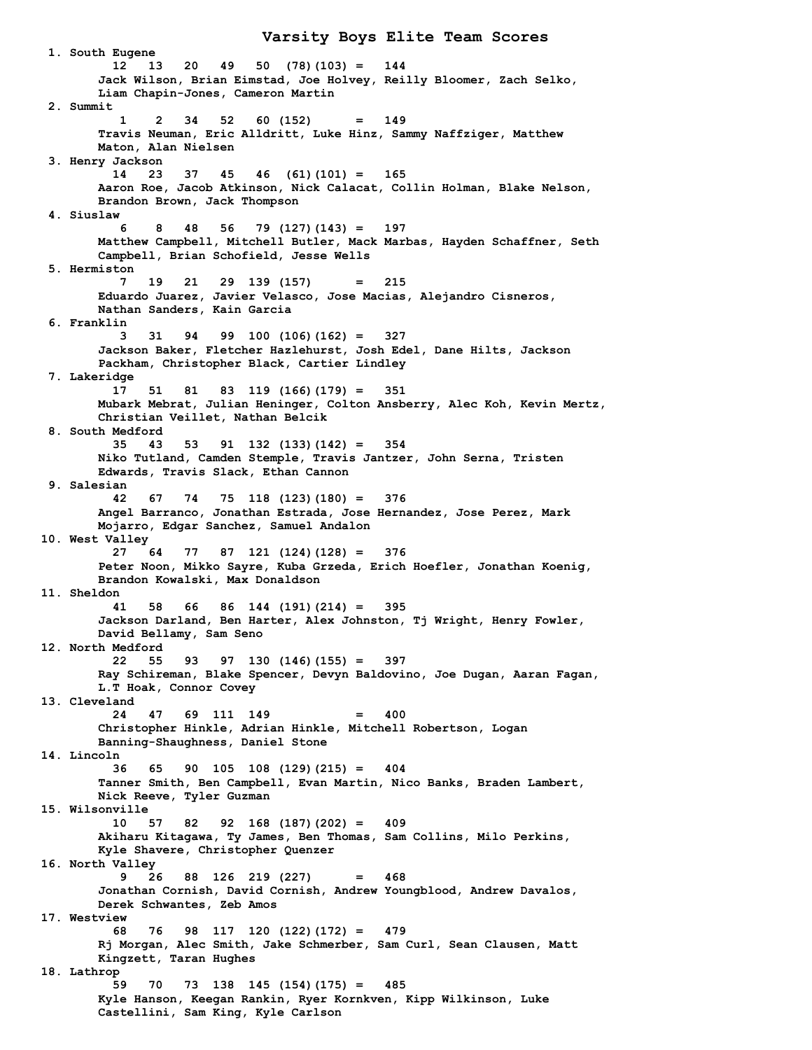# Varsity Boys Elite Team Scores

1. South Eugene
   12 13 20 49 50 (78)(103) = 144
   Jack Wilson, Brian Eimstad, Joe Holvey, Reilly Bloomer, Zach Selko, Liam Chapin-Jones, Cameron Martin
2. Summit
   1 2 34 52 60 (152) = 149
   Travis Neuman, Eric Alldritt, Luke Hinz, Sammy Naffziger, Matthew Maton, Alan Nielsen
3. Henry Jackson
   14 23 37 45 46 (61)(101) = 165
   Aaron Roe, Jacob Atkinson, Nick Calacat, Collin Holman, Blake Nelson, Brandon Brown, Jack Thompson
4. Siuslaw
   6 8 48 56 79 (127)(143) = 197
   Matthew Campbell, Mitchell Butler, Mack Marbas, Hayden Schaffner, Seth Campbell, Brian Schofield, Jesse Wells
5. Hermiston
   7 19 21 29 139 (157) = 215
   Eduardo Juarez, Javier Velasco, Jose Macias, Alejandro Cisneros, Nathan Sanders, Kain Garcia
6. Franklin
   3 31 94 99 100 (106)(162) = 327
   Jackson Baker, Fletcher Hazlehurst, Josh Edel, Dane Hilts, Jackson Packham, Christopher Black, Cartier Lindley
7. Lakeridge
   17 51 81 83 119 (166)(179) = 351
   Mubark Mebrat, Julian Heninger, Colton Ansberry, Alec Koh, Kevin Mertz, Christian Veillet, Nathan Belcik
8. South Medford
   35 43 53 91 132 (133)(142) = 354
   Niko Tutland, Camden Stemple, Travis Jantzer, John Serna, Tristen Edwards, Travis Slack, Ethan Cannon
9. Salesian
   42 67 74 75 118 (123)(180) = 376
   Angel Barranco, Jonathan Estrada, Jose Hernandez, Jose Perez, Mark Mojarro, Edgar Sanchez, Samuel Andalon
10. West Valley
    27 64 77 87 121 (124)(128) = 376
    Peter Noon, Mikko Sayre, Kuba Grzeda, Erich Hoefler, Jonathan Koenig, Brandon Kowalski, Max Donaldson
11. Sheldon
    41 58 66 86 144 (191)(214) = 395
    Jackson Darland, Ben Harter, Alex Johnston, Tj Wright, Henry Fowler, David Bellamy, Sam Seno
12. North Medford
    22 55 93 97 130 (146)(155) = 397
    Ray Schireman, Blake Spencer, Devyn Baldovino, Joe Dugan, Aaran Fagan, L.T Hoak, Connor Covey
13. Cleveland
    24 47 69 111 149 = 400
    Christopher Hinkle, Adrian Hinkle, Mitchell Robertson, Logan Banning-Shaughness, Daniel Stone
14. Lincoln
    36 65 90 105 108 (129)(215) = 404
    Tanner Smith, Ben Campbell, Evan Martin, Nico Banks, Braden Lambert, Nick Reeve, Tyler Guzman
15. Wilsonville
    10 57 82 92 168 (187)(202) = 409
    Akiharu Kitagawa, Ty James, Ben Thomas, Sam Collins, Milo Perkins, Kyle Shavere, Christopher Quenzer
16. North Valley
    9 26 88 126 219 (227) = 468
    Jonathan Cornish, David Cornish, Andrew Youngblood, Andrew Davalos, Derek Schwantes, Zeb Amos
17. Westview
    68 76 98 117 120 (122)(172) = 479
    Rj Morgan, Alec Smith, Jake Schmerber, Sam Curl, Sean Clausen, Matt Kingzett, Taran Hughes
18. Lathrop
    59 70 73 138 145 (154)(175) = 485
    Kyle Hanson, Keegan Rankin, Ryer Kornkven, Kipp Wilkinson, Luke Castellini, Sam King, Kyle Carlson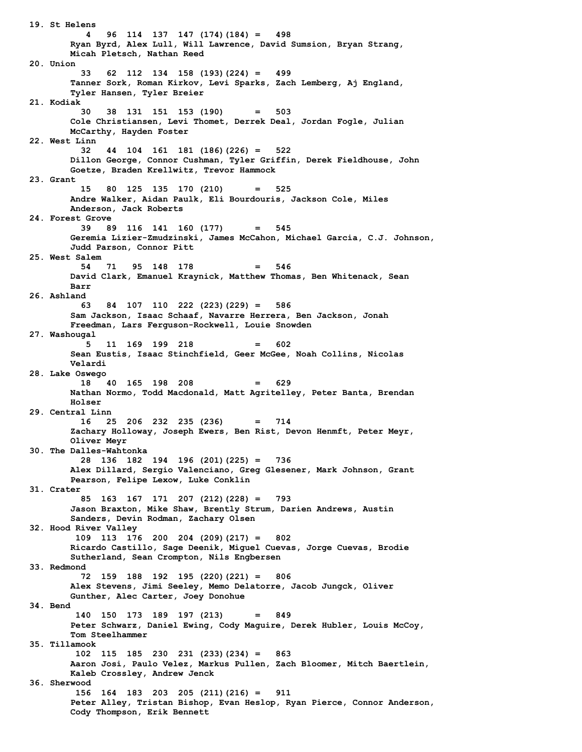```
19. St Helens
          4   96  114  137  147 (174)(184) =   498
       Ryan Byrd, Alex Lull, Will Lawrence, David Sumsion, Bryan Strang,
       Micah Pletsch, Nathan Reed
20. Union
         33   62  112  134  158 (193)(224) =   499
       Tanner Sork, Roman Kirkov, Levi Sparks, Zach Lemberg, Aj England,
       Tyler Hansen, Tyler Breier
21. Kodiak
         30   38  131  151  153 (190)      =   503
       Cole Christiansen, Levi Thomet, Derrek Deal, Jordan Fogle, Julian
       McCarthy, Hayden Foster
22. West Linn
         32   44  104  161  181 (186)(226) =   522
       Dillon George, Connor Cushman, Tyler Griffin, Derek Fieldhouse, John
       Goetze, Braden Krellwitz, Trevor Hammock
23. Grant
         15   80  125  135  170 (210)      =   525
       Andre Walker, Aidan Paulk, Eli Bourdouris, Jackson Cole, Miles
       Anderson, Jack Roberts
24. Forest Grove
         39   89  116  141  160 (177)      =   545
       Geremia Lizier-Zmudzinski, James McCahon, Michael Garcia, C.J. Johnson,
       Judd Parson, Connor Pitt
25. West Salem
         54   71   95  148  178            =   546
       David Clark, Emanuel Kraynick, Matthew Thomas, Ben Whitenack, Sean
       Barr
26. Ashland
         63   84  107  110  222 (223)(229) =   586
       Sam Jackson, Isaac Schaaf, Navarre Herrera, Ben Jackson, Jonah
       Freedman, Lars Ferguson-Rockwell, Louie Snowden
27. Washougal
          5   11  169  199  218            =   602
       Sean Eustis, Isaac Stinchfield, Geer McGee, Noah Collins, Nicolas
       Velardi
28. Lake Oswego
         18   40  165  198  208            =   629
       Nathan Normo, Todd Macdonald, Matt Agritelley, Peter Banta, Brendan
       Holser
29. Central Linn
         16   25  206  232  235 (236)      =   714
       Zachary Holloway, Joseph Ewers, Ben Rist, Devon Henmft, Peter Meyr,
       Oliver Meyr
30. The Dalles-Wahtonka
         28  136  182  194  196 (201)(225) =   736
       Alex Dillard, Sergio Valenciano, Greg Glesener, Mark Johnson, Grant
       Pearson, Felipe Lexow, Luke Conklin
31. Crater
         85  163  167  171  207 (212)(228) =   793
       Jason Braxton, Mike Shaw, Brently Strum, Darien Andrews, Austin
       Sanders, Devin Rodman, Zachary Olsen
32. Hood River Valley
        109  113  176  200  204 (209)(217) =   802
       Ricardo Castillo, Sage Deenik, Miguel Cuevas, Jorge Cuevas, Brodie
       Sutherland, Sean Crompton, Nils Engbersen
33. Redmond
         72  159  188  192  195 (220)(221) =   806
       Alex Stevens, Jimi Seeley, Memo Delatorre, Jacob Jungck, Oliver
       Gunther, Alec Carter, Joey Donohue
34. Bend
        140  150  173  189  197 (213)      =   849
       Peter Schwarz, Daniel Ewing, Cody Maguire, Derek Hubler, Louis McCoy,
       Tom Steelhammer
35. Tillamook
        102  115  185  230  231 (233)(234) =   863
       Aaron Josi, Paulo Velez, Markus Pullen, Zach Bloomer, Mitch Baertlein,
       Kaleb Crossley, Andrew Jenck
36. Sherwood
        156  164  183  203  205 (211)(216) =   911
       Peter Alley, Tristan Bishop, Evan Heslop, Ryan Pierce, Connor Anderson,
       Cody Thompson, Erik Bennett
```